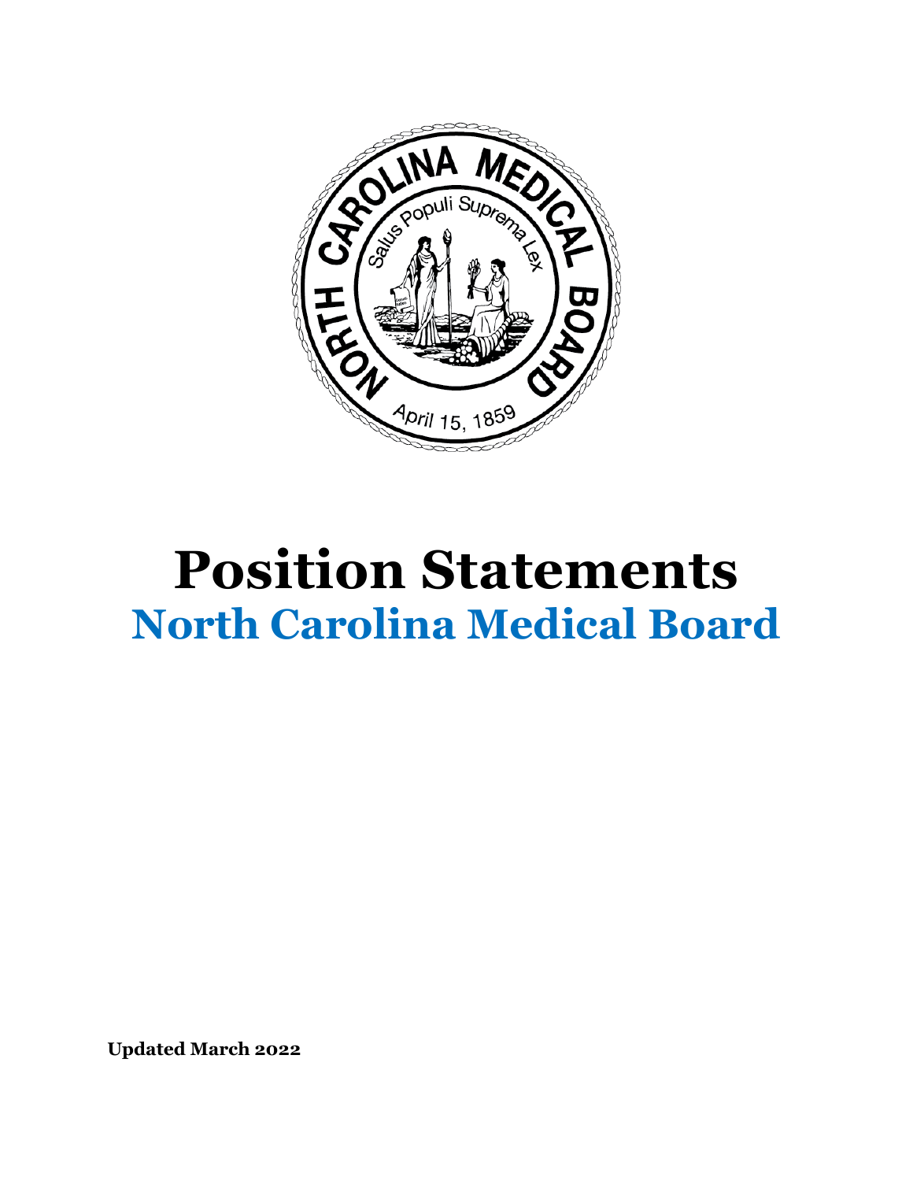# Position Statements

## North Carolina Medical Board

**Updated March 2022**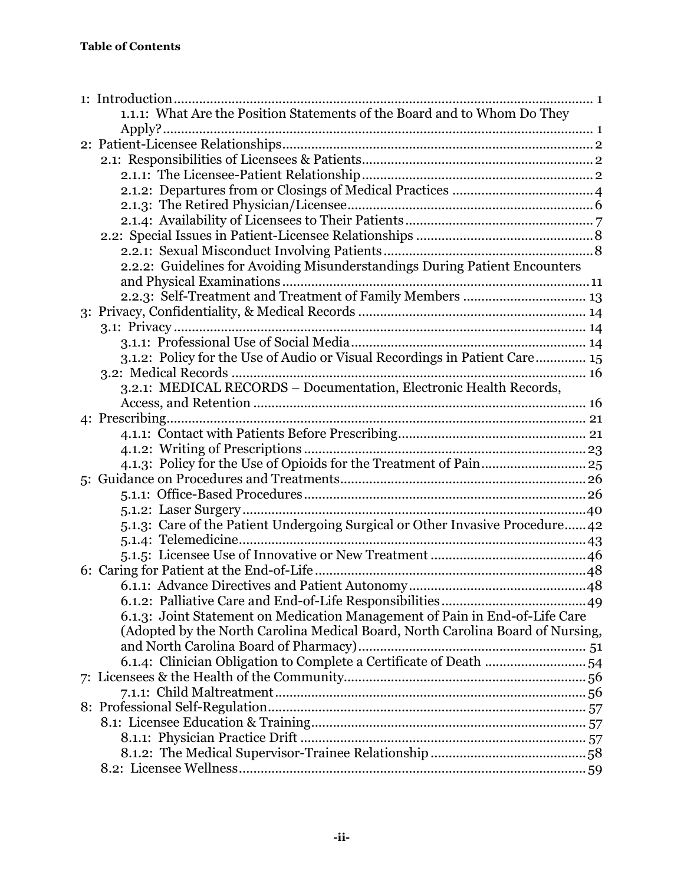**Table of Contents**

- 1: Introduction ... 1
  - 1.1.1: What Are the Position Statements of the Board and to Whom Do They Apply? ... 1
- 2: Patient-Licensee Relationships ... 2
  - 2.1: Responsibilities of Licensees & Patients ... 2
    - 2.1.1: The Licensee-Patient Relationship ... 2
    - 2.1.2: Departures from or Closings of Medical Practices ... 4
    - 2.1.3: The Retired Physician/Licensee ... 6
    - 2.1.4: Availability of Licensees to Their Patients ... 7
  - 2.2: Special Issues in Patient-Licensee Relationships ... 8
    - 2.2.1: Sexual Misconduct Involving Patients ... 8
    - 2.2.2: Guidelines for Avoiding Misunderstandings During Patient Encounters and Physical Examinations ... 11
    - 2.2.3: Self-Treatment and Treatment of Family Members ... 13
- 3: Privacy, Confidentiality, & Medical Records ... 14
  - 3.1: Privacy ... 14
    - 3.1.1: Professional Use of Social Media ... 14
    - 3.1.2: Policy for the Use of Audio or Visual Recordings in Patient Care ... 15
  - 3.2: Medical Records ... 16
    - 3.2.1: MEDICAL RECORDS – Documentation, Electronic Health Records, Access, and Retention ... 16
- 4: Prescribing ... 21
  - 4.1.1: Contact with Patients Before Prescribing ... 21
  - 4.1.2: Writing of Prescriptions ... 23
  - 4.1.3: Policy for the Use of Opioids for the Treatment of Pain ... 25
- 5: Guidance on Procedures and Treatments ... 26
  - 5.1.1: Office-Based Procedures ... 26
  - 5.1.2: Laser Surgery ... 40
  - 5.1.3: Care of the Patient Undergoing Surgical or Other Invasive Procedure ... 42
  - 5.1.4: Telemedicine ... 43
  - 5.1.5: Licensee Use of Innovative or New Treatment ... 46
- 6: Caring for Patient at the End-of-Life ... 48
  - 6.1.1: Advance Directives and Patient Autonomy ... 48
  - 6.1.2: Palliative Care and End-of-Life Responsibilities ... 49
  - 6.1.3: Joint Statement on Medication Management of Pain in End-of-Life Care (Adopted by the North Carolina Medical Board, North Carolina Board of Nursing, and North Carolina Board of Pharmacy) ... 51
  - 6.1.4: Clinician Obligation to Complete a Certificate of Death ... 54
- 7: Licensees & the Health of the Community ... 56
  - 7.1.1: Child Maltreatment ... 56
- 8: Professional Self-Regulation ... 57
  - 8.1: Licensee Education & Training ... 57
    - 8.1.1: Physician Practice Drift ... 57
    - 8.1.2: The Medical Supervisor-Trainee Relationship ... 58
  - 8.2: Licensee Wellness ... 59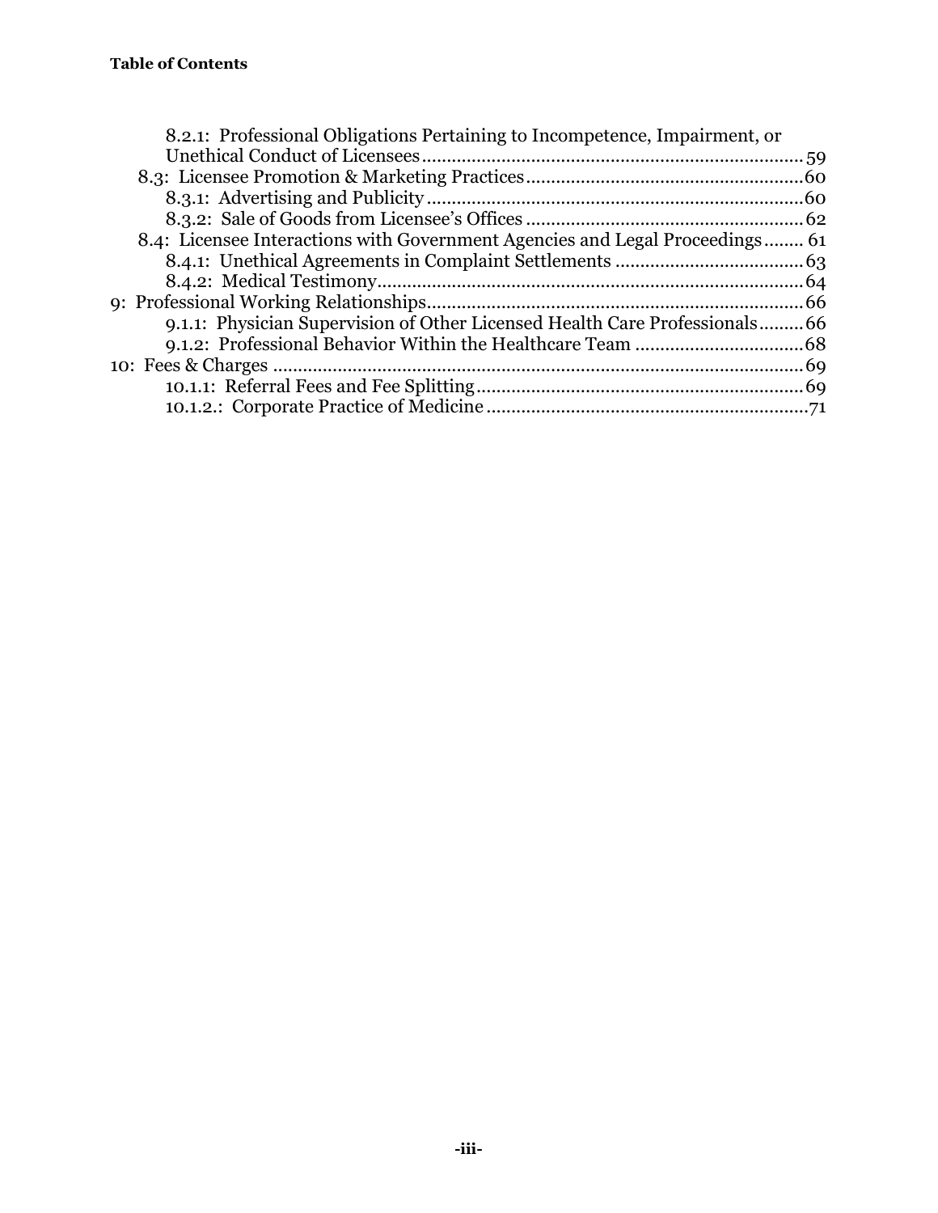**Table of Contents**

- 8.2.1: Professional Obligations Pertaining to Incompetence, Impairment, or Unethical Conduct of Licensees.......59
- 8.3: Licensee Promotion & Marketing Practices.......60
  - 8.3.1: Advertising and Publicity.......60
  - 8.3.2: Sale of Goods from Licensee's Offices.......62
- 8.4: Licensee Interactions with Government Agencies and Legal Proceedings....... 61
  - 8.4.1: Unethical Agreements in Complaint Settlements.......63
  - 8.4.2: Medical Testimony.......64
- 9: Professional Working Relationships.......66
  - 9.1.1: Physician Supervision of Other Licensed Health Care Professionals.......66
  - 9.1.2: Professional Behavior Within the Healthcare Team.......68
- 10: Fees & Charges.......69
  - 10.1.1: Referral Fees and Fee Splitting.......69
  - 10.1.2.: Corporate Practice of Medicine.......71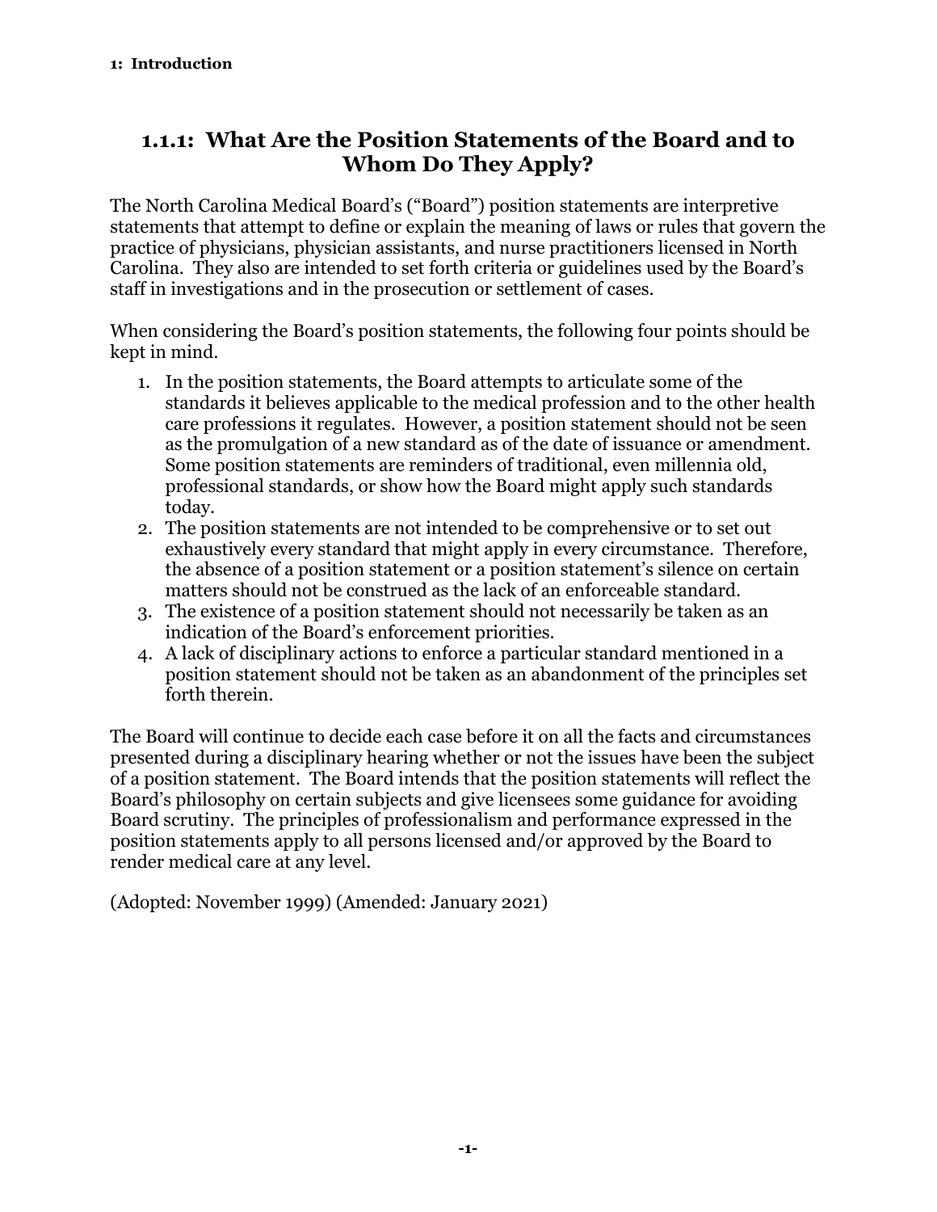## 1.1.1: What Are the Position Statements of the Board and to Whom Do They Apply?

The North Carolina Medical Board's ("Board") position statements are interpretive statements that attempt to define or explain the meaning of laws or rules that govern the practice of physicians, physician assistants, and nurse practitioners licensed in North Carolina. They also are intended to set forth criteria or guidelines used by the Board's staff in investigations and in the prosecution or settlement of cases.

When considering the Board's position statements, the following four points should be kept in mind.

1. In the position statements, the Board attempts to articulate some of the standards it believes applicable to the medical profession and to the other health care professions it regulates. However, a position statement should not be seen as the promulgation of a new standard as of the date of issuance or amendment. Some position statements are reminders of traditional, even millennia old, professional standards, or show how the Board might apply such standards today.
2. The position statements are not intended to be comprehensive or to set out exhaustively every standard that might apply in every circumstance. Therefore, the absence of a position statement or a position statement's silence on certain matters should not be construed as the lack of an enforceable standard.
3. The existence of a position statement should not necessarily be taken as an indication of the Board's enforcement priorities.
4. A lack of disciplinary actions to enforce a particular standard mentioned in a position statement should not be taken as an abandonment of the principles set forth therein.

The Board will continue to decide each case before it on all the facts and circumstances presented during a disciplinary hearing whether or not the issues have been the subject of a position statement. The Board intends that the position statements will reflect the Board's philosophy on certain subjects and give licensees some guidance for avoiding Board scrutiny. The principles of professionalism and performance expressed in the position statements apply to all persons licensed and/or approved by the Board to render medical care at any level.

(Adopted: November 1999) (Amended: January 2021)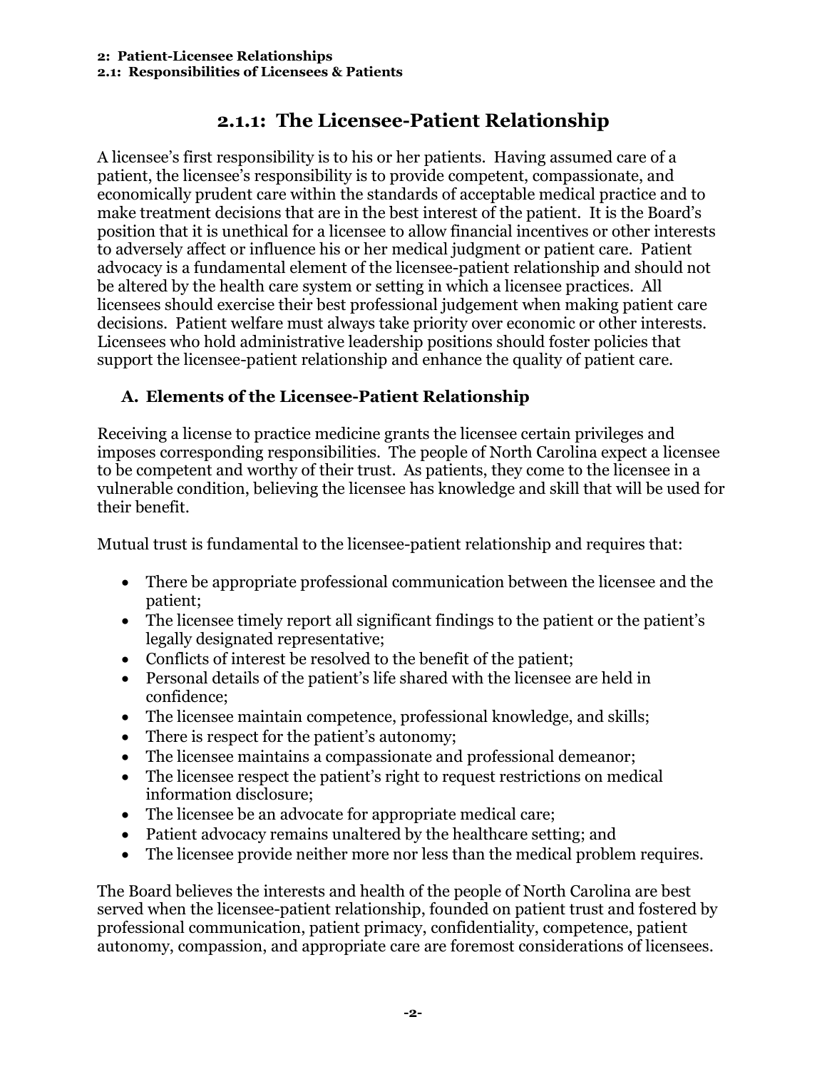**2: Patient-Licensee Relationships**
**2.1: Responsibilities of Licensees & Patients**

## 2.1.1: The Licensee-Patient Relationship

A licensee's first responsibility is to his or her patients. Having assumed care of a patient, the licensee's responsibility is to provide competent, compassionate, and economically prudent care within the standards of acceptable medical practice and to make treatment decisions that are in the best interest of the patient. It is the Board's position that it is unethical for a licensee to allow financial incentives or other interests to adversely affect or influence his or her medical judgment or patient care. Patient advocacy is a fundamental element of the licensee-patient relationship and should not be altered by the health care system or setting in which a licensee practices. All licensees should exercise their best professional judgement when making patient care decisions. Patient welfare must always take priority over economic or other interests. Licensees who hold administrative leadership positions should foster policies that support the licensee-patient relationship and enhance the quality of patient care.

### A. Elements of the Licensee-Patient Relationship

Receiving a license to practice medicine grants the licensee certain privileges and imposes corresponding responsibilities. The people of North Carolina expect a licensee to be competent and worthy of their trust. As patients, they come to the licensee in a vulnerable condition, believing the licensee has knowledge and skill that will be used for their benefit.

Mutual trust is fundamental to the licensee-patient relationship and requires that:

- There be appropriate professional communication between the licensee and the patient;
- The licensee timely report all significant findings to the patient or the patient's legally designated representative;
- Conflicts of interest be resolved to the benefit of the patient;
- Personal details of the patient's life shared with the licensee are held in confidence;
- The licensee maintain competence, professional knowledge, and skills;
- There is respect for the patient's autonomy;
- The licensee maintains a compassionate and professional demeanor;
- The licensee respect the patient's right to request restrictions on medical information disclosure;
- The licensee be an advocate for appropriate medical care;
- Patient advocacy remains unaltered by the healthcare setting; and
- The licensee provide neither more nor less than the medical problem requires.

The Board believes the interests and health of the people of North Carolina are best served when the licensee-patient relationship, founded on patient trust and fostered by professional communication, patient primacy, confidentiality, competence, patient autonomy, compassion, and appropriate care are foremost considerations of licensees.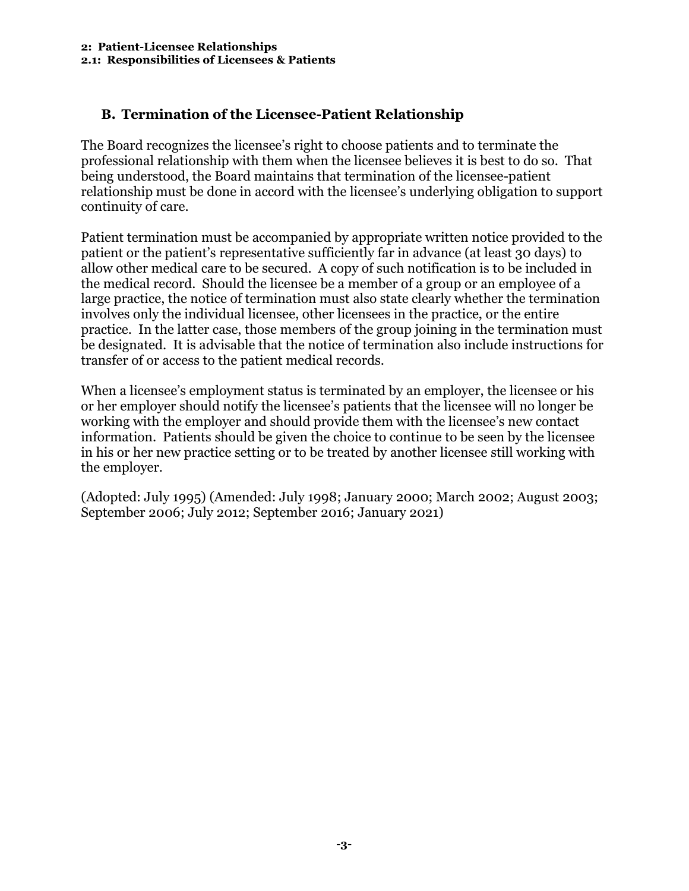### B. Termination of the Licensee-Patient Relationship

The Board recognizes the licensee's right to choose patients and to terminate the professional relationship with them when the licensee believes it is best to do so. That being understood, the Board maintains that termination of the licensee-patient relationship must be done in accord with the licensee's underlying obligation to support continuity of care.

Patient termination must be accompanied by appropriate written notice provided to the patient or the patient's representative sufficiently far in advance (at least 30 days) to allow other medical care to be secured. A copy of such notification is to be included in the medical record. Should the licensee be a member of a group or an employee of a large practice, the notice of termination must also state clearly whether the termination involves only the individual licensee, other licensees in the practice, or the entire practice. In the latter case, those members of the group joining in the termination must be designated. It is advisable that the notice of termination also include instructions for transfer of or access to the patient medical records.

When a licensee's employment status is terminated by an employer, the licensee or his or her employer should notify the licensee's patients that the licensee will no longer be working with the employer and should provide them with the licensee's new contact information. Patients should be given the choice to continue to be seen by the licensee in his or her new practice setting or to be treated by another licensee still working with the employer.

(Adopted: July 1995) (Amended: July 1998; January 2000; March 2002; August 2003; September 2006; July 2012; September 2016; January 2021)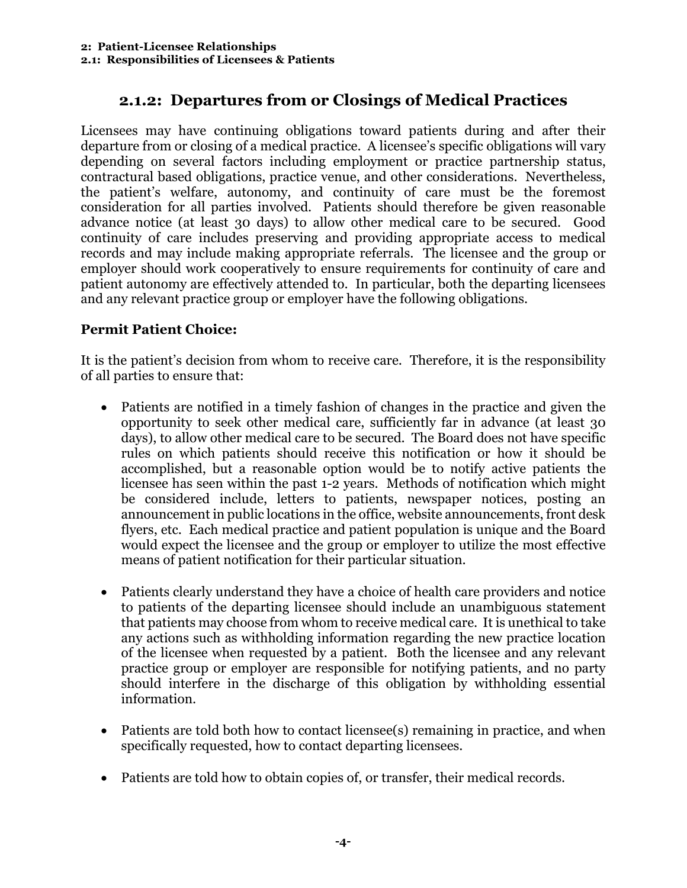## 2.1.2: Departures from or Closings of Medical Practices

Licensees may have continuing obligations toward patients during and after their departure from or closing of a medical practice. A licensee's specific obligations will vary depending on several factors including employment or practice partnership status, contractural based obligations, practice venue, and other considerations. Nevertheless, the patient's welfare, autonomy, and continuity of care must be the foremost consideration for all parties involved. Patients should therefore be given reasonable advance notice (at least 30 days) to allow other medical care to be secured. Good continuity of care includes preserving and providing appropriate access to medical records and may include making appropriate referrals. The licensee and the group or employer should work cooperatively to ensure requirements for continuity of care and patient autonomy are effectively attended to. In particular, both the departing licensees and any relevant practice group or employer have the following obligations.

**Permit Patient Choice:**

It is the patient's decision from whom to receive care. Therefore, it is the responsibility of all parties to ensure that:

- Patients are notified in a timely fashion of changes in the practice and given the opportunity to seek other medical care, sufficiently far in advance (at least 30 days), to allow other medical care to be secured. The Board does not have specific rules on which patients should receive this notification or how it should be accomplished, but a reasonable option would be to notify active patients the licensee has seen within the past 1-2 years. Methods of notification which might be considered include, letters to patients, newspaper notices, posting an announcement in public locations in the office, website announcements, front desk flyers, etc. Each medical practice and patient population is unique and the Board would expect the licensee and the group or employer to utilize the most effective means of patient notification for their particular situation.

- Patients clearly understand they have a choice of health care providers and notice to patients of the departing licensee should include an unambiguous statement that patients may choose from whom to receive medical care. It is unethical to take any actions such as withholding information regarding the new practice location of the licensee when requested by a patient. Both the licensee and any relevant practice group or employer are responsible for notifying patients, and no party should interfere in the discharge of this obligation by withholding essential information.

- Patients are told both how to contact licensee(s) remaining in practice, and when specifically requested, how to contact departing licensees.

- Patients are told how to obtain copies of, or transfer, their medical records.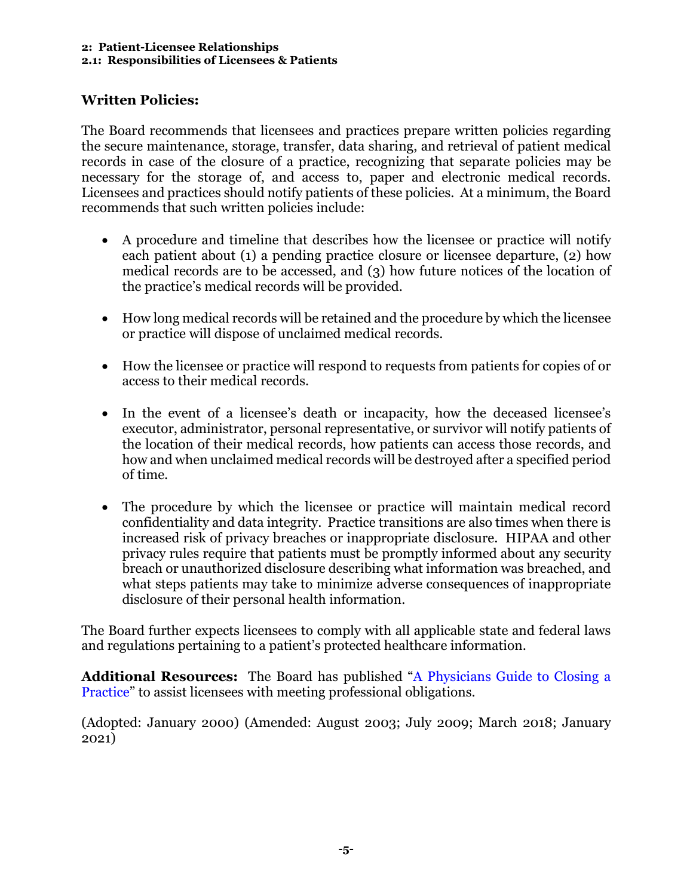### Written Policies:

The Board recommends that licensees and practices prepare written policies regarding the secure maintenance, storage, transfer, data sharing, and retrieval of patient medical records in case of the closure of a practice, recognizing that separate policies may be necessary for the storage of, and access to, paper and electronic medical records. Licensees and practices should notify patients of these policies. At a minimum, the Board recommends that such written policies include:

- A procedure and timeline that describes how the licensee or practice will notify each patient about (1) a pending practice closure or licensee departure, (2) how medical records are to be accessed, and (3) how future notices of the location of the practice's medical records will be provided.

- How long medical records will be retained and the procedure by which the licensee or practice will dispose of unclaimed medical records.

- How the licensee or practice will respond to requests from patients for copies of or access to their medical records.

- In the event of a licensee's death or incapacity, how the deceased licensee's executor, administrator, personal representative, or survivor will notify patients of the location of their medical records, how patients can access those records, and how and when unclaimed medical records will be destroyed after a specified period of time.

- The procedure by which the licensee or practice will maintain medical record confidentiality and data integrity. Practice transitions are also times when there is increased risk of privacy breaches or inappropriate disclosure. HIPAA and other privacy rules require that patients must be promptly informed about any security breach or unauthorized disclosure describing what information was breached, and what steps patients may take to minimize adverse consequences of inappropriate disclosure of their personal health information.

The Board further expects licensees to comply with all applicable state and federal laws and regulations pertaining to a patient's protected healthcare information.

**Additional Resources:** The Board has published "A Physicians Guide to Closing a Practice" to assist licensees with meeting professional obligations.

(Adopted: January 2000) (Amended: August 2003; July 2009; March 2018; January 2021)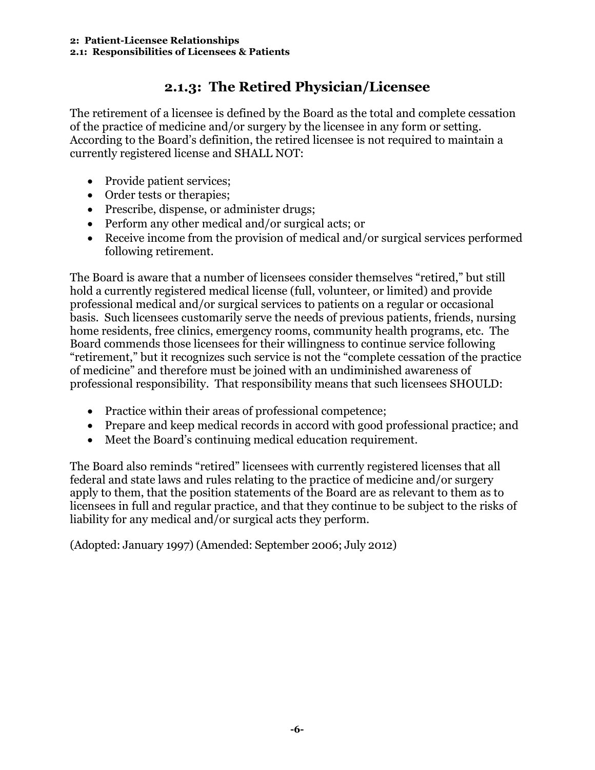## 2.1.3: The Retired Physician/Licensee

The retirement of a licensee is defined by the Board as the total and complete cessation of the practice of medicine and/or surgery by the licensee in any form or setting. According to the Board's definition, the retired licensee is not required to maintain a currently registered license and SHALL NOT:

- Provide patient services;
- Order tests or therapies;
- Prescribe, dispense, or administer drugs;
- Perform any other medical and/or surgical acts; or
- Receive income from the provision of medical and/or surgical services performed following retirement.

The Board is aware that a number of licensees consider themselves "retired," but still hold a currently registered medical license (full, volunteer, or limited) and provide professional medical and/or surgical services to patients on a regular or occasional basis. Such licensees customarily serve the needs of previous patients, friends, nursing home residents, free clinics, emergency rooms, community health programs, etc. The Board commends those licensees for their willingness to continue service following "retirement," but it recognizes such service is not the "complete cessation of the practice of medicine" and therefore must be joined with an undiminished awareness of professional responsibility. That responsibility means that such licensees SHOULD:

- Practice within their areas of professional competence;
- Prepare and keep medical records in accord with good professional practice; and
- Meet the Board's continuing medical education requirement.

The Board also reminds "retired" licensees with currently registered licenses that all federal and state laws and rules relating to the practice of medicine and/or surgery apply to them, that the position statements of the Board are as relevant to them as to licensees in full and regular practice, and that they continue to be subject to the risks of liability for any medical and/or surgical acts they perform.

(Adopted: January 1997) (Amended: September 2006; July 2012)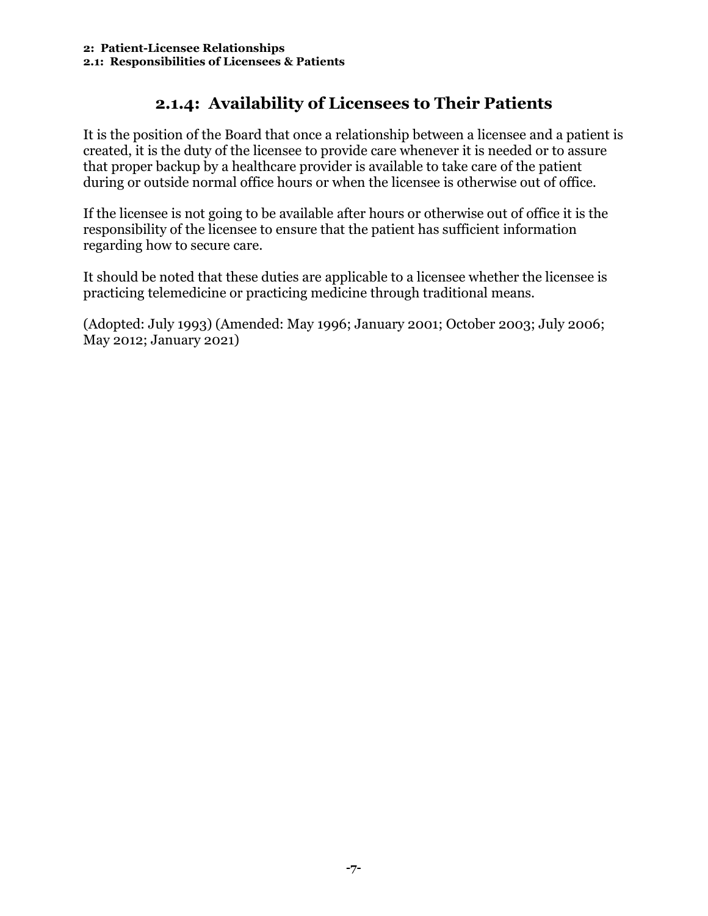## 2.1.4: Availability of Licensees to Their Patients

It is the position of the Board that once a relationship between a licensee and a patient is created, it is the duty of the licensee to provide care whenever it is needed or to assure that proper backup by a healthcare provider is available to take care of the patient during or outside normal office hours or when the licensee is otherwise out of office.

If the licensee is not going to be available after hours or otherwise out of office it is the responsibility of the licensee to ensure that the patient has sufficient information regarding how to secure care.

It should be noted that these duties are applicable to a licensee whether the licensee is practicing telemedicine or practicing medicine through traditional means.

(Adopted: July 1993) (Amended: May 1996; January 2001; October 2003; July 2006; May 2012; January 2021)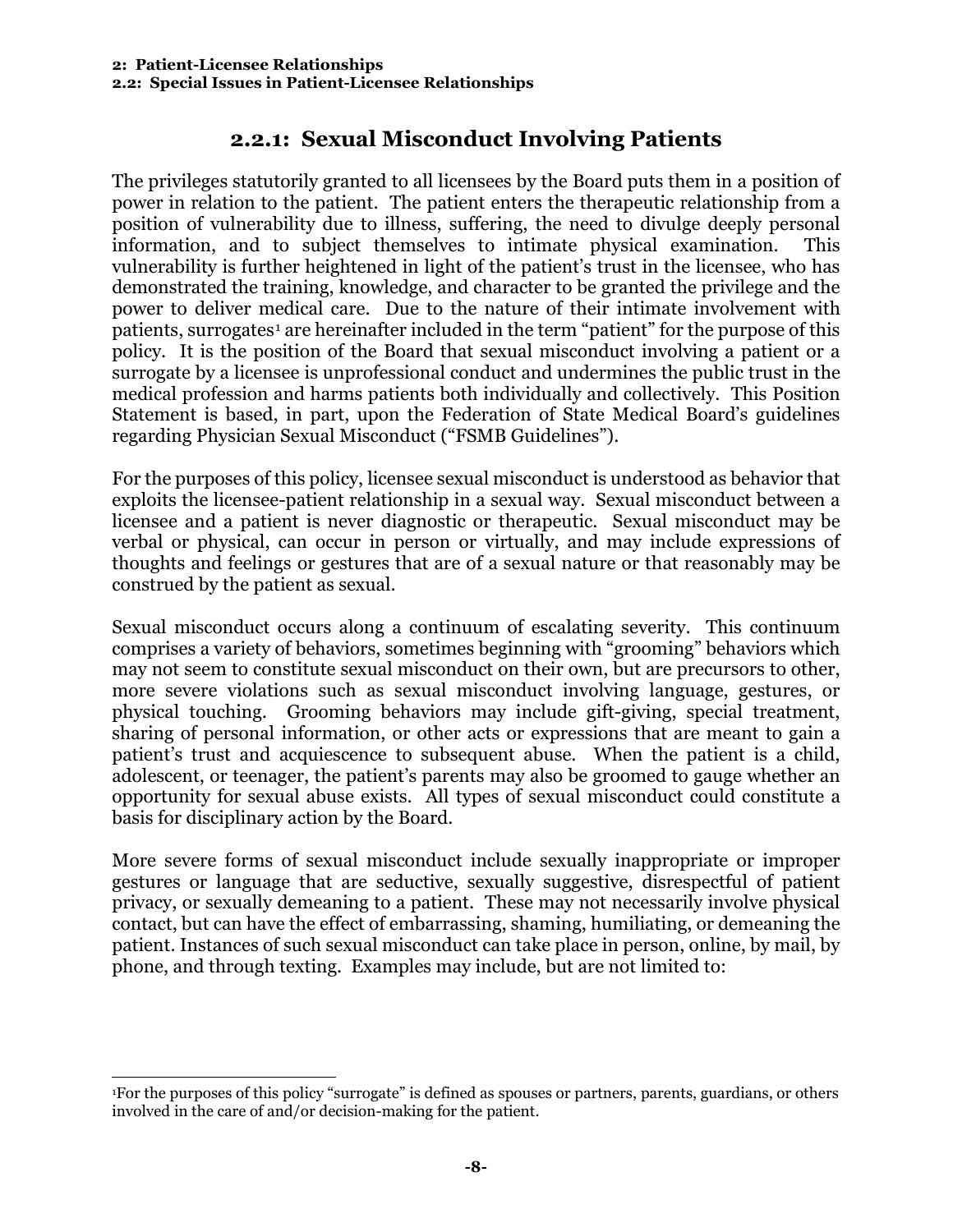## 2.2.1: Sexual Misconduct Involving Patients

The privileges statutorily granted to all licensees by the Board puts them in a position of power in relation to the patient. The patient enters the therapeutic relationship from a position of vulnerability due to illness, suffering, the need to divulge deeply personal information, and to subject themselves to intimate physical examination. This vulnerability is further heightened in light of the patient's trust in the licensee, who has demonstrated the training, knowledge, and character to be granted the privilege and the power to deliver medical care. Due to the nature of their intimate involvement with patients, surrogates[1] are hereinafter included in the term "patient" for the purpose of this policy. It is the position of the Board that sexual misconduct involving a patient or a surrogate by a licensee is unprofessional conduct and undermines the public trust in the medical profession and harms patients both individually and collectively. This Position Statement is based, in part, upon the Federation of State Medical Board's guidelines regarding Physician Sexual Misconduct ("FSMB Guidelines").

For the purposes of this policy, licensee sexual misconduct is understood as behavior that exploits the licensee-patient relationship in a sexual way. Sexual misconduct between a licensee and a patient is never diagnostic or therapeutic. Sexual misconduct may be verbal or physical, can occur in person or virtually, and may include expressions of thoughts and feelings or gestures that are of a sexual nature or that reasonably may be construed by the patient as sexual.

Sexual misconduct occurs along a continuum of escalating severity. This continuum comprises a variety of behaviors, sometimes beginning with "grooming" behaviors which may not seem to constitute sexual misconduct on their own, but are precursors to other, more severe violations such as sexual misconduct involving language, gestures, or physical touching. Grooming behaviors may include gift-giving, special treatment, sharing of personal information, or other acts or expressions that are meant to gain a patient's trust and acquiescence to subsequent abuse. When the patient is a child, adolescent, or teenager, the patient's parents may also be groomed to gauge whether an opportunity for sexual abuse exists. All types of sexual misconduct could constitute a basis for disciplinary action by the Board.

More severe forms of sexual misconduct include sexually inappropriate or improper gestures or language that are seductive, sexually suggestive, disrespectful of patient privacy, or sexually demeaning to a patient. These may not necessarily involve physical contact, but can have the effect of embarrassing, shaming, humiliating, or demeaning the patient. Instances of such sexual misconduct can take place in person, online, by mail, by phone, and through texting. Examples may include, but are not limited to:

---

[1]For the purposes of this policy "surrogate" is defined as spouses or partners, parents, guardians, or others involved in the care of and/or decision-making for the patient.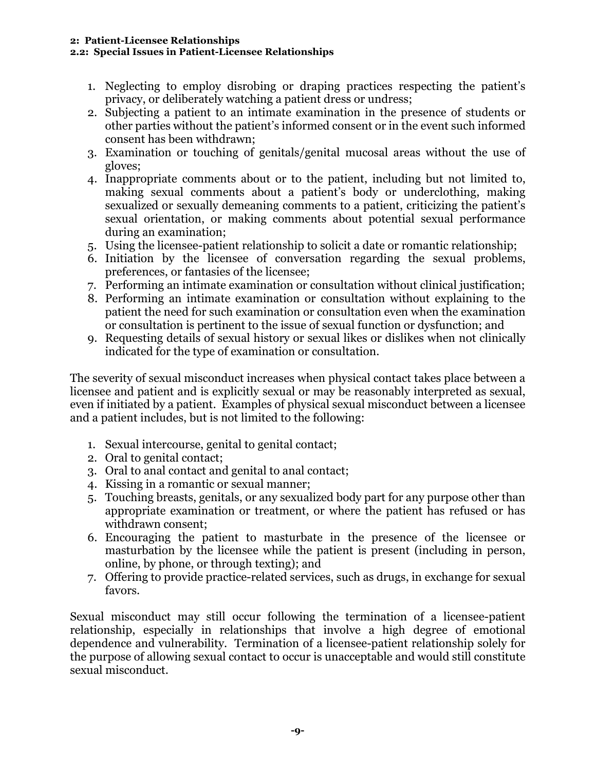1. Neglecting to employ disrobing or draping practices respecting the patient's privacy, or deliberately watching a patient dress or undress;
2. Subjecting a patient to an intimate examination in the presence of students or other parties without the patient's informed consent or in the event such informed consent has been withdrawn;
3. Examination or touching of genitals/genital mucosal areas without the use of gloves;
4. Inappropriate comments about or to the patient, including but not limited to, making sexual comments about a patient's body or underclothing, making sexualized or sexually demeaning comments to a patient, criticizing the patient's sexual orientation, or making comments about potential sexual performance during an examination;
5. Using the licensee-patient relationship to solicit a date or romantic relationship;
6. Initiation by the licensee of conversation regarding the sexual problems, preferences, or fantasies of the licensee;
7. Performing an intimate examination or consultation without clinical justification;
8. Performing an intimate examination or consultation without explaining to the patient the need for such examination or consultation even when the examination or consultation is pertinent to the issue of sexual function or dysfunction; and
9. Requesting details of sexual history or sexual likes or dislikes when not clinically indicated for the type of examination or consultation.

The severity of sexual misconduct increases when physical contact takes place between a licensee and patient and is explicitly sexual or may be reasonably interpreted as sexual, even if initiated by a patient. Examples of physical sexual misconduct between a licensee and a patient includes, but is not limited to the following:

1. Sexual intercourse, genital to genital contact;
2. Oral to genital contact;
3. Oral to anal contact and genital to anal contact;
4. Kissing in a romantic or sexual manner;
5. Touching breasts, genitals, or any sexualized body part for any purpose other than appropriate examination or treatment, or where the patient has refused or has withdrawn consent;
6. Encouraging the patient to masturbate in the presence of the licensee or masturbation by the licensee while the patient is present (including in person, online, by phone, or through texting); and
7. Offering to provide practice-related services, such as drugs, in exchange for sexual favors.

Sexual misconduct may still occur following the termination of a licensee-patient relationship, especially in relationships that involve a high degree of emotional dependence and vulnerability. Termination of a licensee-patient relationship solely for the purpose of allowing sexual contact to occur is unacceptable and would still constitute sexual misconduct.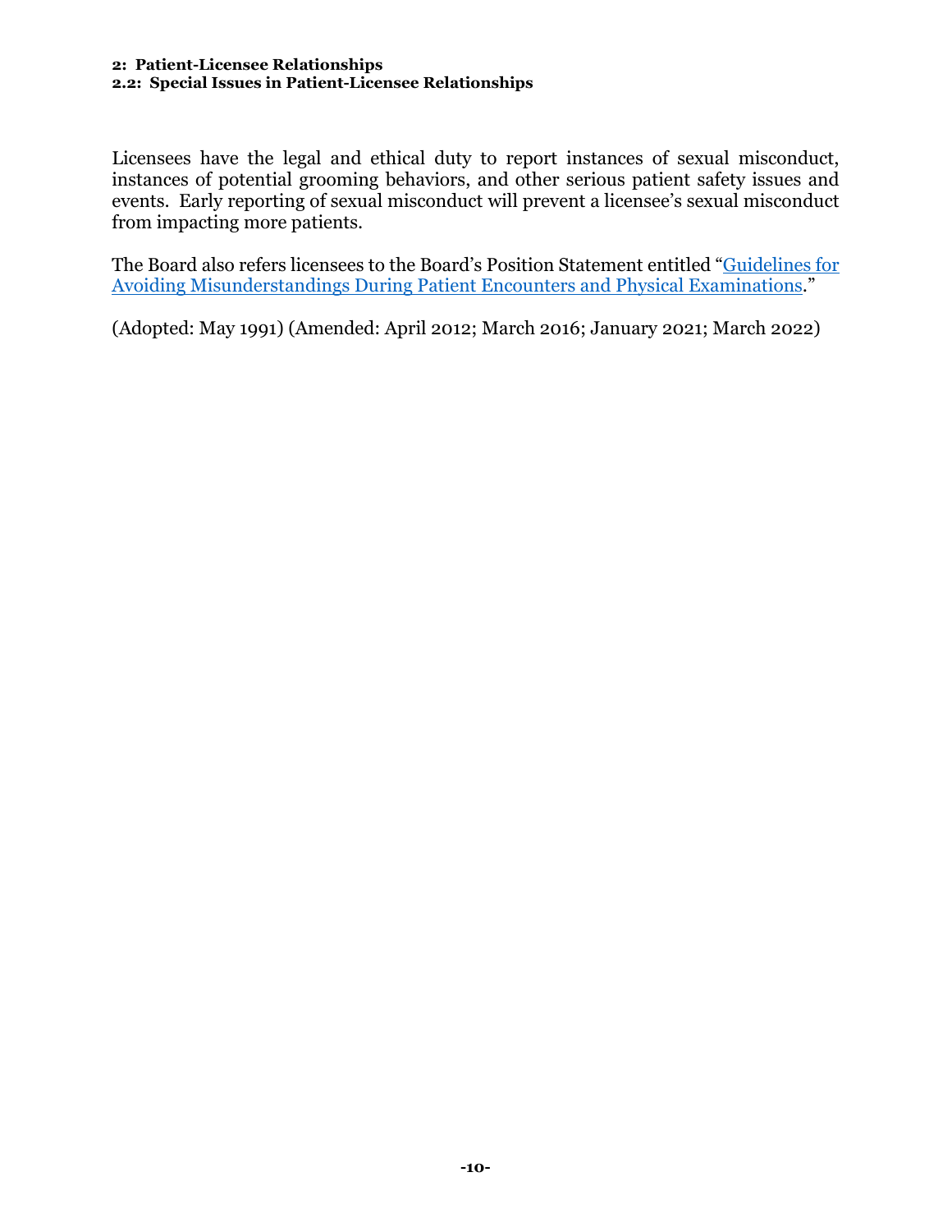Licensees have the legal and ethical duty to report instances of sexual misconduct, instances of potential grooming behaviors, and other serious patient safety issues and events. Early reporting of sexual misconduct will prevent a licensee's sexual misconduct from impacting more patients.

The Board also refers licensees to the Board's Position Statement entitled "Guidelines for Avoiding Misunderstandings During Patient Encounters and Physical Examinations."

(Adopted: May 1991) (Amended: April 2012; March 2016; January 2021; March 2022)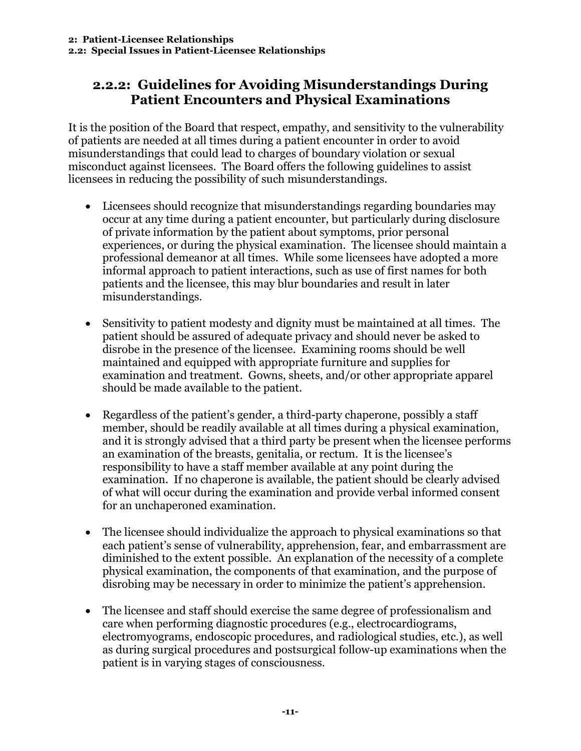### 2.2.2: Guidelines for Avoiding Misunderstandings During Patient Encounters and Physical Examinations

It is the position of the Board that respect, empathy, and sensitivity to the vulnerability of patients are needed at all times during a patient encounter in order to avoid misunderstandings that could lead to charges of boundary violation or sexual misconduct against licensees. The Board offers the following guidelines to assist licensees in reducing the possibility of such misunderstandings.

- Licensees should recognize that misunderstandings regarding boundaries may occur at any time during a patient encounter, but particularly during disclosure of private information by the patient about symptoms, prior personal experiences, or during the physical examination. The licensee should maintain a professional demeanor at all times. While some licensees have adopted a more informal approach to patient interactions, such as use of first names for both patients and the licensee, this may blur boundaries and result in later misunderstandings.

- Sensitivity to patient modesty and dignity must be maintained at all times. The patient should be assured of adequate privacy and should never be asked to disrobe in the presence of the licensee. Examining rooms should be well maintained and equipped with appropriate furniture and supplies for examination and treatment. Gowns, sheets, and/or other appropriate apparel should be made available to the patient.

- Regardless of the patient's gender, a third-party chaperone, possibly a staff member, should be readily available at all times during a physical examination, and it is strongly advised that a third party be present when the licensee performs an examination of the breasts, genitalia, or rectum. It is the licensee's responsibility to have a staff member available at any point during the examination. If no chaperone is available, the patient should be clearly advised of what will occur during the examination and provide verbal informed consent for an unchaperoned examination.

- The licensee should individualize the approach to physical examinations so that each patient's sense of vulnerability, apprehension, fear, and embarrassment are diminished to the extent possible. An explanation of the necessity of a complete physical examination, the components of that examination, and the purpose of disrobing may be necessary in order to minimize the patient's apprehension.

- The licensee and staff should exercise the same degree of professionalism and care when performing diagnostic procedures (e.g., electrocardiograms, electromyograms, endoscopic procedures, and radiological studies, etc.), as well as during surgical procedures and postsurgical follow-up examinations when the patient is in varying stages of consciousness.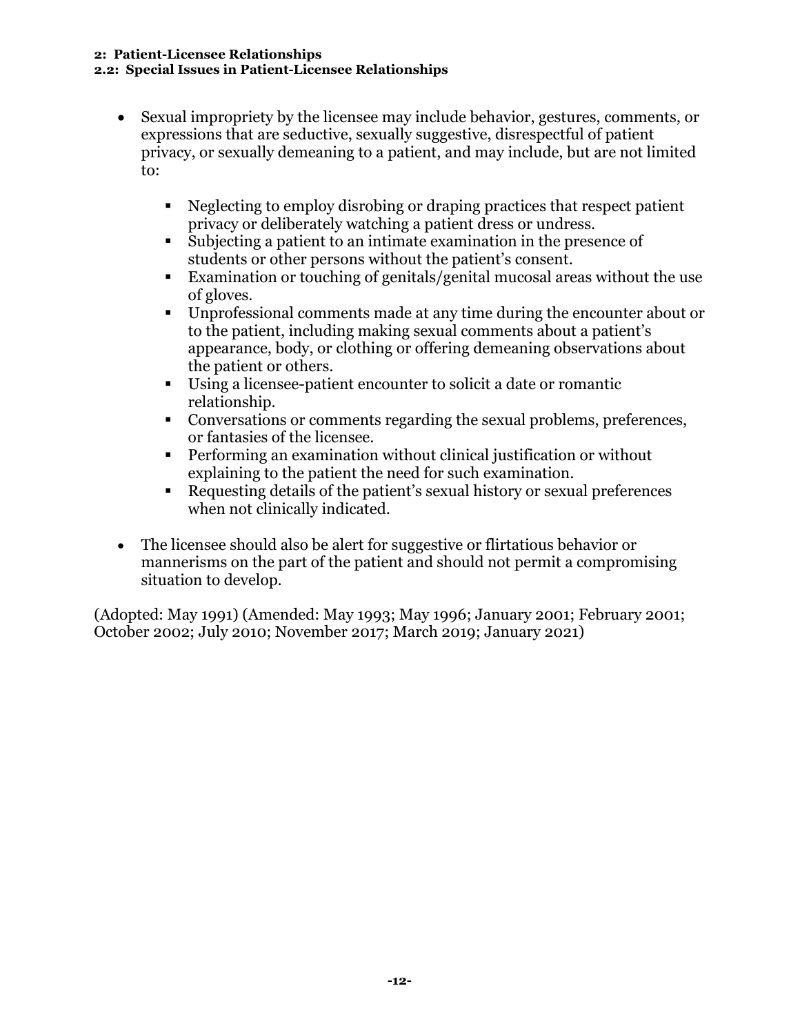- Sexual impropriety by the licensee may include behavior, gestures, comments, or expressions that are seductive, sexually suggestive, disrespectful of patient privacy, or sexually demeaning to a patient, and may include, but are not limited to:
  - Neglecting to employ disrobing or draping practices that respect patient privacy or deliberately watching a patient dress or undress.
  - Subjecting a patient to an intimate examination in the presence of students or other persons without the patient's consent.
  - Examination or touching of genitals/genital mucosal areas without the use of gloves.
  - Unprofessional comments made at any time during the encounter about or to the patient, including making sexual comments about a patient's appearance, body, or clothing or offering demeaning observations about the patient or others.
  - Using a licensee-patient encounter to solicit a date or romantic relationship.
  - Conversations or comments regarding the sexual problems, preferences, or fantasies of the licensee.
  - Performing an examination without clinical justification or without explaining to the patient the need for such examination.
  - Requesting details of the patient's sexual history or sexual preferences when not clinically indicated.
- The licensee should also be alert for suggestive or flirtatious behavior or mannerisms on the part of the patient and should not permit a compromising situation to develop.

(Adopted: May 1991) (Amended: May 1993; May 1996; January 2001; February 2001; October 2002; July 2010; November 2017; March 2019; January 2021)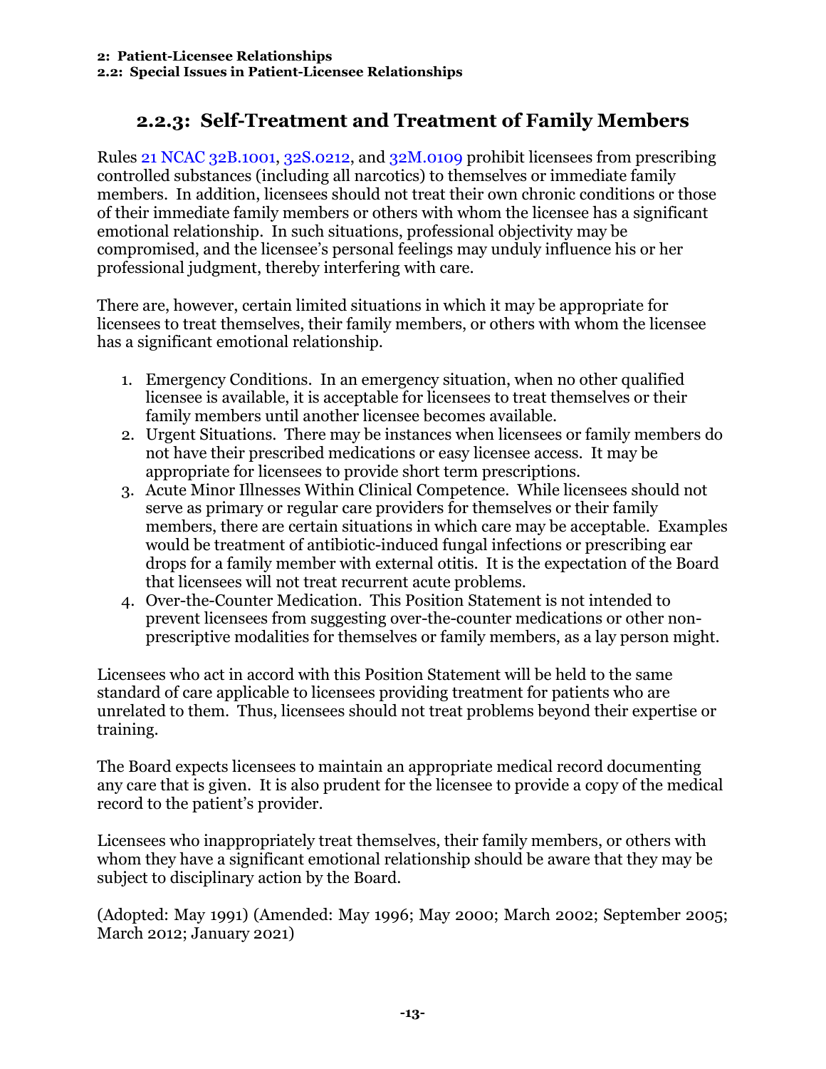## 2.2.3: Self-Treatment and Treatment of Family Members

Rules 21 NCAC 32B.1001, 32S.0212, and 32M.0109 prohibit licensees from prescribing controlled substances (including all narcotics) to themselves or immediate family members. In addition, licensees should not treat their own chronic conditions or those of their immediate family members or others with whom the licensee has a significant emotional relationship. In such situations, professional objectivity may be compromised, and the licensee's personal feelings may unduly influence his or her professional judgment, thereby interfering with care.

There are, however, certain limited situations in which it may be appropriate for licensees to treat themselves, their family members, or others with whom the licensee has a significant emotional relationship.

1. Emergency Conditions. In an emergency situation, when no other qualified licensee is available, it is acceptable for licensees to treat themselves or their family members until another licensee becomes available.
2. Urgent Situations. There may be instances when licensees or family members do not have their prescribed medications or easy licensee access. It may be appropriate for licensees to provide short term prescriptions.
3. Acute Minor Illnesses Within Clinical Competence. While licensees should not serve as primary or regular care providers for themselves or their family members, there are certain situations in which care may be acceptable. Examples would be treatment of antibiotic-induced fungal infections or prescribing ear drops for a family member with external otitis. It is the expectation of the Board that licensees will not treat recurrent acute problems.
4. Over-the-Counter Medication. This Position Statement is not intended to prevent licensees from suggesting over-the-counter medications or other non-prescriptive modalities for themselves or family members, as a lay person might.

Licensees who act in accord with this Position Statement will be held to the same standard of care applicable to licensees providing treatment for patients who are unrelated to them. Thus, licensees should not treat problems beyond their expertise or training.

The Board expects licensees to maintain an appropriate medical record documenting any care that is given. It is also prudent for the licensee to provide a copy of the medical record to the patient's provider.

Licensees who inappropriately treat themselves, their family members, or others with whom they have a significant emotional relationship should be aware that they may be subject to disciplinary action by the Board.

(Adopted: May 1991) (Amended: May 1996; May 2000; March 2002; September 2005; March 2012; January 2021)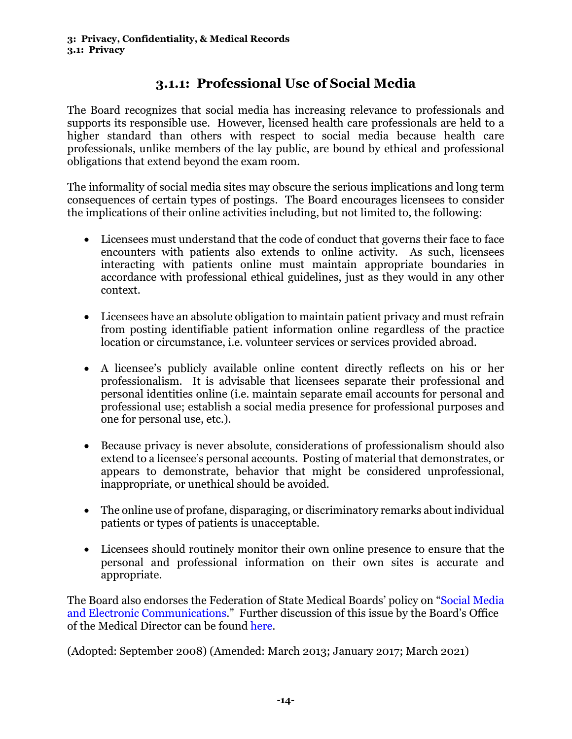**3: Privacy, Confidentiality, & Medical Records**
**3.1: Privacy**

## 3.1.1: Professional Use of Social Media

The Board recognizes that social media has increasing relevance to professionals and supports its responsible use. However, licensed health care professionals are held to a higher standard than others with respect to social media because health care professionals, unlike members of the lay public, are bound by ethical and professional obligations that extend beyond the exam room.

The informality of social media sites may obscure the serious implications and long term consequences of certain types of postings. The Board encourages licensees to consider the implications of their online activities including, but not limited to, the following:

- Licensees must understand that the code of conduct that governs their face to face encounters with patients also extends to online activity. As such, licensees interacting with patients online must maintain appropriate boundaries in accordance with professional ethical guidelines, just as they would in any other context.
- Licensees have an absolute obligation to maintain patient privacy and must refrain from posting identifiable patient information online regardless of the practice location or circumstance, i.e. volunteer services or services provided abroad.
- A licensee's publicly available online content directly reflects on his or her professionalism. It is advisable that licensees separate their professional and personal identities online (i.e. maintain separate email accounts for personal and professional use; establish a social media presence for professional purposes and one for personal use, etc.).
- Because privacy is never absolute, considerations of professionalism should also extend to a licensee's personal accounts. Posting of material that demonstrates, or appears to demonstrate, behavior that might be considered unprofessional, inappropriate, or unethical should be avoided.
- The online use of profane, disparaging, or discriminatory remarks about individual patients or types of patients is unacceptable.
- Licensees should routinely monitor their own online presence to ensure that the personal and professional information on their own sites is accurate and appropriate.

The Board also endorses the Federation of State Medical Boards' policy on "Social Media and Electronic Communications." Further discussion of this issue by the Board's Office of the Medical Director can be found here.

(Adopted: September 2008) (Amended: March 2013; January 2017; March 2021)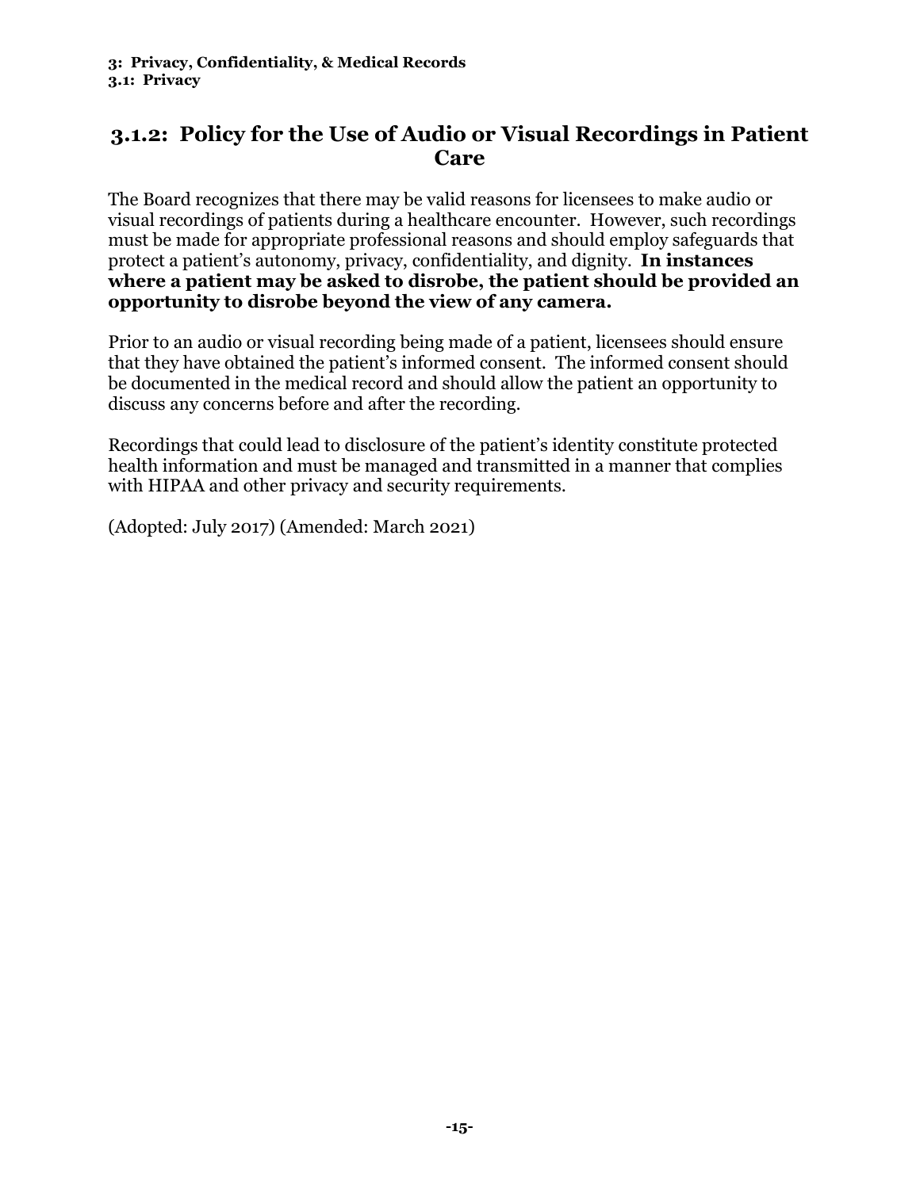### 3.1.2: Policy for the Use of Audio or Visual Recordings in Patient Care

The Board recognizes that there may be valid reasons for licensees to make audio or visual recordings of patients during a healthcare encounter. However, such recordings must be made for appropriate professional reasons and should employ safeguards that protect a patient's autonomy, privacy, confidentiality, and dignity. **In instances where a patient may be asked to disrobe, the patient should be provided an opportunity to disrobe beyond the view of any camera.**

Prior to an audio or visual recording being made of a patient, licensees should ensure that they have obtained the patient's informed consent. The informed consent should be documented in the medical record and should allow the patient an opportunity to discuss any concerns before and after the recording.

Recordings that could lead to disclosure of the patient's identity constitute protected health information and must be managed and transmitted in a manner that complies with HIPAA and other privacy and security requirements.

(Adopted: July 2017) (Amended: March 2021)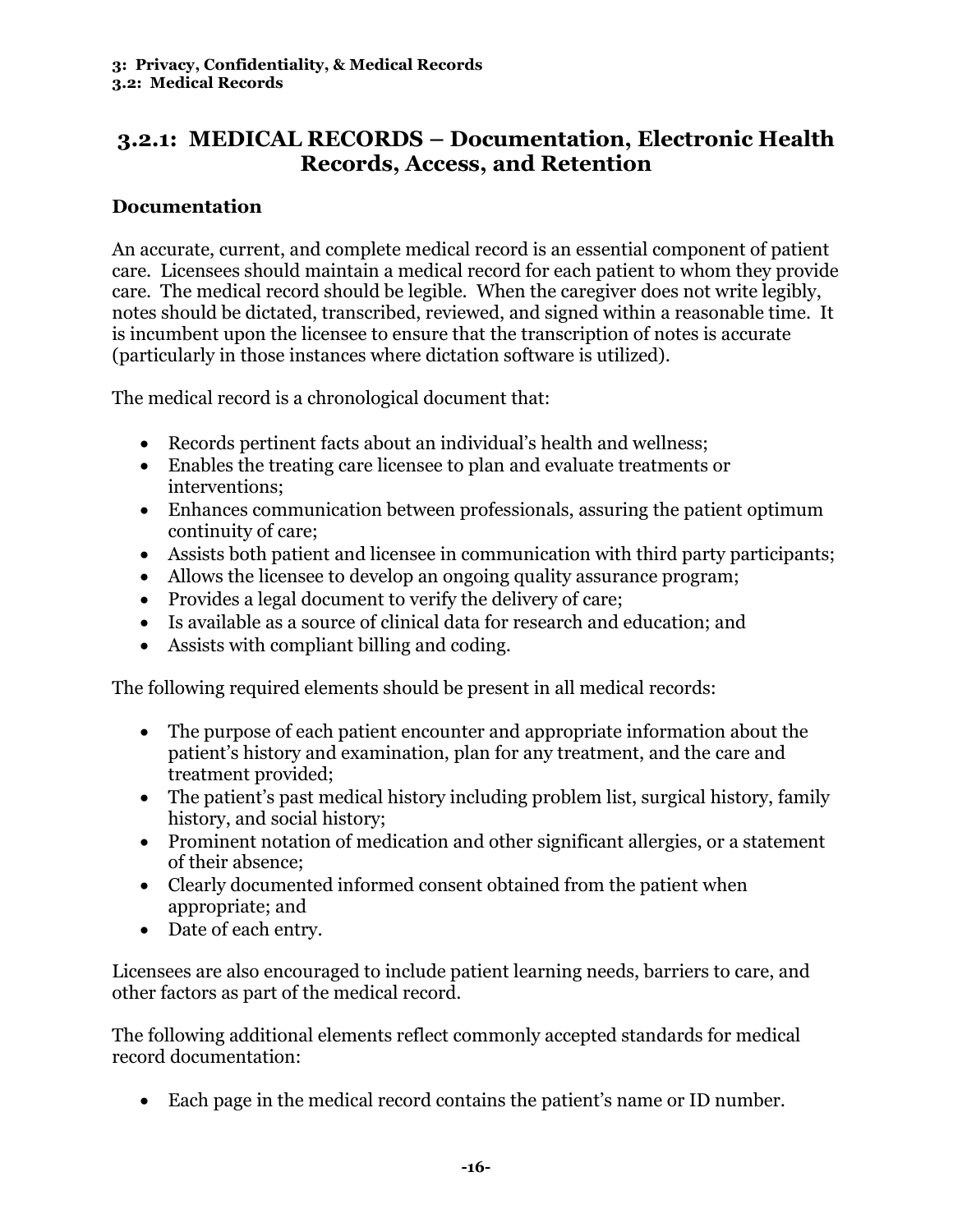## 3.2.1: MEDICAL RECORDS – Documentation, Electronic Health Records, Access, and Retention

### Documentation

An accurate, current, and complete medical record is an essential component of patient care. Licensees should maintain a medical record for each patient to whom they provide care. The medical record should be legible. When the caregiver does not write legibly, notes should be dictated, transcribed, reviewed, and signed within a reasonable time. It is incumbent upon the licensee to ensure that the transcription of notes is accurate (particularly in those instances where dictation software is utilized).

The medical record is a chronological document that:

- Records pertinent facts about an individual's health and wellness;
- Enables the treating care licensee to plan and evaluate treatments or interventions;
- Enhances communication between professionals, assuring the patient optimum continuity of care;
- Assists both patient and licensee in communication with third party participants;
- Allows the licensee to develop an ongoing quality assurance program;
- Provides a legal document to verify the delivery of care;
- Is available as a source of clinical data for research and education; and
- Assists with compliant billing and coding.

The following required elements should be present in all medical records:

- The purpose of each patient encounter and appropriate information about the patient's history and examination, plan for any treatment, and the care and treatment provided;
- The patient's past medical history including problem list, surgical history, family history, and social history;
- Prominent notation of medication and other significant allergies, or a statement of their absence;
- Clearly documented informed consent obtained from the patient when appropriate; and
- Date of each entry.

Licensees are also encouraged to include patient learning needs, barriers to care, and other factors as part of the medical record.

The following additional elements reflect commonly accepted standards for medical record documentation:

- Each page in the medical record contains the patient's name or ID number.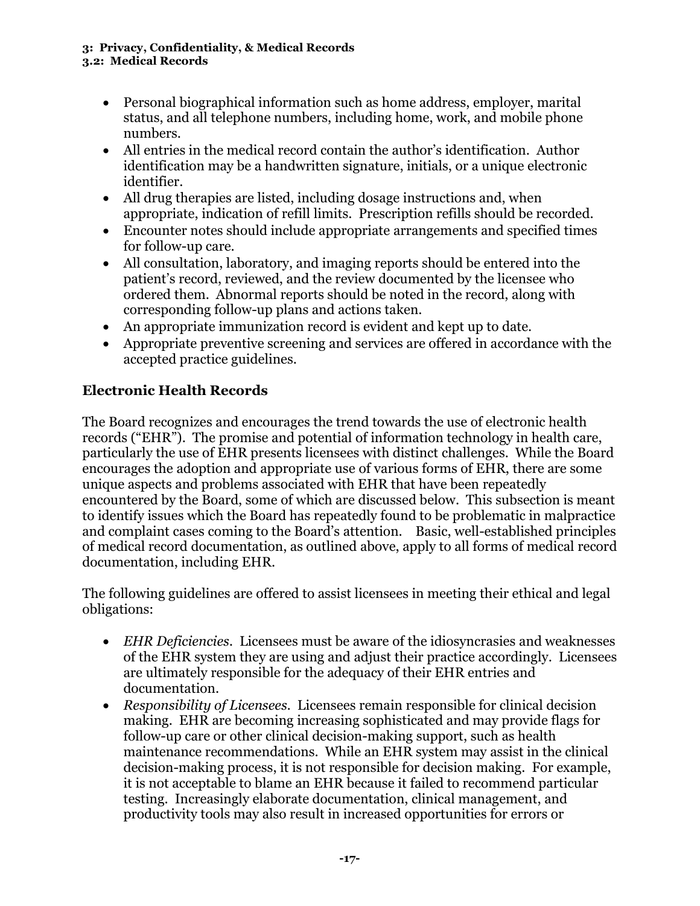- Personal biographical information such as home address, employer, marital status, and all telephone numbers, including home, work, and mobile phone numbers.
- All entries in the medical record contain the author's identification. Author identification may be a handwritten signature, initials, or a unique electronic identifier.
- All drug therapies are listed, including dosage instructions and, when appropriate, indication of refill limits. Prescription refills should be recorded.
- Encounter notes should include appropriate arrangements and specified times for follow-up care.
- All consultation, laboratory, and imaging reports should be entered into the patient's record, reviewed, and the review documented by the licensee who ordered them. Abnormal reports should be noted in the record, along with corresponding follow-up plans and actions taken.
- An appropriate immunization record is evident and kept up to date.
- Appropriate preventive screening and services are offered in accordance with the accepted practice guidelines.

## Electronic Health Records

The Board recognizes and encourages the trend towards the use of electronic health records ("EHR"). The promise and potential of information technology in health care, particularly the use of EHR presents licensees with distinct challenges. While the Board encourages the adoption and appropriate use of various forms of EHR, there are some unique aspects and problems associated with EHR that have been repeatedly encountered by the Board, some of which are discussed below. This subsection is meant to identify issues which the Board has repeatedly found to be problematic in malpractice and complaint cases coming to the Board's attention. Basic, well-established principles of medical record documentation, as outlined above, apply to all forms of medical record documentation, including EHR.

The following guidelines are offered to assist licensees in meeting their ethical and legal obligations:

- *EHR Deficiencies*. Licensees must be aware of the idiosyncrasies and weaknesses of the EHR system they are using and adjust their practice accordingly. Licensees are ultimately responsible for the adequacy of their EHR entries and documentation.
- *Responsibility of Licensees*. Licensees remain responsible for clinical decision making. EHR are becoming increasing sophisticated and may provide flags for follow-up care or other clinical decision-making support, such as health maintenance recommendations. While an EHR system may assist in the clinical decision-making process, it is not responsible for decision making. For example, it is not acceptable to blame an EHR because it failed to recommend particular testing. Increasingly elaborate documentation, clinical management, and productivity tools may also result in increased opportunities for errors or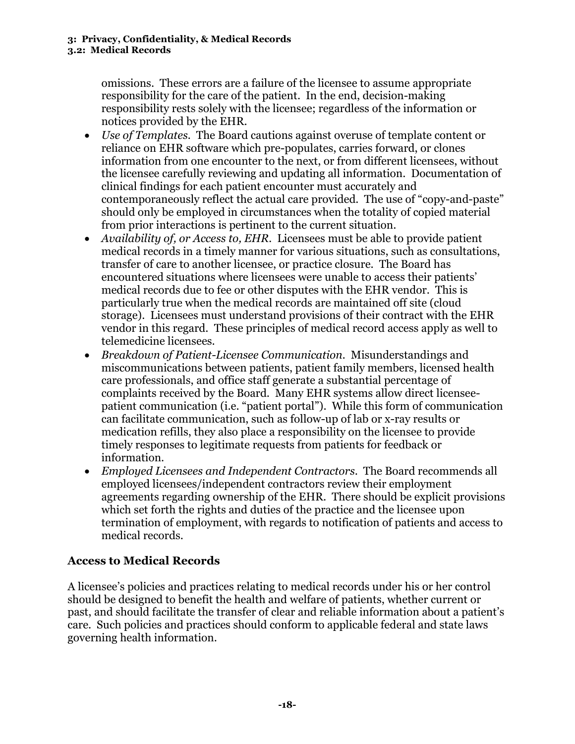omissions. These errors are a failure of the licensee to assume appropriate responsibility for the care of the patient. In the end, decision-making responsibility rests solely with the licensee; regardless of the information or notices provided by the EHR.

- *Use of Templates.* The Board cautions against overuse of template content or reliance on EHR software which pre-populates, carries forward, or clones information from one encounter to the next, or from different licensees, without the licensee carefully reviewing and updating all information. Documentation of clinical findings for each patient encounter must accurately and contemporaneously reflect the actual care provided. The use of "copy-and-paste" should only be employed in circumstances when the totality of copied material from prior interactions is pertinent to the current situation.
- *Availability of, or Access to, EHR.* Licensees must be able to provide patient medical records in a timely manner for various situations, such as consultations, transfer of care to another licensee, or practice closure. The Board has encountered situations where licensees were unable to access their patients' medical records due to fee or other disputes with the EHR vendor. This is particularly true when the medical records are maintained off site (cloud storage). Licensees must understand provisions of their contract with the EHR vendor in this regard. These principles of medical record access apply as well to telemedicine licensees.
- *Breakdown of Patient-Licensee Communication.* Misunderstandings and miscommunications between patients, patient family members, licensed health care professionals, and office staff generate a substantial percentage of complaints received by the Board. Many EHR systems allow direct licensee-patient communication (i.e. "patient portal"). While this form of communication can facilitate communication, such as follow-up of lab or x-ray results or medication refills, they also place a responsibility on the licensee to provide timely responses to legitimate requests from patients for feedback or information.
- *Employed Licensees and Independent Contractors.* The Board recommends all employed licensees/independent contractors review their employment agreements regarding ownership of the EHR. There should be explicit provisions which set forth the rights and duties of the practice and the licensee upon termination of employment, with regards to notification of patients and access to medical records.

## Access to Medical Records

A licensee's policies and practices relating to medical records under his or her control should be designed to benefit the health and welfare of patients, whether current or past, and should facilitate the transfer of clear and reliable information about a patient's care. Such policies and practices should conform to applicable federal and state laws governing health information.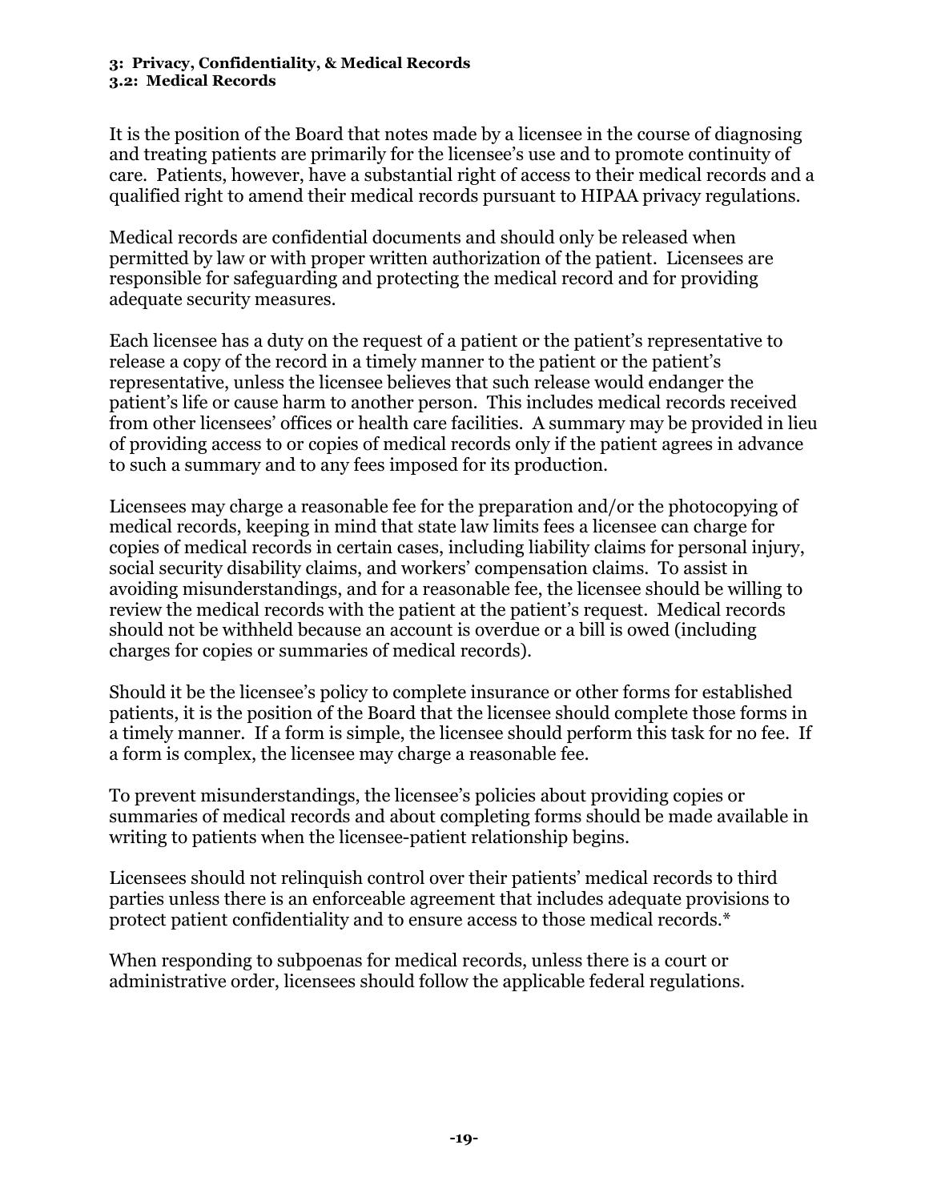**3: Privacy, Confidentiality, & Medical Records**
**3.2: Medical Records**

It is the position of the Board that notes made by a licensee in the course of diagnosing and treating patients are primarily for the licensee's use and to promote continuity of care. Patients, however, have a substantial right of access to their medical records and a qualified right to amend their medical records pursuant to HIPAA privacy regulations.

Medical records are confidential documents and should only be released when permitted by law or with proper written authorization of the patient. Licensees are responsible for safeguarding and protecting the medical record and for providing adequate security measures.

Each licensee has a duty on the request of a patient or the patient's representative to release a copy of the record in a timely manner to the patient or the patient's representative, unless the licensee believes that such release would endanger the patient's life or cause harm to another person. This includes medical records received from other licensees' offices or health care facilities. A summary may be provided in lieu of providing access to or copies of medical records only if the patient agrees in advance to such a summary and to any fees imposed for its production.

Licensees may charge a reasonable fee for the preparation and/or the photocopying of medical records, keeping in mind that state law limits fees a licensee can charge for copies of medical records in certain cases, including liability claims for personal injury, social security disability claims, and workers' compensation claims. To assist in avoiding misunderstandings, and for a reasonable fee, the licensee should be willing to review the medical records with the patient at the patient's request. Medical records should not be withheld because an account is overdue or a bill is owed (including charges for copies or summaries of medical records).

Should it be the licensee's policy to complete insurance or other forms for established patients, it is the position of the Board that the licensee should complete those forms in a timely manner. If a form is simple, the licensee should perform this task for no fee. If a form is complex, the licensee may charge a reasonable fee.

To prevent misunderstandings, the licensee's policies about providing copies or summaries of medical records and about completing forms should be made available in writing to patients when the licensee-patient relationship begins.

Licensees should not relinquish control over their patients' medical records to third parties unless there is an enforceable agreement that includes adequate provisions to protect patient confidentiality and to ensure access to those medical records.*

When responding to subpoenas for medical records, unless there is a court or administrative order, licensees should follow the applicable federal regulations.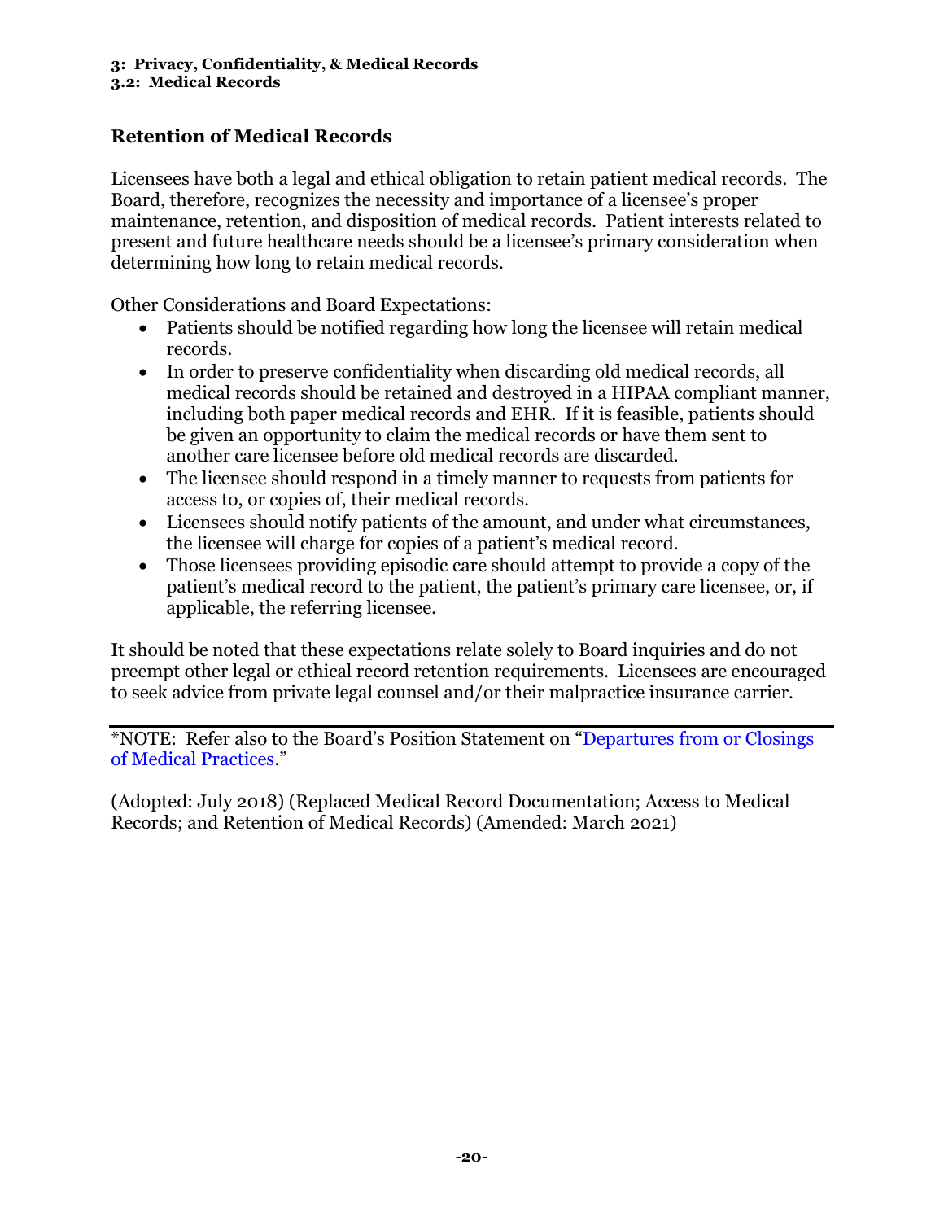## Retention of Medical Records

Licensees have both a legal and ethical obligation to retain patient medical records. The Board, therefore, recognizes the necessity and importance of a licensee's proper maintenance, retention, and disposition of medical records. Patient interests related to present and future healthcare needs should be a licensee's primary consideration when determining how long to retain medical records.

Other Considerations and Board Expectations:

- Patients should be notified regarding how long the licensee will retain medical records.
- In order to preserve confidentiality when discarding old medical records, all medical records should be retained and destroyed in a HIPAA compliant manner, including both paper medical records and EHR. If it is feasible, patients should be given an opportunity to claim the medical records or have them sent to another care licensee before old medical records are discarded.
- The licensee should respond in a timely manner to requests from patients for access to, or copies of, their medical records.
- Licensees should notify patients of the amount, and under what circumstances, the licensee will charge for copies of a patient's medical record.
- Those licensees providing episodic care should attempt to provide a copy of the patient's medical record to the patient, the patient's primary care licensee, or, if applicable, the referring licensee.

It should be noted that these expectations relate solely to Board inquiries and do not preempt other legal or ethical record retention requirements. Licensees are encouraged to seek advice from private legal counsel and/or their malpractice insurance carrier.

---

*NOTE: Refer also to the Board's Position Statement on "Departures from or Closings of Medical Practices."

(Adopted: July 2018) (Replaced Medical Record Documentation; Access to Medical Records; and Retention of Medical Records) (Amended: March 2021)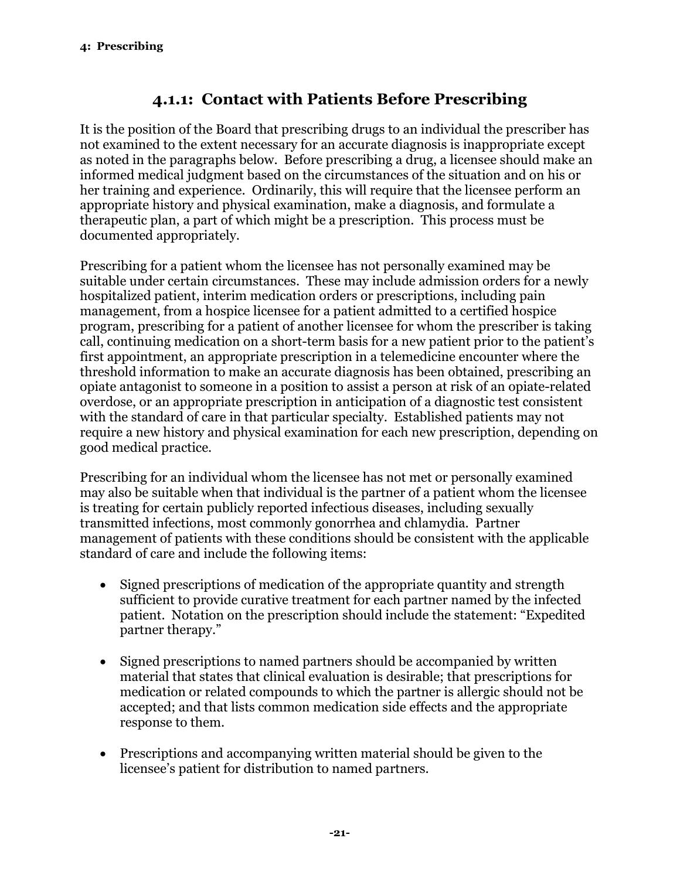## 4.1.1: Contact with Patients Before Prescribing

It is the position of the Board that prescribing drugs to an individual the prescriber has not examined to the extent necessary for an accurate diagnosis is inappropriate except as noted in the paragraphs below. Before prescribing a drug, a licensee should make an informed medical judgment based on the circumstances of the situation and on his or her training and experience. Ordinarily, this will require that the licensee perform an appropriate history and physical examination, make a diagnosis, and formulate a therapeutic plan, a part of which might be a prescription. This process must be documented appropriately.

Prescribing for a patient whom the licensee has not personally examined may be suitable under certain circumstances. These may include admission orders for a newly hospitalized patient, interim medication orders or prescriptions, including pain management, from a hospice licensee for a patient admitted to a certified hospice program, prescribing for a patient of another licensee for whom the prescriber is taking call, continuing medication on a short-term basis for a new patient prior to the patient's first appointment, an appropriate prescription in a telemedicine encounter where the threshold information to make an accurate diagnosis has been obtained, prescribing an opiate antagonist to someone in a position to assist a person at risk of an opiate-related overdose, or an appropriate prescription in anticipation of a diagnostic test consistent with the standard of care in that particular specialty. Established patients may not require a new history and physical examination for each new prescription, depending on good medical practice.

Prescribing for an individual whom the licensee has not met or personally examined may also be suitable when that individual is the partner of a patient whom the licensee is treating for certain publicly reported infectious diseases, including sexually transmitted infections, most commonly gonorrhea and chlamydia. Partner management of patients with these conditions should be consistent with the applicable standard of care and include the following items:

- Signed prescriptions of medication of the appropriate quantity and strength sufficient to provide curative treatment for each partner named by the infected patient. Notation on the prescription should include the statement: "Expedited partner therapy."

- Signed prescriptions to named partners should be accompanied by written material that states that clinical evaluation is desirable; that prescriptions for medication or related compounds to which the partner is allergic should not be accepted; and that lists common medication side effects and the appropriate response to them.

- Prescriptions and accompanying written material should be given to the licensee's patient for distribution to named partners.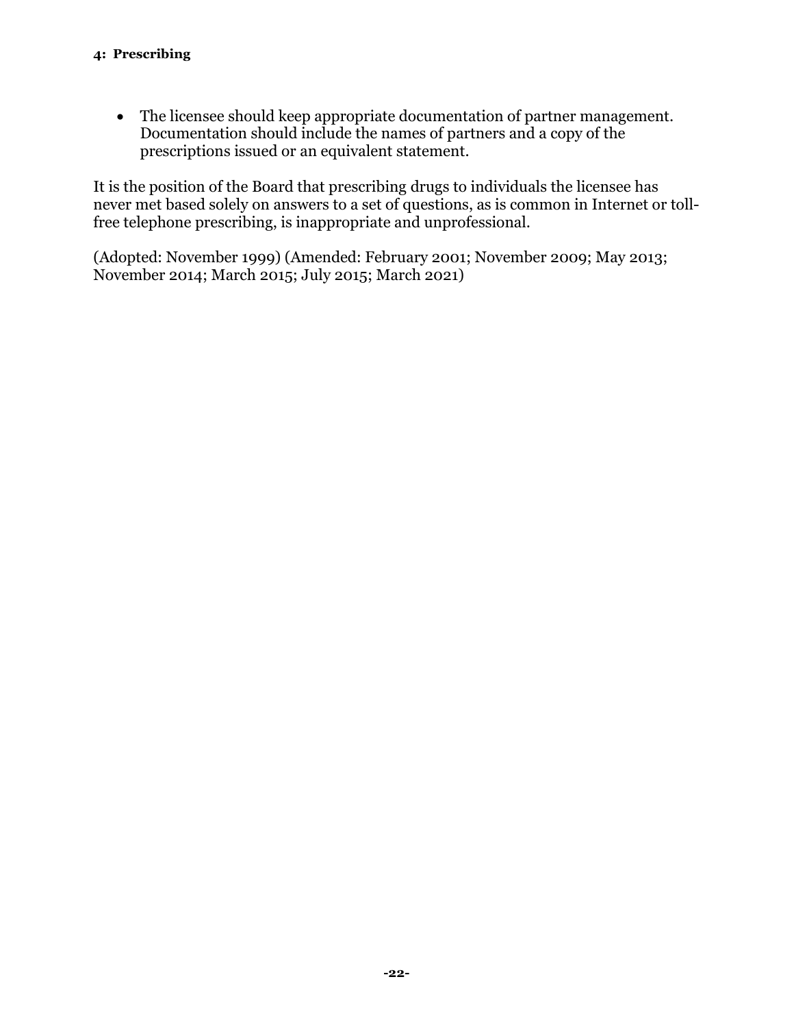- The licensee should keep appropriate documentation of partner management. Documentation should include the names of partners and a copy of the prescriptions issued or an equivalent statement.

It is the position of the Board that prescribing drugs to individuals the licensee has never met based solely on answers to a set of questions, as is common in Internet or toll-free telephone prescribing, is inappropriate and unprofessional.

(Adopted: November 1999) (Amended: February 2001; November 2009; May 2013; November 2014; March 2015; July 2015; March 2021)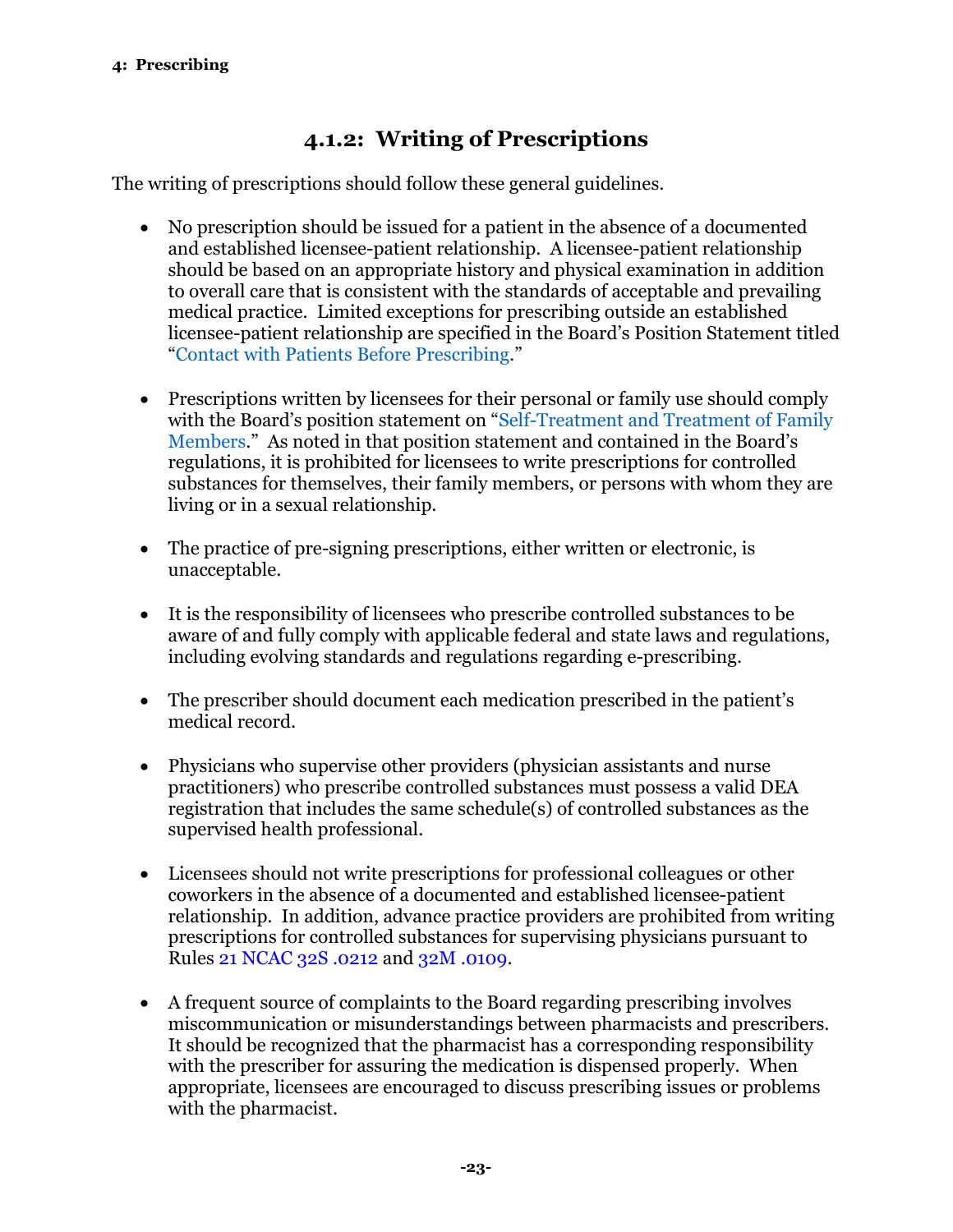## 4.1.2: Writing of Prescriptions

The writing of prescriptions should follow these general guidelines.

- No prescription should be issued for a patient in the absence of a documented and established licensee-patient relationship. A licensee-patient relationship should be based on an appropriate history and physical examination in addition to overall care that is consistent with the standards of acceptable and prevailing medical practice. Limited exceptions for prescribing outside an established licensee-patient relationship are specified in the Board's Position Statement titled "Contact with Patients Before Prescribing."

- Prescriptions written by licensees for their personal or family use should comply with the Board's position statement on "Self-Treatment and Treatment of Family Members." As noted in that position statement and contained in the Board's regulations, it is prohibited for licensees to write prescriptions for controlled substances for themselves, their family members, or persons with whom they are living or in a sexual relationship.

- The practice of pre-signing prescriptions, either written or electronic, is unacceptable.

- It is the responsibility of licensees who prescribe controlled substances to be aware of and fully comply with applicable federal and state laws and regulations, including evolving standards and regulations regarding e-prescribing.

- The prescriber should document each medication prescribed in the patient's medical record.

- Physicians who supervise other providers (physician assistants and nurse practitioners) who prescribe controlled substances must possess a valid DEA registration that includes the same schedule(s) of controlled substances as the supervised health professional.

- Licensees should not write prescriptions for professional colleagues or other coworkers in the absence of a documented and established licensee-patient relationship. In addition, advance practice providers are prohibited from writing prescriptions for controlled substances for supervising physicians pursuant to Rules 21 NCAC 32S .0212 and 32M .0109.

- A frequent source of complaints to the Board regarding prescribing involves miscommunication or misunderstandings between pharmacists and prescribers. It should be recognized that the pharmacist has a corresponding responsibility with the prescriber for assuring the medication is dispensed properly. When appropriate, licensees are encouraged to discuss prescribing issues or problems with the pharmacist.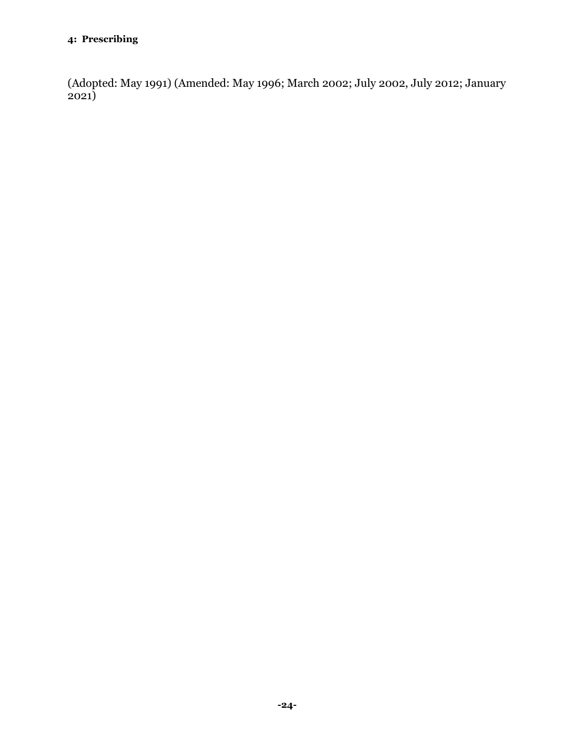**4: Prescribing**

(Adopted: May 1991) (Amended: May 1996; March 2002; July 2002, July 2012; January 2021)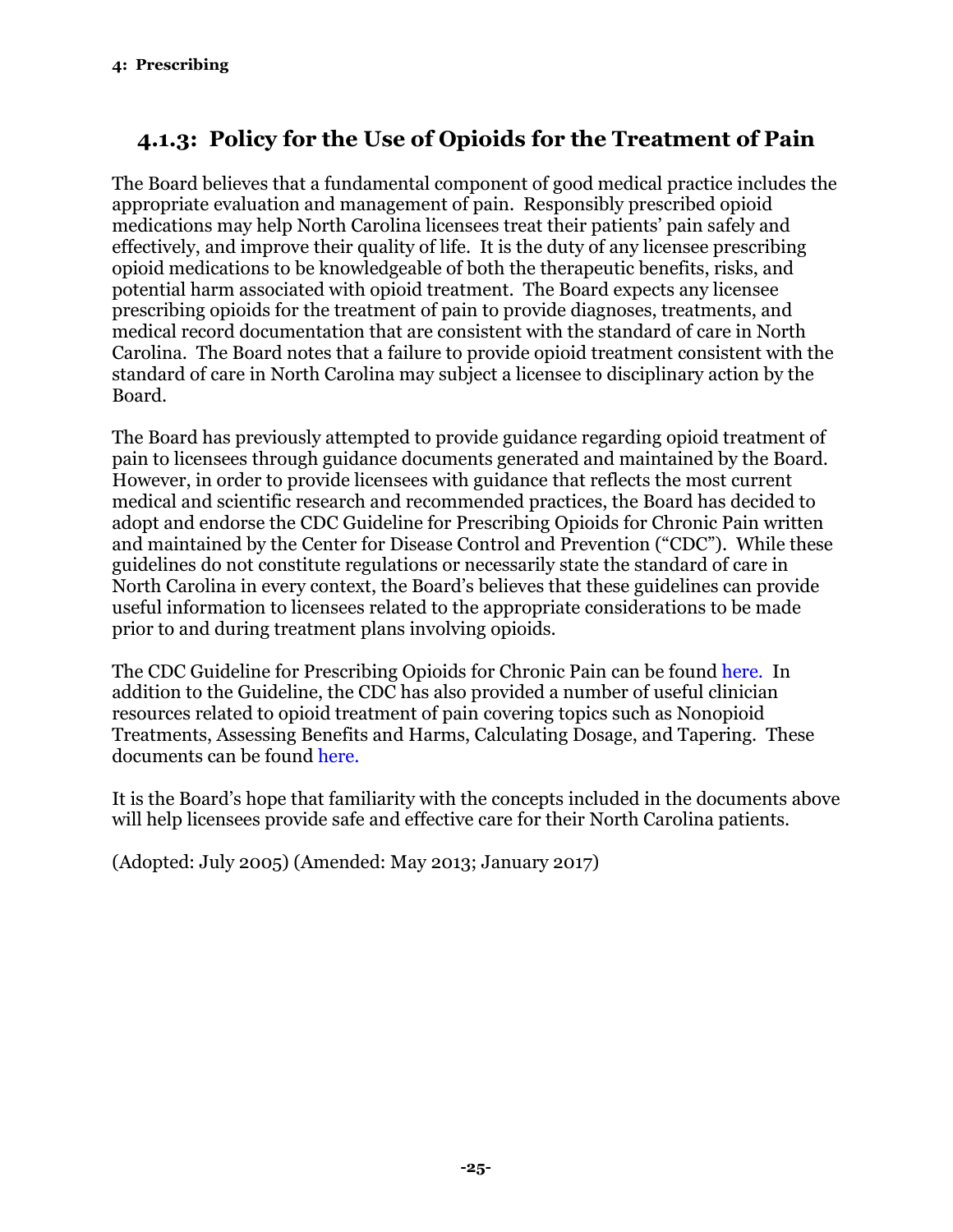## 4.1.3: Policy for the Use of Opioids for the Treatment of Pain

The Board believes that a fundamental component of good medical practice includes the appropriate evaluation and management of pain. Responsibly prescribed opioid medications may help North Carolina licensees treat their patients' pain safely and effectively, and improve their quality of life. It is the duty of any licensee prescribing opioid medications to be knowledgeable of both the therapeutic benefits, risks, and potential harm associated with opioid treatment. The Board expects any licensee prescribing opioids for the treatment of pain to provide diagnoses, treatments, and medical record documentation that are consistent with the standard of care in North Carolina. The Board notes that a failure to provide opioid treatment consistent with the standard of care in North Carolina may subject a licensee to disciplinary action by the Board.

The Board has previously attempted to provide guidance regarding opioid treatment of pain to licensees through guidance documents generated and maintained by the Board. However, in order to provide licensees with guidance that reflects the most current medical and scientific research and recommended practices, the Board has decided to adopt and endorse the CDC Guideline for Prescribing Opioids for Chronic Pain written and maintained by the Center for Disease Control and Prevention ("CDC"). While these guidelines do not constitute regulations or necessarily state the standard of care in North Carolina in every context, the Board's believes that these guidelines can provide useful information to licensees related to the appropriate considerations to be made prior to and during treatment plans involving opioids.

The CDC Guideline for Prescribing Opioids for Chronic Pain can be found here. In addition to the Guideline, the CDC has also provided a number of useful clinician resources related to opioid treatment of pain covering topics such as Nonopioid Treatments, Assessing Benefits and Harms, Calculating Dosage, and Tapering. These documents can be found here.

It is the Board's hope that familiarity with the concepts included in the documents above will help licensees provide safe and effective care for their North Carolina patients.

(Adopted: July 2005) (Amended: May 2013; January 2017)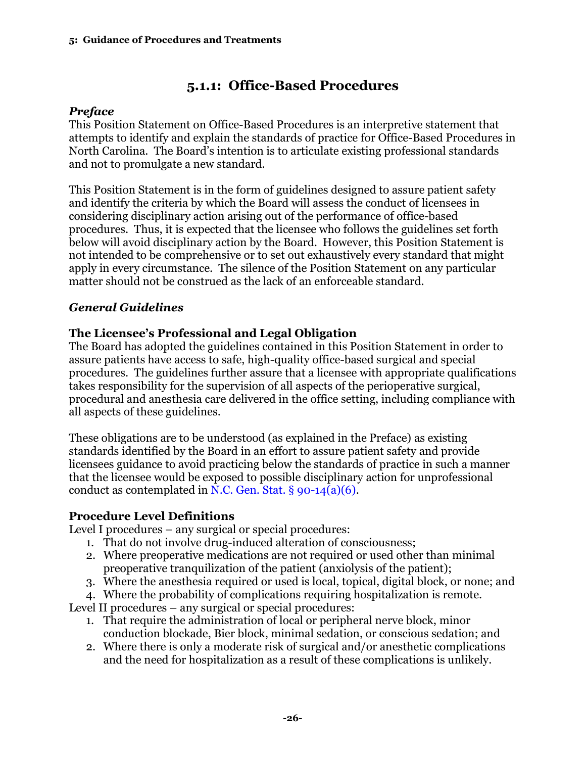# 5.1.1: Office-Based Procedures

### *Preface*

This Position Statement on Office-Based Procedures is an interpretive statement that attempts to identify and explain the standards of practice for Office-Based Procedures in North Carolina. The Board's intention is to articulate existing professional standards and not to promulgate a new standard.

This Position Statement is in the form of guidelines designed to assure patient safety and identify the criteria by which the Board will assess the conduct of licensees in considering disciplinary action arising out of the performance of office-based procedures. Thus, it is expected that the licensee who follows the guidelines set forth below will avoid disciplinary action by the Board. However, this Position Statement is not intended to be comprehensive or to set out exhaustively every standard that might apply in every circumstance. The silence of the Position Statement on any particular matter should not be construed as the lack of an enforceable standard.

### *General Guidelines*

#### The Licensee's Professional and Legal Obligation

The Board has adopted the guidelines contained in this Position Statement in order to assure patients have access to safe, high-quality office-based surgical and special procedures. The guidelines further assure that a licensee with appropriate qualifications takes responsibility for the supervision of all aspects of the perioperative surgical, procedural and anesthesia care delivered in the office setting, including compliance with all aspects of these guidelines.

These obligations are to be understood (as explained in the Preface) as existing standards identified by the Board in an effort to assure patient safety and provide licensees guidance to avoid practicing below the standards of practice in such a manner that the licensee would be exposed to possible disciplinary action for unprofessional conduct as contemplated in N.C. Gen. Stat. § 90-14(a)(6).

#### Procedure Level Definitions

Level I procedures – any surgical or special procedures:

1. That do not involve drug-induced alteration of consciousness;
2. Where preoperative medications are not required or used other than minimal preoperative tranquilization of the patient (anxiolysis of the patient);
3. Where the anesthesia required or used is local, topical, digital block, or none; and
4. Where the probability of complications requiring hospitalization is remote.

Level II procedures – any surgical or special procedures:

1. That require the administration of local or peripheral nerve block, minor conduction blockade, Bier block, minimal sedation, or conscious sedation; and
2. Where there is only a moderate risk of surgical and/or anesthetic complications and the need for hospitalization as a result of these complications is unlikely.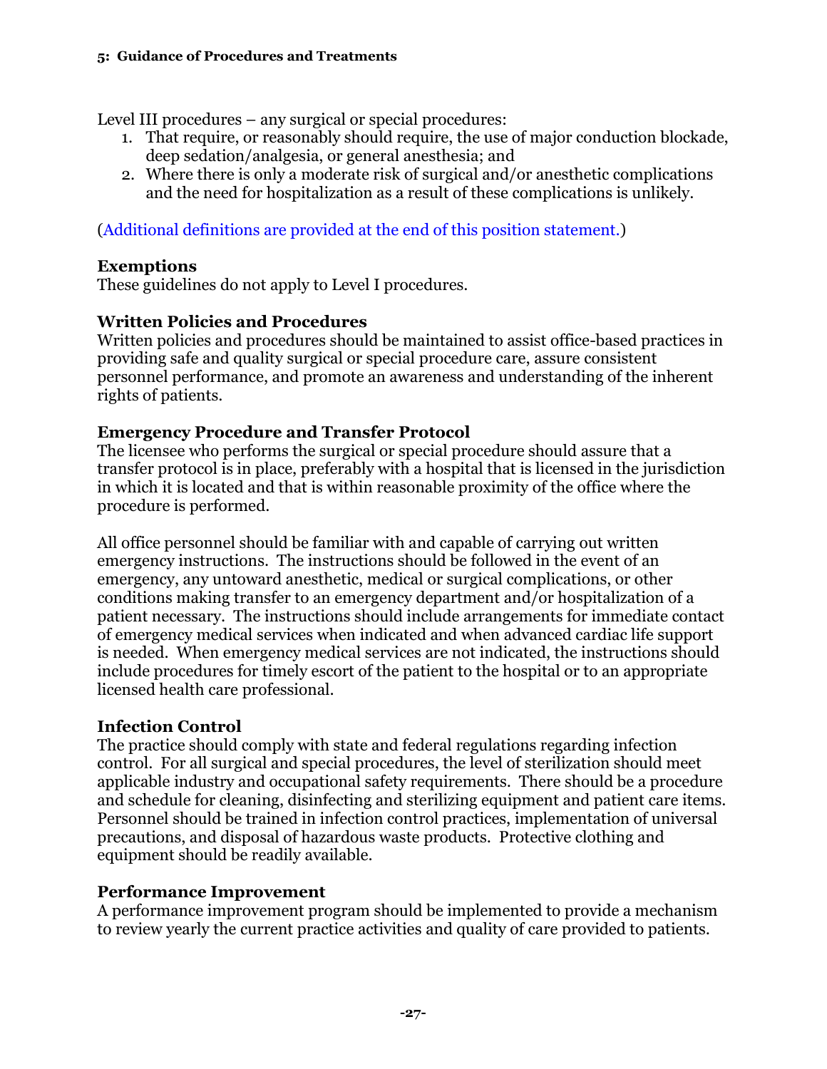Level III procedures – any surgical or special procedures:

1. That require, or reasonably should require, the use of major conduction blockade, deep sedation/analgesia, or general anesthesia; and
2. Where there is only a moderate risk of surgical and/or anesthetic complications and the need for hospitalization as a result of these complications is unlikely.

(Additional definitions are provided at the end of this position statement.)

### Exemptions

These guidelines do not apply to Level I procedures.

### Written Policies and Procedures

Written policies and procedures should be maintained to assist office-based practices in providing safe and quality surgical or special procedure care, assure consistent personnel performance, and promote an awareness and understanding of the inherent rights of patients.

### Emergency Procedure and Transfer Protocol

The licensee who performs the surgical or special procedure should assure that a transfer protocol is in place, preferably with a hospital that is licensed in the jurisdiction in which it is located and that is within reasonable proximity of the office where the procedure is performed.

All office personnel should be familiar with and capable of carrying out written emergency instructions. The instructions should be followed in the event of an emergency, any untoward anesthetic, medical or surgical complications, or other conditions making transfer to an emergency department and/or hospitalization of a patient necessary. The instructions should include arrangements for immediate contact of emergency medical services when indicated and when advanced cardiac life support is needed. When emergency medical services are not indicated, the instructions should include procedures for timely escort of the patient to the hospital or to an appropriate licensed health care professional.

### Infection Control

The practice should comply with state and federal regulations regarding infection control. For all surgical and special procedures, the level of sterilization should meet applicable industry and occupational safety requirements. There should be a procedure and schedule for cleaning, disinfecting and sterilizing equipment and patient care items. Personnel should be trained in infection control practices, implementation of universal precautions, and disposal of hazardous waste products. Protective clothing and equipment should be readily available.

### Performance Improvement

A performance improvement program should be implemented to provide a mechanism to review yearly the current practice activities and quality of care provided to patients.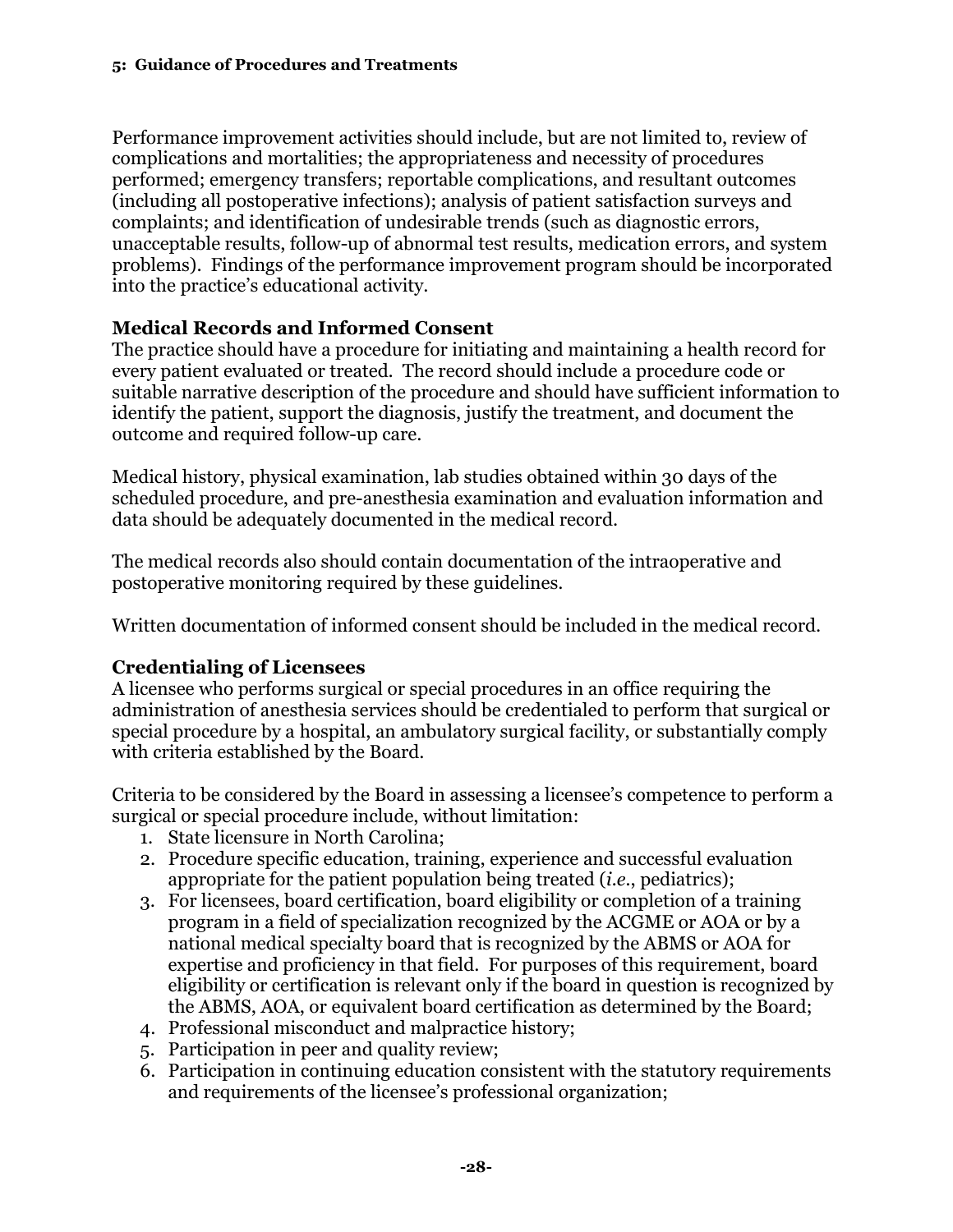Performance improvement activities should include, but are not limited to, review of complications and mortalities; the appropriateness and necessity of procedures performed; emergency transfers; reportable complications, and resultant outcomes (including all postoperative infections); analysis of patient satisfaction surveys and complaints; and identification of undesirable trends (such as diagnostic errors, unacceptable results, follow-up of abnormal test results, medication errors, and system problems). Findings of the performance improvement program should be incorporated into the practice's educational activity.

### Medical Records and Informed Consent

The practice should have a procedure for initiating and maintaining a health record for every patient evaluated or treated. The record should include a procedure code or suitable narrative description of the procedure and should have sufficient information to identify the patient, support the diagnosis, justify the treatment, and document the outcome and required follow-up care.

Medical history, physical examination, lab studies obtained within 30 days of the scheduled procedure, and pre-anesthesia examination and evaluation information and data should be adequately documented in the medical record.

The medical records also should contain documentation of the intraoperative and postoperative monitoring required by these guidelines.

Written documentation of informed consent should be included in the medical record.

### Credentialing of Licensees

A licensee who performs surgical or special procedures in an office requiring the administration of anesthesia services should be credentialed to perform that surgical or special procedure by a hospital, an ambulatory surgical facility, or substantially comply with criteria established by the Board.

Criteria to be considered by the Board in assessing a licensee's competence to perform a surgical or special procedure include, without limitation:

1. State licensure in North Carolina;
2. Procedure specific education, training, experience and successful evaluation appropriate for the patient population being treated (*i.e.*, pediatrics);
3. For licensees, board certification, board eligibility or completion of a training program in a field of specialization recognized by the ACGME or AOA or by a national medical specialty board that is recognized by the ABMS or AOA for expertise and proficiency in that field. For purposes of this requirement, board eligibility or certification is relevant only if the board in question is recognized by the ABMS, AOA, or equivalent board certification as determined by the Board;
4. Professional misconduct and malpractice history;
5. Participation in peer and quality review;
6. Participation in continuing education consistent with the statutory requirements and requirements of the licensee's professional organization;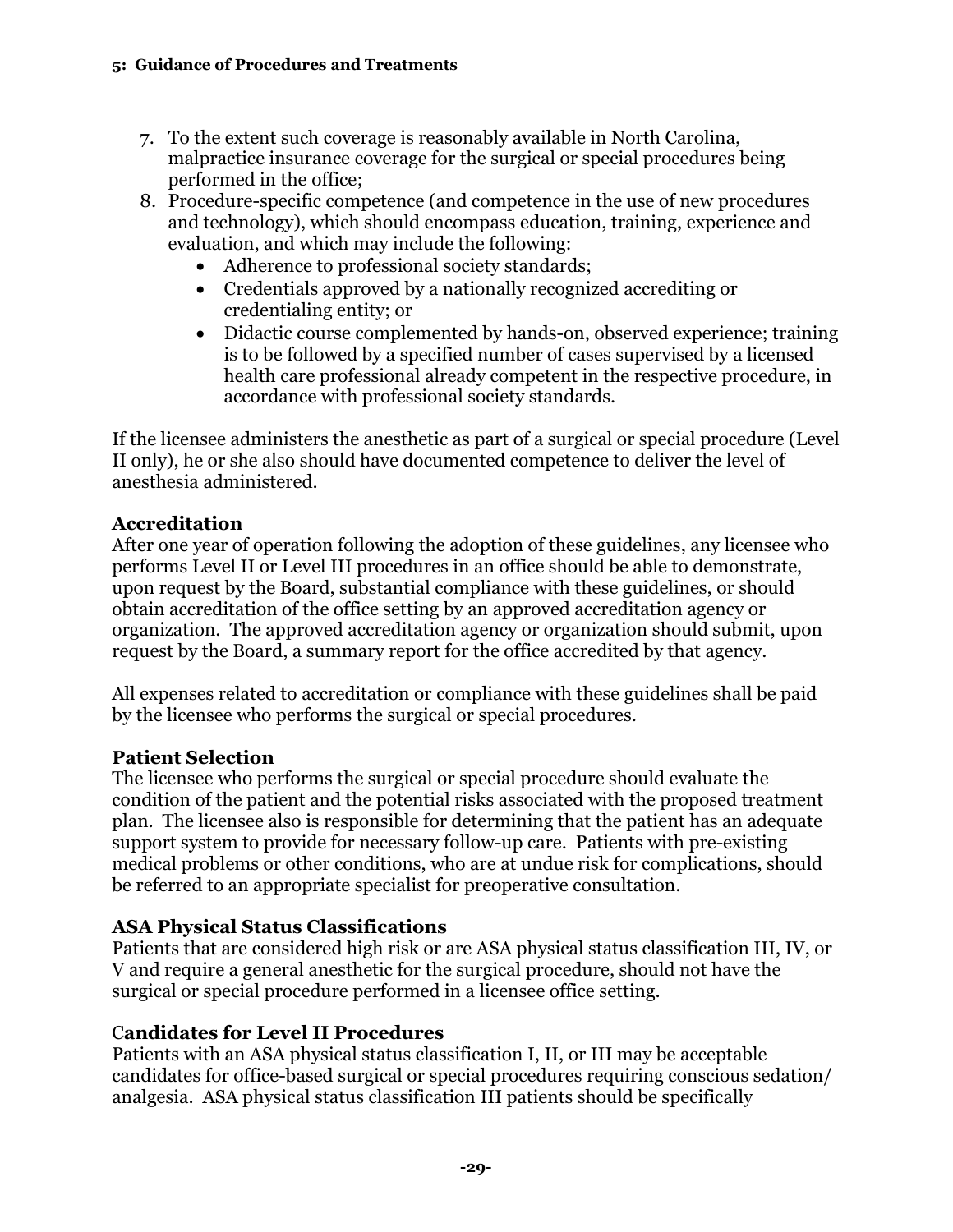7. To the extent such coverage is reasonably available in North Carolina, malpractice insurance coverage for the surgical or special procedures being performed in the office;
8. Procedure-specific competence (and competence in the use of new procedures and technology), which should encompass education, training, experience and evaluation, and which may include the following:
   - Adherence to professional society standards;
   - Credentials approved by a nationally recognized accrediting or credentialing entity; or
   - Didactic course complemented by hands-on, observed experience; training is to be followed by a specified number of cases supervised by a licensed health care professional already competent in the respective procedure, in accordance with professional society standards.

If the licensee administers the anesthetic as part of a surgical or special procedure (Level II only), he or she also should have documented competence to deliver the level of anesthesia administered.

### Accreditation

After one year of operation following the adoption of these guidelines, any licensee who performs Level II or Level III procedures in an office should be able to demonstrate, upon request by the Board, substantial compliance with these guidelines, or should obtain accreditation of the office setting by an approved accreditation agency or organization. The approved accreditation agency or organization should submit, upon request by the Board, a summary report for the office accredited by that agency.

All expenses related to accreditation or compliance with these guidelines shall be paid by the licensee who performs the surgical or special procedures.

### Patient Selection

The licensee who performs the surgical or special procedure should evaluate the condition of the patient and the potential risks associated with the proposed treatment plan. The licensee also is responsible for determining that the patient has an adequate support system to provide for necessary follow-up care. Patients with pre-existing medical problems or other conditions, who are at undue risk for complications, should be referred to an appropriate specialist for preoperative consultation.

### ASA Physical Status Classifications

Patients that are considered high risk or are ASA physical status classification III, IV, or V and require a general anesthetic for the surgical procedure, should not have the surgical or special procedure performed in a licensee office setting.

### Candidates for Level II Procedures

Patients with an ASA physical status classification I, II, or III may be acceptable candidates for office-based surgical or special procedures requiring conscious sedation/ analgesia. ASA physical status classification III patients should be specifically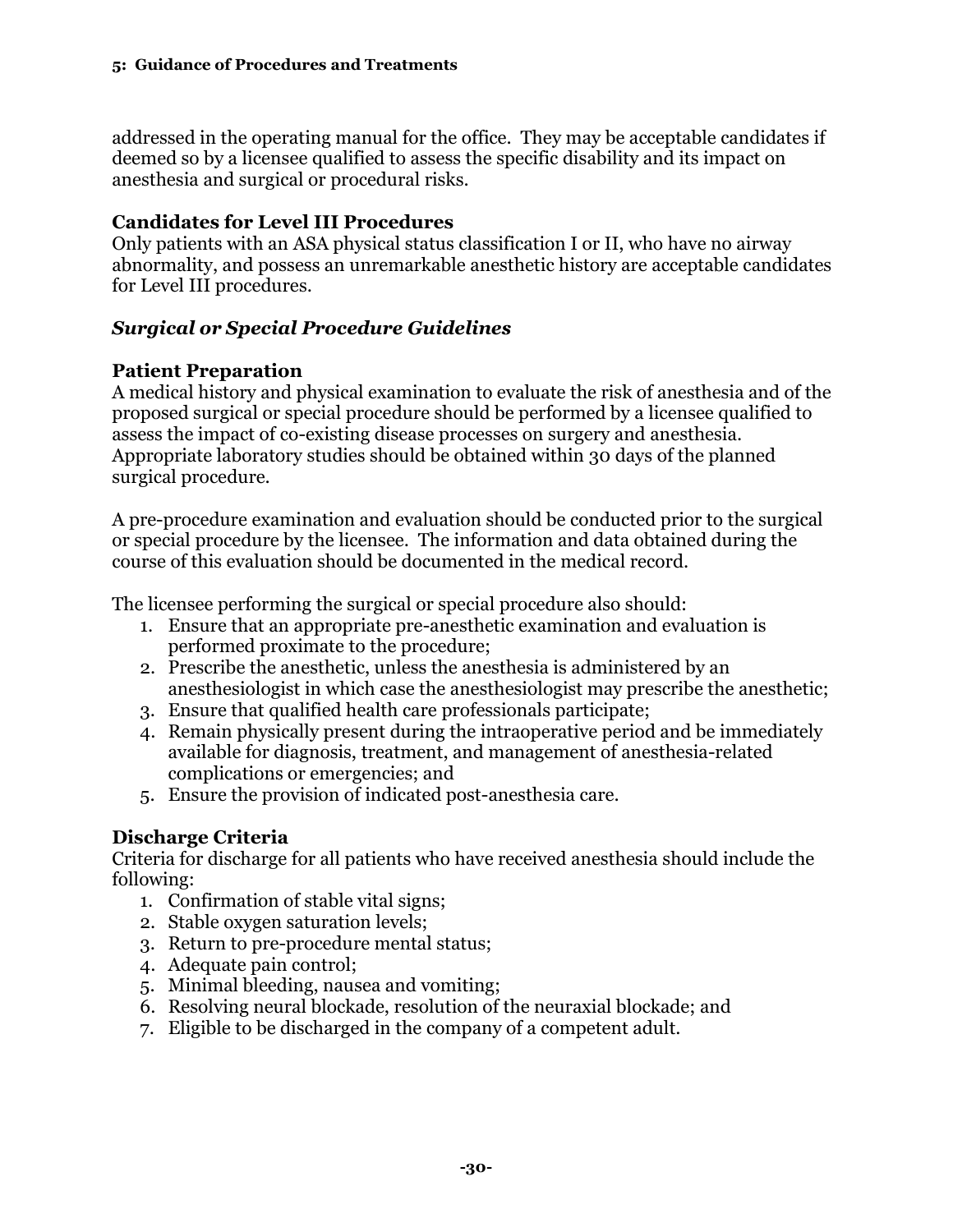addressed in the operating manual for the office. They may be acceptable candidates if deemed so by a licensee qualified to assess the specific disability and its impact on anesthesia and surgical or procedural risks.

### Candidates for Level III Procedures

Only patients with an ASA physical status classification I or II, who have no airway abnormality, and possess an unremarkable anesthetic history are acceptable candidates for Level III procedures.

## *Surgical or Special Procedure Guidelines*

### Patient Preparation

A medical history and physical examination to evaluate the risk of anesthesia and of the proposed surgical or special procedure should be performed by a licensee qualified to assess the impact of co-existing disease processes on surgery and anesthesia. Appropriate laboratory studies should be obtained within 30 days of the planned surgical procedure.

A pre-procedure examination and evaluation should be conducted prior to the surgical or special procedure by the licensee. The information and data obtained during the course of this evaluation should be documented in the medical record.

The licensee performing the surgical or special procedure also should:

1. Ensure that an appropriate pre-anesthetic examination and evaluation is performed proximate to the procedure;
2. Prescribe the anesthetic, unless the anesthesia is administered by an anesthesiologist in which case the anesthesiologist may prescribe the anesthetic;
3. Ensure that qualified health care professionals participate;
4. Remain physically present during the intraoperative period and be immediately available for diagnosis, treatment, and management of anesthesia-related complications or emergencies; and
5. Ensure the provision of indicated post-anesthesia care.

### Discharge Criteria

Criteria for discharge for all patients who have received anesthesia should include the following:

1. Confirmation of stable vital signs;
2. Stable oxygen saturation levels;
3. Return to pre-procedure mental status;
4. Adequate pain control;
5. Minimal bleeding, nausea and vomiting;
6. Resolving neural blockade, resolution of the neuraxial blockade; and
7. Eligible to be discharged in the company of a competent adult.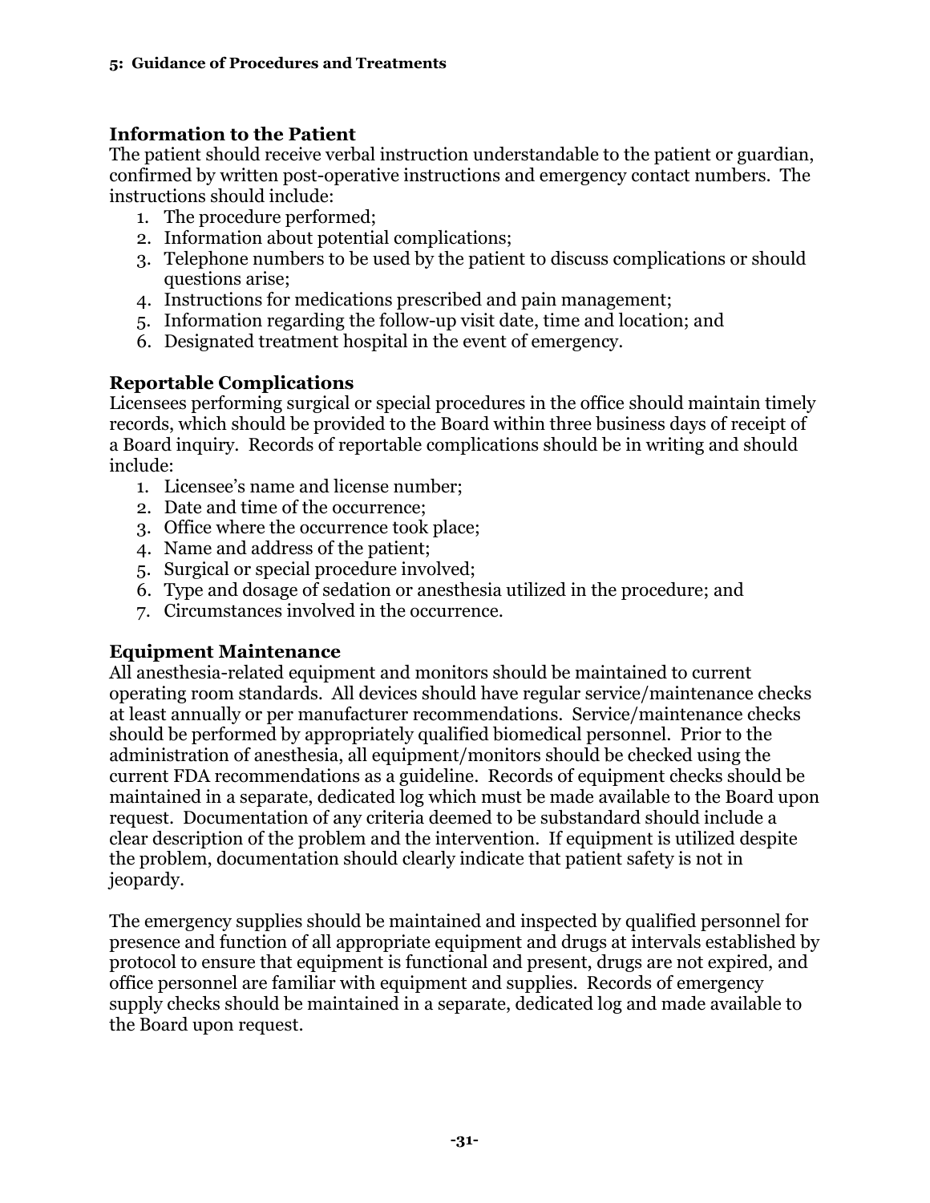### Information to the Patient

The patient should receive verbal instruction understandable to the patient or guardian, confirmed by written post-operative instructions and emergency contact numbers. The instructions should include:

1. The procedure performed;
2. Information about potential complications;
3. Telephone numbers to be used by the patient to discuss complications or should questions arise;
4. Instructions for medications prescribed and pain management;
5. Information regarding the follow-up visit date, time and location; and
6. Designated treatment hospital in the event of emergency.

### Reportable Complications

Licensees performing surgical or special procedures in the office should maintain timely records, which should be provided to the Board within three business days of receipt of a Board inquiry. Records of reportable complications should be in writing and should include:

1. Licensee's name and license number;
2. Date and time of the occurrence;
3. Office where the occurrence took place;
4. Name and address of the patient;
5. Surgical or special procedure involved;
6. Type and dosage of sedation or anesthesia utilized in the procedure; and
7. Circumstances involved in the occurrence.

### Equipment Maintenance

All anesthesia-related equipment and monitors should be maintained to current operating room standards. All devices should have regular service/maintenance checks at least annually or per manufacturer recommendations. Service/maintenance checks should be performed by appropriately qualified biomedical personnel. Prior to the administration of anesthesia, all equipment/monitors should be checked using the current FDA recommendations as a guideline. Records of equipment checks should be maintained in a separate, dedicated log which must be made available to the Board upon request. Documentation of any criteria deemed to be substandard should include a clear description of the problem and the intervention. If equipment is utilized despite the problem, documentation should clearly indicate that patient safety is not in jeopardy.

The emergency supplies should be maintained and inspected by qualified personnel for presence and function of all appropriate equipment and drugs at intervals established by protocol to ensure that equipment is functional and present, drugs are not expired, and office personnel are familiar with equipment and supplies. Records of emergency supply checks should be maintained in a separate, dedicated log and made available to the Board upon request.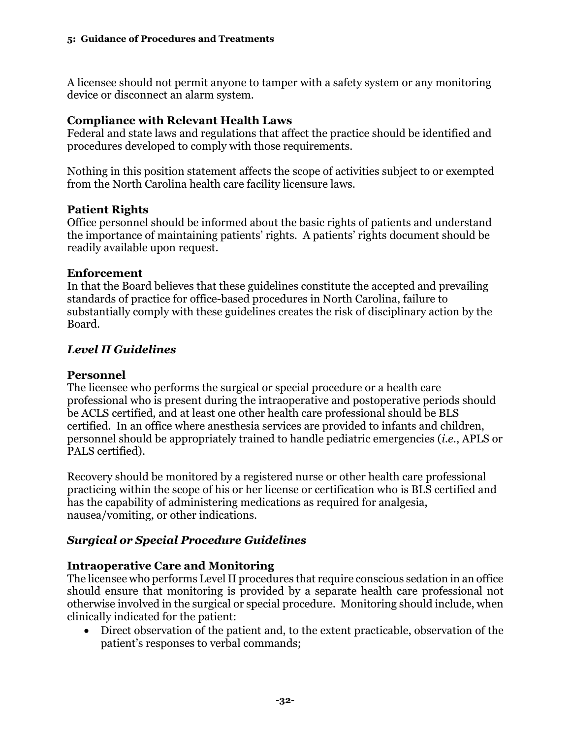A licensee should not permit anyone to tamper with a safety system or any monitoring device or disconnect an alarm system.

**Compliance with Relevant Health Laws**
Federal and state laws and regulations that affect the practice should be identified and procedures developed to comply with those requirements.

Nothing in this position statement affects the scope of activities subject to or exempted from the North Carolina health care facility licensure laws.

**Patient Rights**
Office personnel should be informed about the basic rights of patients and understand the importance of maintaining patients' rights. A patients' rights document should be readily available upon request.

**Enforcement**
In that the Board believes that these guidelines constitute the accepted and prevailing standards of practice for office-based procedures in North Carolina, failure to substantially comply with these guidelines creates the risk of disciplinary action by the Board.

### *Level II Guidelines*

**Personnel**
The licensee who performs the surgical or special procedure or a health care professional who is present during the intraoperative and postoperative periods should be ACLS certified, and at least one other health care professional should be BLS certified. In an office where anesthesia services are provided to infants and children, personnel should be appropriately trained to handle pediatric emergencies (*i.e.*, APLS or PALS certified).

Recovery should be monitored by a registered nurse or other health care professional practicing within the scope of his or her license or certification who is BLS certified and has the capability of administering medications as required for analgesia, nausea/vomiting, or other indications.

### *Surgical or Special Procedure Guidelines*

**Intraoperative Care and Monitoring**
The licensee who performs Level II procedures that require conscious sedation in an office should ensure that monitoring is provided by a separate health care professional not otherwise involved in the surgical or special procedure. Monitoring should include, when clinically indicated for the patient:

- Direct observation of the patient and, to the extent practicable, observation of the patient's responses to verbal commands;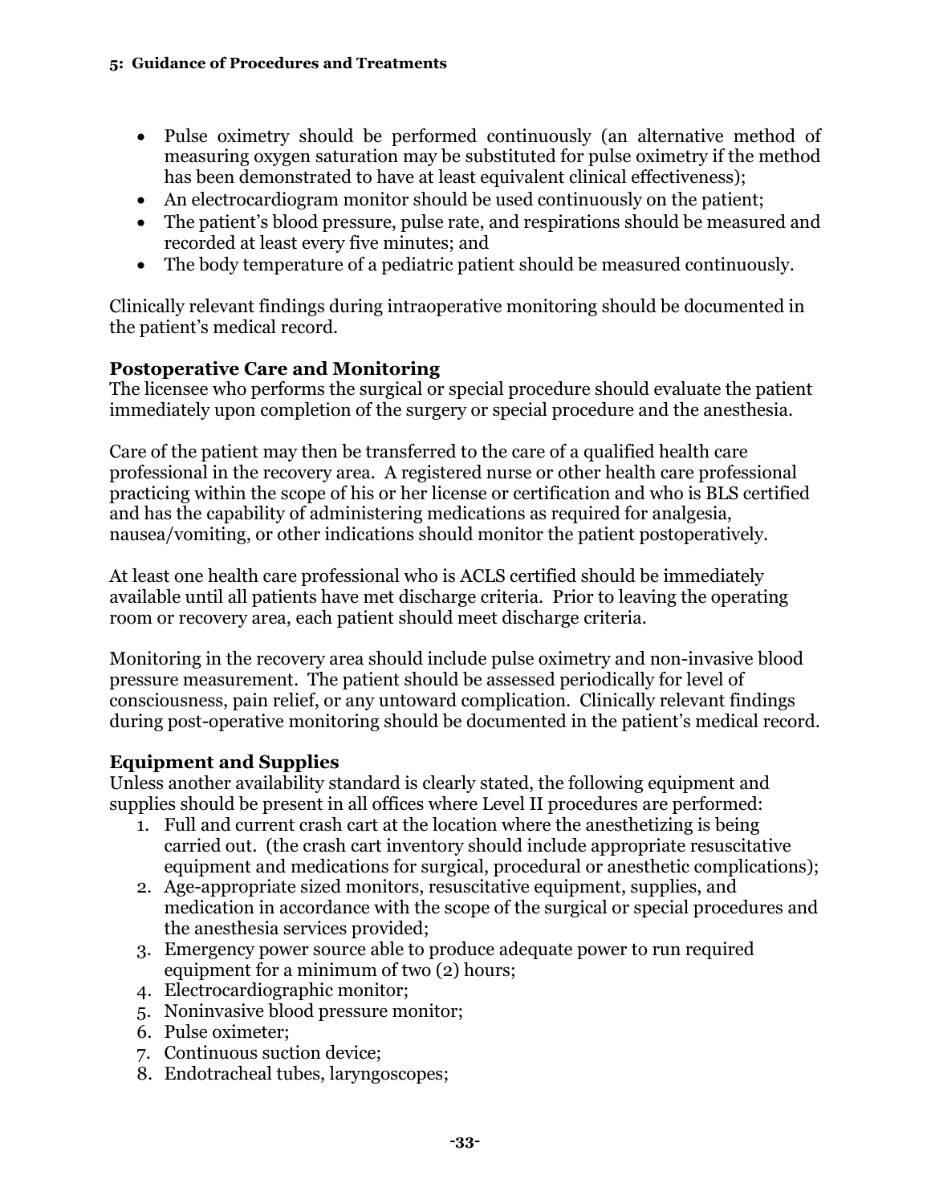- Pulse oximetry should be performed continuously (an alternative method of measuring oxygen saturation may be substituted for pulse oximetry if the method has been demonstrated to have at least equivalent clinical effectiveness);
- An electrocardiogram monitor should be used continuously on the patient;
- The patient's blood pressure, pulse rate, and respirations should be measured and recorded at least every five minutes; and
- The body temperature of a pediatric patient should be measured continuously.

Clinically relevant findings during intraoperative monitoring should be documented in the patient's medical record.

### Postoperative Care and Monitoring

The licensee who performs the surgical or special procedure should evaluate the patient immediately upon completion of the surgery or special procedure and the anesthesia.

Care of the patient may then be transferred to the care of a qualified health care professional in the recovery area. A registered nurse or other health care professional practicing within the scope of his or her license or certification and who is BLS certified and has the capability of administering medications as required for analgesia, nausea/vomiting, or other indications should monitor the patient postoperatively.

At least one health care professional who is ACLS certified should be immediately available until all patients have met discharge criteria. Prior to leaving the operating room or recovery area, each patient should meet discharge criteria.

Monitoring in the recovery area should include pulse oximetry and non-invasive blood pressure measurement. The patient should be assessed periodically for level of consciousness, pain relief, or any untoward complication. Clinically relevant findings during post-operative monitoring should be documented in the patient's medical record.

### Equipment and Supplies

Unless another availability standard is clearly stated, the following equipment and supplies should be present in all offices where Level II procedures are performed:

1. Full and current crash cart at the location where the anesthetizing is being carried out. (the crash cart inventory should include appropriate resuscitative equipment and medications for surgical, procedural or anesthetic complications);
2. Age-appropriate sized monitors, resuscitative equipment, supplies, and medication in accordance with the scope of the surgical or special procedures and the anesthesia services provided;
3. Emergency power source able to produce adequate power to run required equipment for a minimum of two (2) hours;
4. Electrocardiographic monitor;
5. Noninvasive blood pressure monitor;
6. Pulse oximeter;
7. Continuous suction device;
8. Endotracheal tubes, laryngoscopes;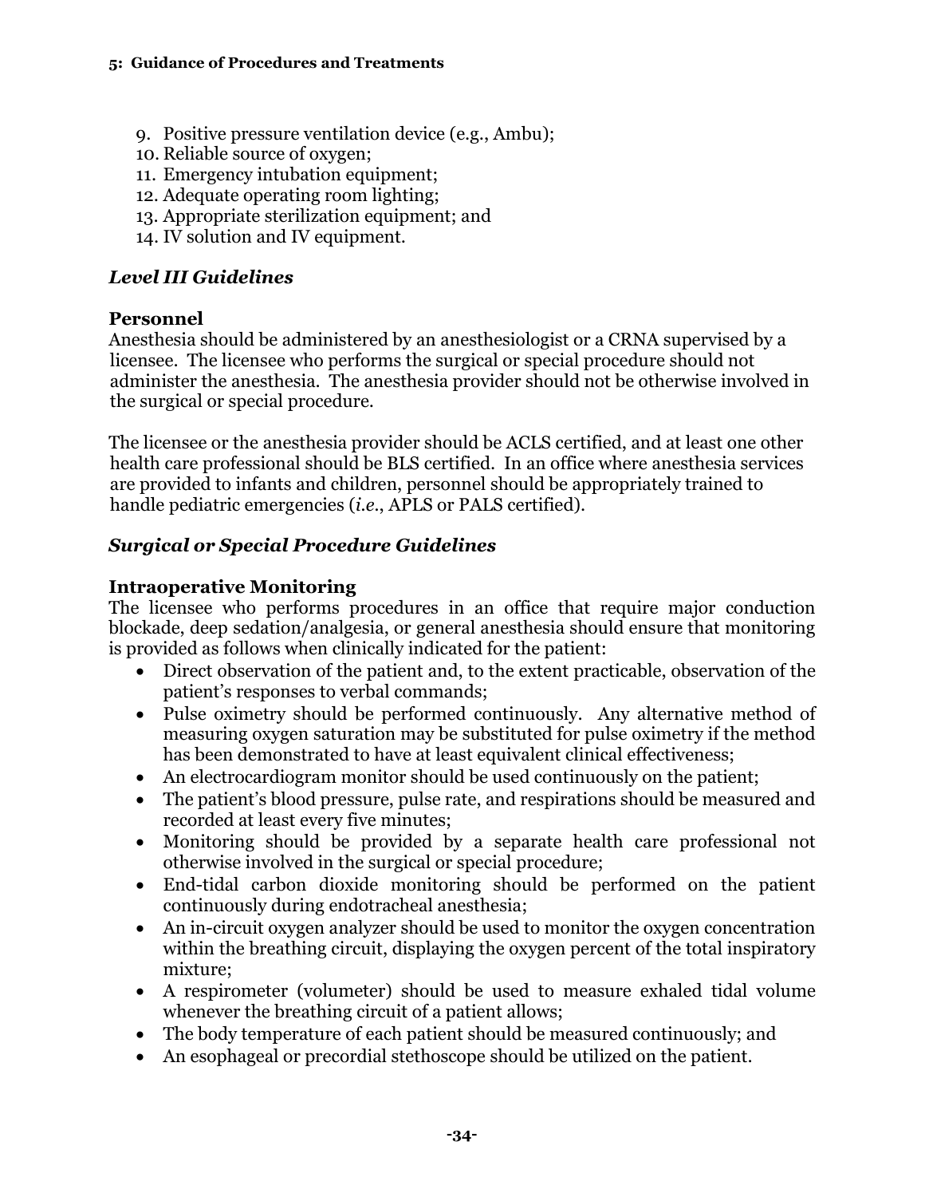9. Positive pressure ventilation device (e.g., Ambu);
10. Reliable source of oxygen;
11. Emergency intubation equipment;
12. Adequate operating room lighting;
13. Appropriate sterilization equipment; and
14. IV solution and IV equipment.

### *Level III Guidelines*

#### Personnel

Anesthesia should be administered by an anesthesiologist or a CRNA supervised by a licensee. The licensee who performs the surgical or special procedure should not administer the anesthesia. The anesthesia provider should not be otherwise involved in the surgical or special procedure.

The licensee or the anesthesia provider should be ACLS certified, and at least one other health care professional should be BLS certified. In an office where anesthesia services are provided to infants and children, personnel should be appropriately trained to handle pediatric emergencies (*i.e.*, APLS or PALS certified).

### *Surgical or Special Procedure Guidelines*

#### Intraoperative Monitoring

The licensee who performs procedures in an office that require major conduction blockade, deep sedation/analgesia, or general anesthesia should ensure that monitoring is provided as follows when clinically indicated for the patient:

- Direct observation of the patient and, to the extent practicable, observation of the patient's responses to verbal commands;
- Pulse oximetry should be performed continuously. Any alternative method of measuring oxygen saturation may be substituted for pulse oximetry if the method has been demonstrated to have at least equivalent clinical effectiveness;
- An electrocardiogram monitor should be used continuously on the patient;
- The patient's blood pressure, pulse rate, and respirations should be measured and recorded at least every five minutes;
- Monitoring should be provided by a separate health care professional not otherwise involved in the surgical or special procedure;
- End-tidal carbon dioxide monitoring should be performed on the patient continuously during endotracheal anesthesia;
- An in-circuit oxygen analyzer should be used to monitor the oxygen concentration within the breathing circuit, displaying the oxygen percent of the total inspiratory mixture;
- A respirometer (volumeter) should be used to measure exhaled tidal volume whenever the breathing circuit of a patient allows;
- The body temperature of each patient should be measured continuously; and
- An esophageal or precordial stethoscope should be utilized on the patient.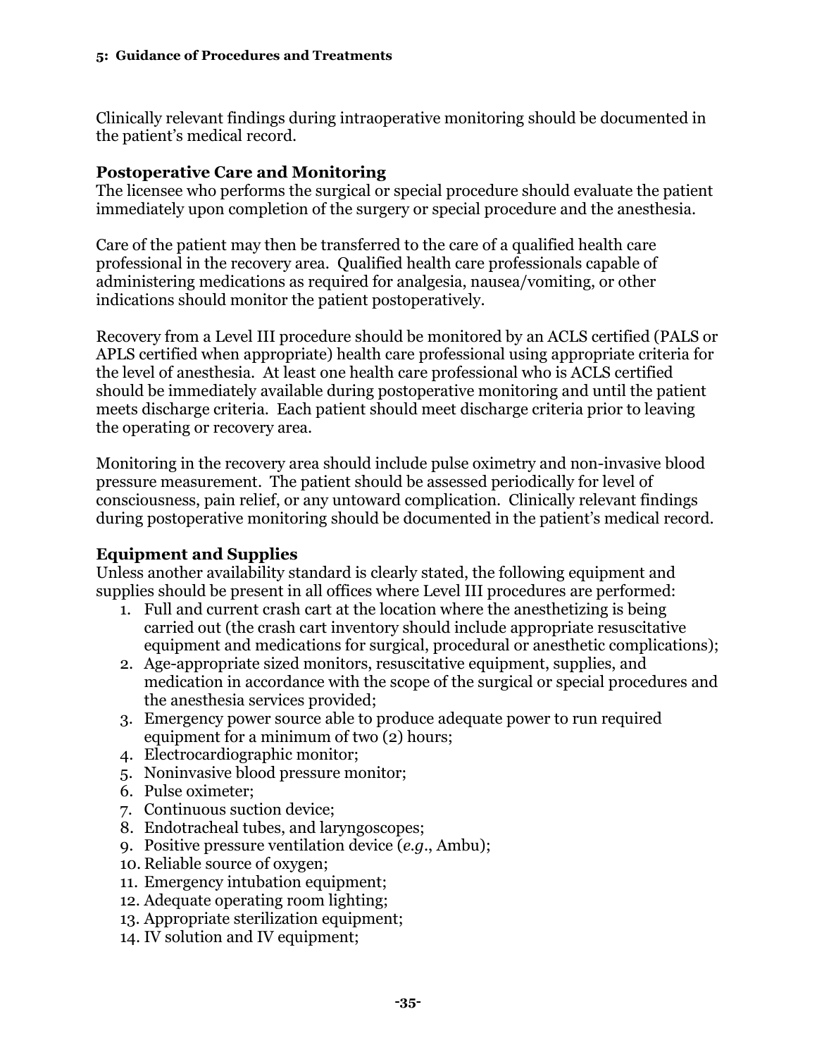Clinically relevant findings during intraoperative monitoring should be documented in the patient's medical record.

### Postoperative Care and Monitoring

The licensee who performs the surgical or special procedure should evaluate the patient immediately upon completion of the surgery or special procedure and the anesthesia.

Care of the patient may then be transferred to the care of a qualified health care professional in the recovery area. Qualified health care professionals capable of administering medications as required for analgesia, nausea/vomiting, or other indications should monitor the patient postoperatively.

Recovery from a Level III procedure should be monitored by an ACLS certified (PALS or APLS certified when appropriate) health care professional using appropriate criteria for the level of anesthesia. At least one health care professional who is ACLS certified should be immediately available during postoperative monitoring and until the patient meets discharge criteria. Each patient should meet discharge criteria prior to leaving the operating or recovery area.

Monitoring in the recovery area should include pulse oximetry and non-invasive blood pressure measurement. The patient should be assessed periodically for level of consciousness, pain relief, or any untoward complication. Clinically relevant findings during postoperative monitoring should be documented in the patient's medical record.

### Equipment and Supplies

Unless another availability standard is clearly stated, the following equipment and supplies should be present in all offices where Level III procedures are performed:

1. Full and current crash cart at the location where the anesthetizing is being carried out (the crash cart inventory should include appropriate resuscitative equipment and medications for surgical, procedural or anesthetic complications);
2. Age-appropriate sized monitors, resuscitative equipment, supplies, and medication in accordance with the scope of the surgical or special procedures and the anesthesia services provided;
3. Emergency power source able to produce adequate power to run required equipment for a minimum of two (2) hours;
4. Electrocardiographic monitor;
5. Noninvasive blood pressure monitor;
6. Pulse oximeter;
7. Continuous suction device;
8. Endotracheal tubes, and laryngoscopes;
9. Positive pressure ventilation device (*e.g.*, Ambu);
10. Reliable source of oxygen;
11. Emergency intubation equipment;
12. Adequate operating room lighting;
13. Appropriate sterilization equipment;
14. IV solution and IV equipment;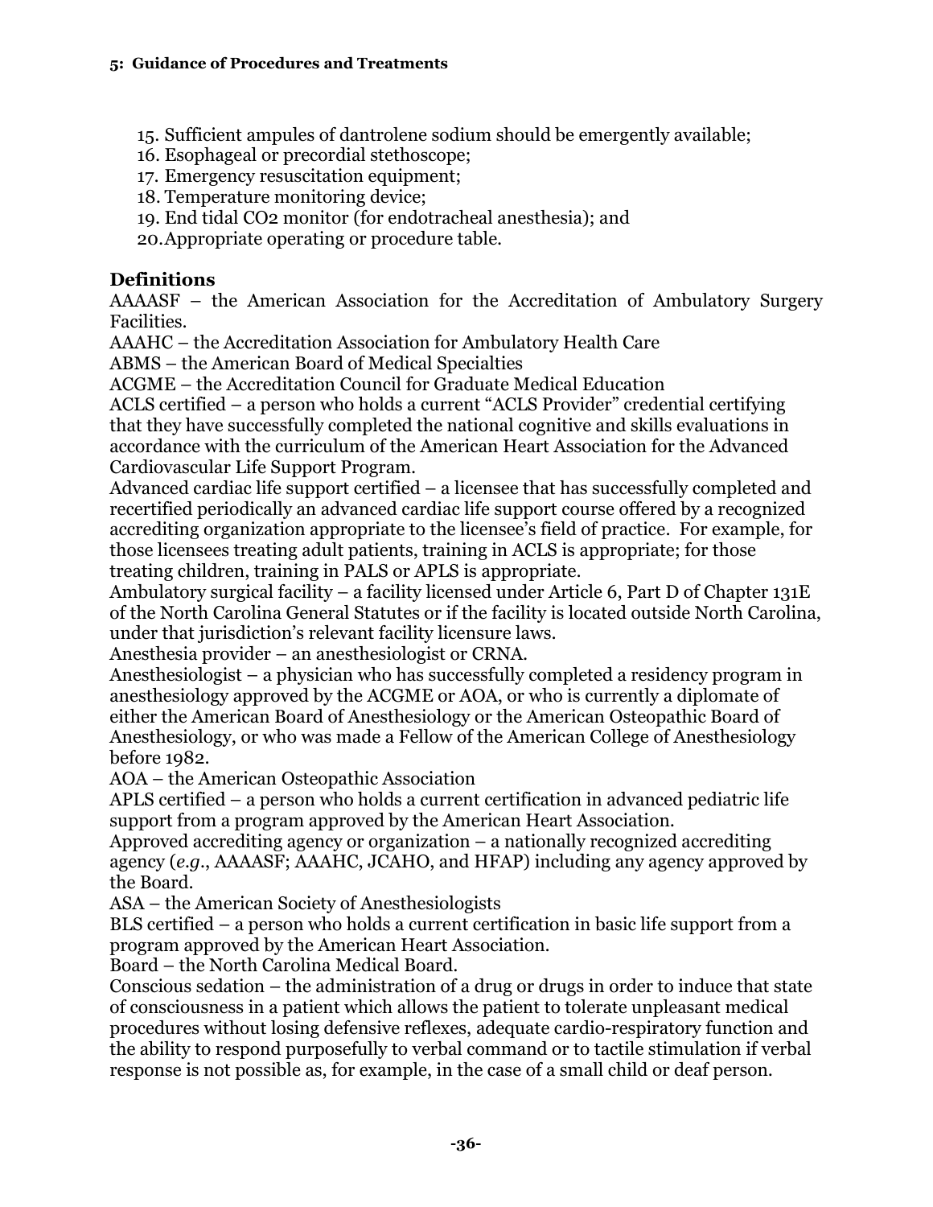15. Sufficient ampules of dantrolene sodium should be emergently available;
16. Esophageal or precordial stethoscope;
17. Emergency resuscitation equipment;
18. Temperature monitoring device;
19. End tidal $CO_2$ monitor (for endotracheal anesthesia); and
20. Appropriate operating or procedure table.

## Definitions

AAAASF – the American Association for the Accreditation of Ambulatory Surgery Facilities.

AAAHC – the Accreditation Association for Ambulatory Health Care

ABMS – the American Board of Medical Specialties

ACGME – the Accreditation Council for Graduate Medical Education

ACLS certified – a person who holds a current "ACLS Provider" credential certifying that they have successfully completed the national cognitive and skills evaluations in accordance with the curriculum of the American Heart Association for the Advanced Cardiovascular Life Support Program.

Advanced cardiac life support certified – a licensee that has successfully completed and recertified periodically an advanced cardiac life support course offered by a recognized accrediting organization appropriate to the licensee's field of practice. For example, for those licensees treating adult patients, training in ACLS is appropriate; for those treating children, training in PALS or APLS is appropriate.

Ambulatory surgical facility – a facility licensed under Article 6, Part D of Chapter 131E of the North Carolina General Statutes or if the facility is located outside North Carolina, under that jurisdiction's relevant facility licensure laws.

Anesthesia provider – an anesthesiologist or CRNA.

Anesthesiologist – a physician who has successfully completed a residency program in anesthesiology approved by the ACGME or AOA, or who is currently a diplomate of either the American Board of Anesthesiology or the American Osteopathic Board of Anesthesiology, or who was made a Fellow of the American College of Anesthesiology before 1982.

AOA – the American Osteopathic Association

APLS certified – a person who holds a current certification in advanced pediatric life support from a program approved by the American Heart Association.

Approved accrediting agency or organization – a nationally recognized accrediting agency (*e.g*., AAAASF; AAAHC, JCAHO, and HFAP) including any agency approved by the Board.

ASA – the American Society of Anesthesiologists

BLS certified – a person who holds a current certification in basic life support from a program approved by the American Heart Association.

Board – the North Carolina Medical Board.

Conscious sedation – the administration of a drug or drugs in order to induce that state of consciousness in a patient which allows the patient to tolerate unpleasant medical procedures without losing defensive reflexes, adequate cardio-respiratory function and the ability to respond purposefully to verbal command or to tactile stimulation if verbal response is not possible as, for example, in the case of a small child or deaf person.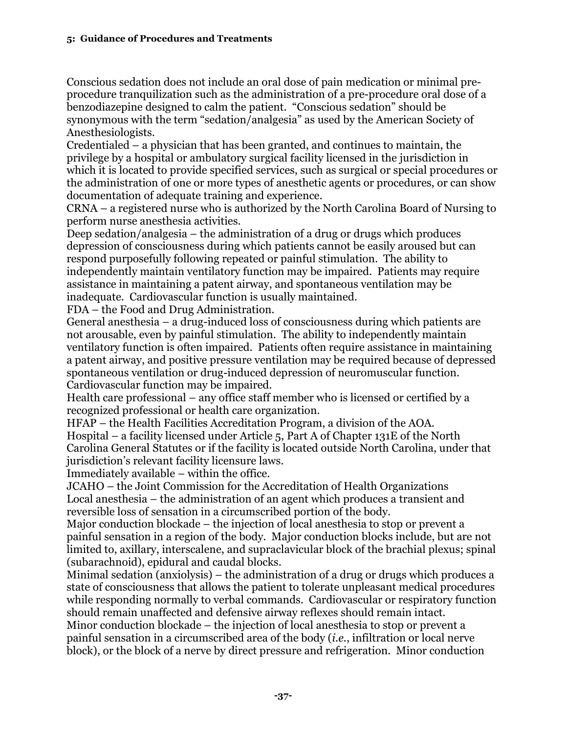Conscious sedation does not include an oral dose of pain medication or minimal pre-procedure tranquilization such as the administration of a pre-procedure oral dose of a benzodiazepine designed to calm the patient. "Conscious sedation" should be synonymous with the term "sedation/analgesia" as used by the American Society of Anesthesiologists.

Credentialed – a physician that has been granted, and continues to maintain, the privilege by a hospital or ambulatory surgical facility licensed in the jurisdiction in which it is located to provide specified services, such as surgical or special procedures or the administration of one or more types of anesthetic agents or procedures, or can show documentation of adequate training and experience.

CRNA – a registered nurse who is authorized by the North Carolina Board of Nursing to perform nurse anesthesia activities.

Deep sedation/analgesia – the administration of a drug or drugs which produces depression of consciousness during which patients cannot be easily aroused but can respond purposefully following repeated or painful stimulation. The ability to independently maintain ventilatory function may be impaired. Patients may require assistance in maintaining a patent airway, and spontaneous ventilation may be inadequate. Cardiovascular function is usually maintained.

FDA – the Food and Drug Administration.

General anesthesia – a drug-induced loss of consciousness during which patients are not arousable, even by painful stimulation. The ability to independently maintain ventilatory function is often impaired. Patients often require assistance in maintaining a patent airway, and positive pressure ventilation may be required because of depressed spontaneous ventilation or drug-induced depression of neuromuscular function. Cardiovascular function may be impaired.

Health care professional – any office staff member who is licensed or certified by a recognized professional or health care organization.

HFAP – the Health Facilities Accreditation Program, a division of the AOA.

Hospital – a facility licensed under Article 5, Part A of Chapter 131E of the North Carolina General Statutes or if the facility is located outside North Carolina, under that jurisdiction's relevant facility licensure laws.

Immediately available – within the office.

JCAHO – the Joint Commission for the Accreditation of Health Organizations

Local anesthesia – the administration of an agent which produces a transient and reversible loss of sensation in a circumscribed portion of the body.

Major conduction blockade – the injection of local anesthesia to stop or prevent a painful sensation in a region of the body. Major conduction blocks include, but are not limited to, axillary, interscalene, and supraclavicular block of the brachial plexus; spinal (subarachnoid), epidural and caudal blocks.

Minimal sedation (anxiolysis) – the administration of a drug or drugs which produces a state of consciousness that allows the patient to tolerate unpleasant medical procedures while responding normally to verbal commands. Cardiovascular or respiratory function should remain unaffected and defensive airway reflexes should remain intact.

Minor conduction blockade – the injection of local anesthesia to stop or prevent a painful sensation in a circumscribed area of the body (*i.e.*, infiltration or local nerve block), or the block of a nerve by direct pressure and refrigeration. Minor conduction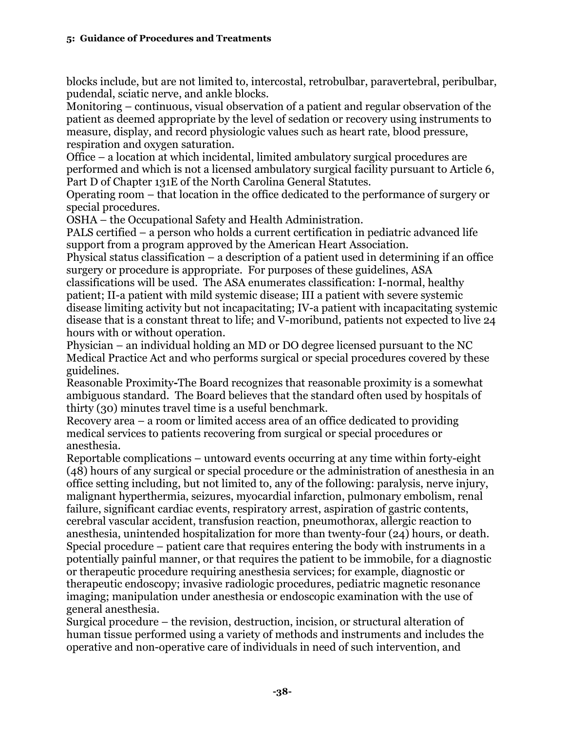blocks include, but are not limited to, intercostal, retrobulbar, paravertebral, peribulbar, pudendal, sciatic nerve, and ankle blocks.

Monitoring – continuous, visual observation of a patient and regular observation of the patient as deemed appropriate by the level of sedation or recovery using instruments to measure, display, and record physiologic values such as heart rate, blood pressure, respiration and oxygen saturation.

Office – a location at which incidental, limited ambulatory surgical procedures are performed and which is not a licensed ambulatory surgical facility pursuant to Article 6, Part D of Chapter 131E of the North Carolina General Statutes.

Operating room – that location in the office dedicated to the performance of surgery or special procedures.

OSHA – the Occupational Safety and Health Administration.

PALS certified – a person who holds a current certification in pediatric advanced life support from a program approved by the American Heart Association.

Physical status classification – a description of a patient used in determining if an office surgery or procedure is appropriate. For purposes of these guidelines, ASA classifications will be used. The ASA enumerates classification: I-normal, healthy patient; II-a patient with mild systemic disease; III a patient with severe systemic disease limiting activity but not incapacitating; IV-a patient with incapacitating systemic disease that is a constant threat to life; and V-moribund, patients not expected to live 24 hours with or without operation.

Physician – an individual holding an MD or DO degree licensed pursuant to the NC Medical Practice Act and who performs surgical or special procedures covered by these guidelines.

Reasonable Proximity**-**The Board recognizes that reasonable proximity is a somewhat ambiguous standard. The Board believes that the standard often used by hospitals of thirty (30) minutes travel time is a useful benchmark.

Recovery area – a room or limited access area of an office dedicated to providing medical services to patients recovering from surgical or special procedures or anesthesia.

Reportable complications – untoward events occurring at any time within forty-eight (48) hours of any surgical or special procedure or the administration of anesthesia in an office setting including, but not limited to, any of the following: paralysis, nerve injury, malignant hyperthermia, seizures, myocardial infarction, pulmonary embolism, renal failure, significant cardiac events, respiratory arrest, aspiration of gastric contents, cerebral vascular accident, transfusion reaction, pneumothorax, allergic reaction to anesthesia, unintended hospitalization for more than twenty-four (24) hours, or death.

Special procedure – patient care that requires entering the body with instruments in a potentially painful manner, or that requires the patient to be immobile, for a diagnostic or therapeutic procedure requiring anesthesia services; for example, diagnostic or therapeutic endoscopy; invasive radiologic procedures, pediatric magnetic resonance imaging; manipulation under anesthesia or endoscopic examination with the use of general anesthesia.

Surgical procedure – the revision, destruction, incision, or structural alteration of human tissue performed using a variety of methods and instruments and includes the operative and non-operative care of individuals in need of such intervention, and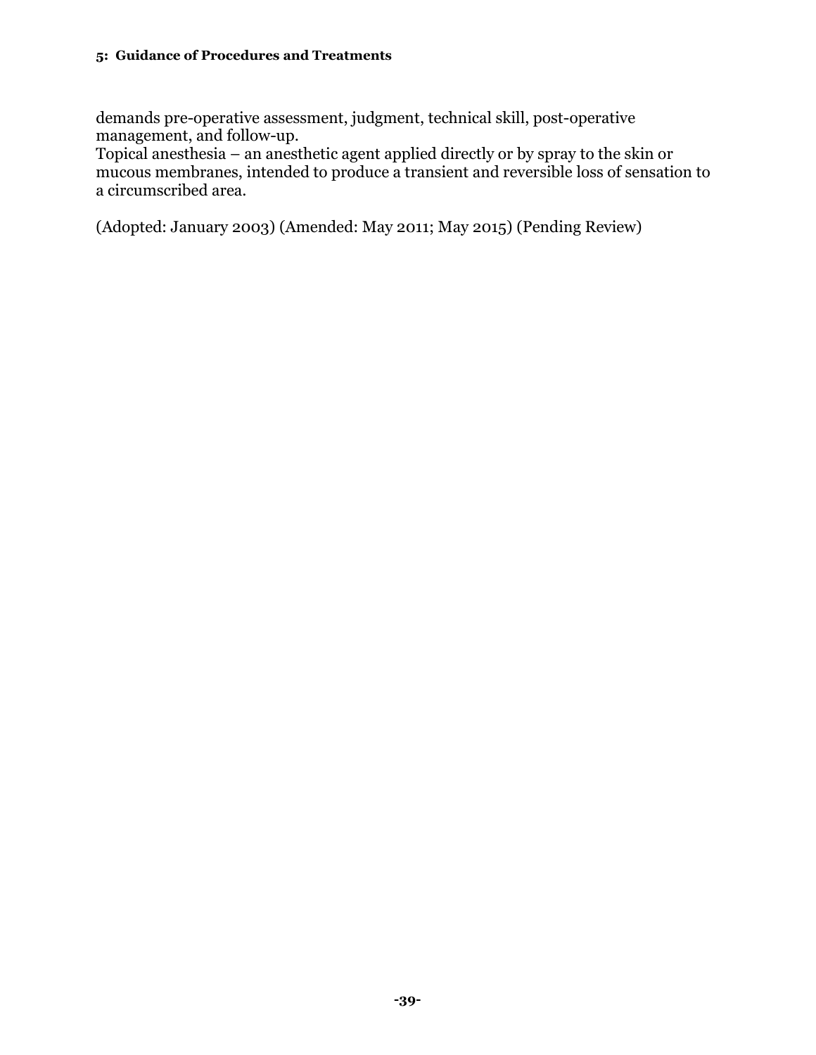demands pre-operative assessment, judgment, technical skill, post-operative management, and follow-up.

Topical anesthesia – an anesthetic agent applied directly or by spray to the skin or mucous membranes, intended to produce a transient and reversible loss of sensation to a circumscribed area.

(Adopted: January 2003) (Amended: May 2011; May 2015) (Pending Review)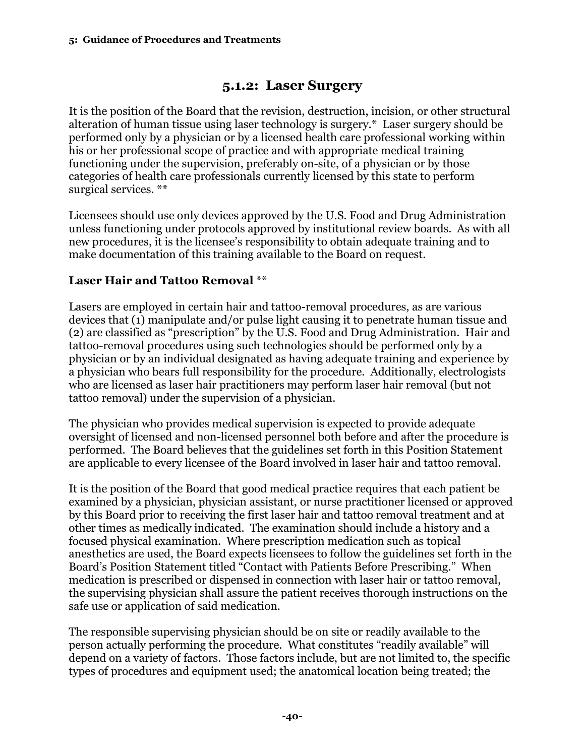## 5.1.2: Laser Surgery

It is the position of the Board that the revision, destruction, incision, or other structural alteration of human tissue using laser technology is surgery.* Laser surgery should be performed only by a physician or by a licensed health care professional working within his or her professional scope of practice and with appropriate medical training functioning under the supervision, preferably on-site, of a physician or by those categories of health care professionals currently licensed by this state to perform surgical services. **

Licensees should use only devices approved by the U.S. Food and Drug Administration unless functioning under protocols approved by institutional review boards. As with all new procedures, it is the licensee's responsibility to obtain adequate training and to make documentation of this training available to the Board on request.

### Laser Hair and Tattoo Removal **

Lasers are employed in certain hair and tattoo-removal procedures, as are various devices that (1) manipulate and/or pulse light causing it to penetrate human tissue and (2) are classified as "prescription" by the U.S. Food and Drug Administration. Hair and tattoo-removal procedures using such technologies should be performed only by a physician or by an individual designated as having adequate training and experience by a physician who bears full responsibility for the procedure. Additionally, electrologists who are licensed as laser hair practitioners may perform laser hair removal (but not tattoo removal) under the supervision of a physician.

The physician who provides medical supervision is expected to provide adequate oversight of licensed and non-licensed personnel both before and after the procedure is performed. The Board believes that the guidelines set forth in this Position Statement are applicable to every licensee of the Board involved in laser hair and tattoo removal.

It is the position of the Board that good medical practice requires that each patient be examined by a physician, physician assistant, or nurse practitioner licensed or approved by this Board prior to receiving the first laser hair and tattoo removal treatment and at other times as medically indicated. The examination should include a history and a focused physical examination. Where prescription medication such as topical anesthetics are used, the Board expects licensees to follow the guidelines set forth in the Board's Position Statement titled "Contact with Patients Before Prescribing." When medication is prescribed or dispensed in connection with laser hair or tattoo removal, the supervising physician shall assure the patient receives thorough instructions on the safe use or application of said medication.

The responsible supervising physician should be on site or readily available to the person actually performing the procedure. What constitutes "readily available" will depend on a variety of factors. Those factors include, but are not limited to, the specific types of procedures and equipment used; the anatomical location being treated; the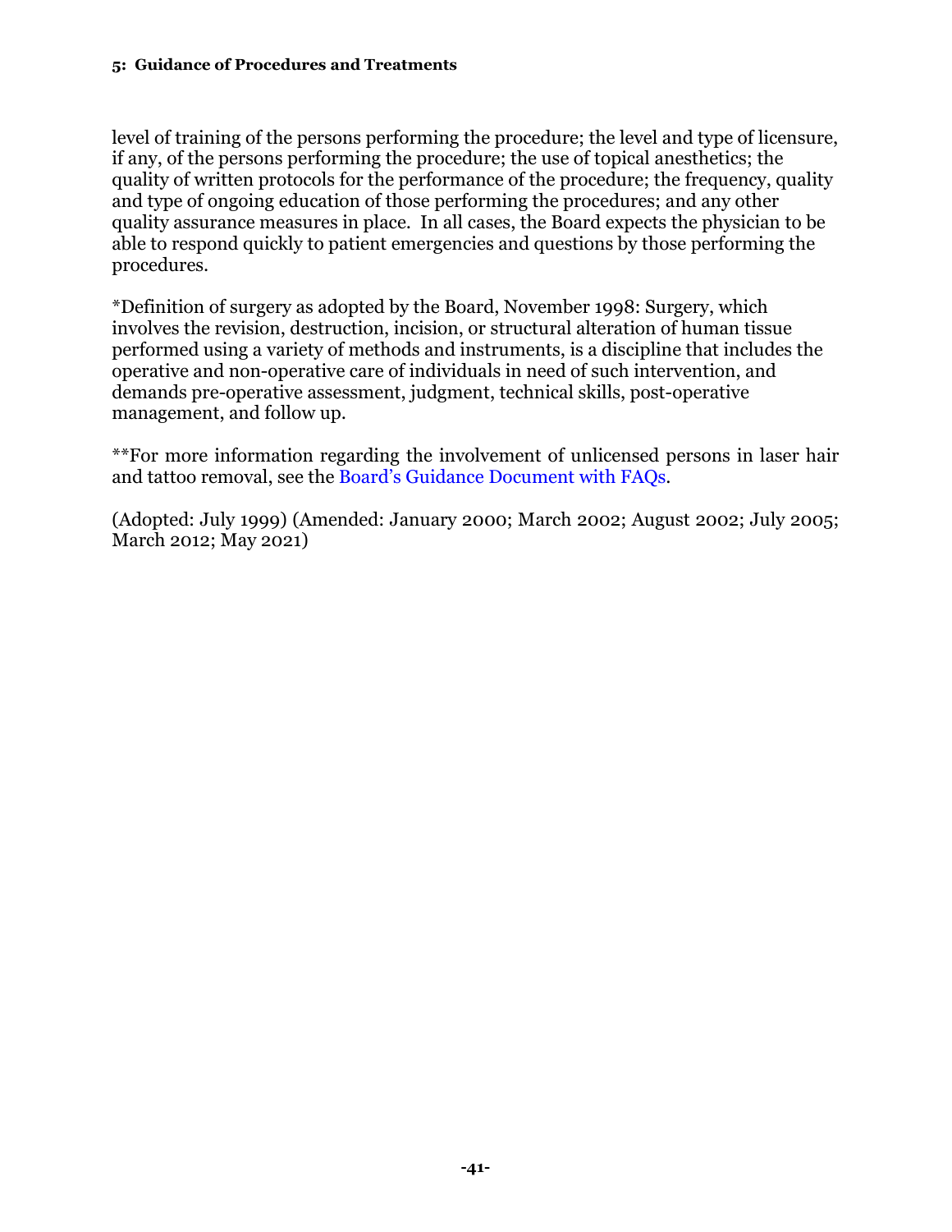level of training of the persons performing the procedure; the level and type of licensure, if any, of the persons performing the procedure; the use of topical anesthetics; the quality of written protocols for the performance of the procedure; the frequency, quality and type of ongoing education of those performing the procedures; and any other quality assurance measures in place.  In all cases, the Board expects the physician to be able to respond quickly to patient emergencies and questions by those performing the procedures.

*Definition of surgery as adopted by the Board, November 1998: Surgery, which involves the revision, destruction, incision, or structural alteration of human tissue performed using a variety of methods and instruments, is a discipline that includes the operative and non-operative care of individuals in need of such intervention, and demands pre-operative assessment, judgment, technical skills, post-operative management, and follow up.

**For more information regarding the involvement of unlicensed persons in laser hair and tattoo removal, see the Board's Guidance Document with FAQs.

(Adopted: July 1999) (Amended: January 2000; March 2002; August 2002; July 2005; March 2012; May 2021)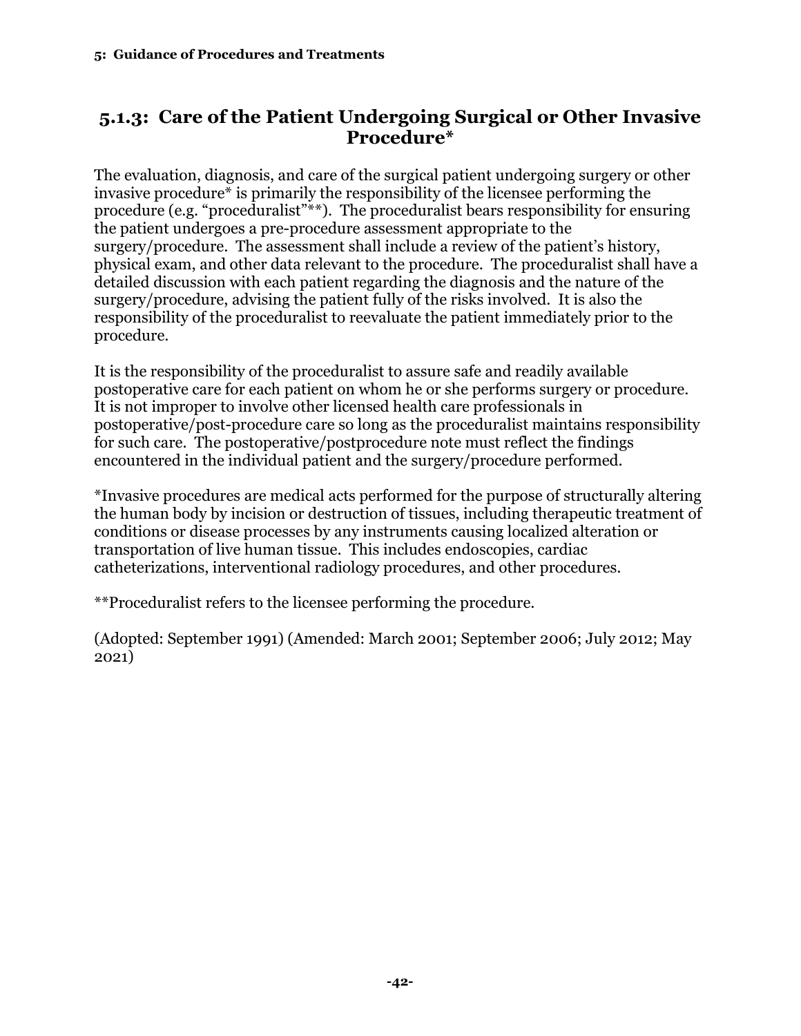## 5.1.3: Care of the Patient Undergoing Surgical or Other Invasive Procedure*

The evaluation, diagnosis, and care of the surgical patient undergoing surgery or other invasive procedure* is primarily the responsibility of the licensee performing the procedure (e.g. "proceduralist"**). The proceduralist bears responsibility for ensuring the patient undergoes a pre-procedure assessment appropriate to the surgery/procedure. The assessment shall include a review of the patient's history, physical exam, and other data relevant to the procedure. The proceduralist shall have a detailed discussion with each patient regarding the diagnosis and the nature of the surgery/procedure, advising the patient fully of the risks involved. It is also the responsibility of the proceduralist to reevaluate the patient immediately prior to the procedure.

It is the responsibility of the proceduralist to assure safe and readily available postoperative care for each patient on whom he or she performs surgery or procedure. It is not improper to involve other licensed health care professionals in postoperative/post-procedure care so long as the proceduralist maintains responsibility for such care. The postoperative/postprocedure note must reflect the findings encountered in the individual patient and the surgery/procedure performed.

*Invasive procedures are medical acts performed for the purpose of structurally altering the human body by incision or destruction of tissues, including therapeutic treatment of conditions or disease processes by any instruments causing localized alteration or transportation of live human tissue. This includes endoscopies, cardiac catheterizations, interventional radiology procedures, and other procedures.

**Proceduralist refers to the licensee performing the procedure.

(Adopted: September 1991) (Amended: March 2001; September 2006; July 2012; May 2021)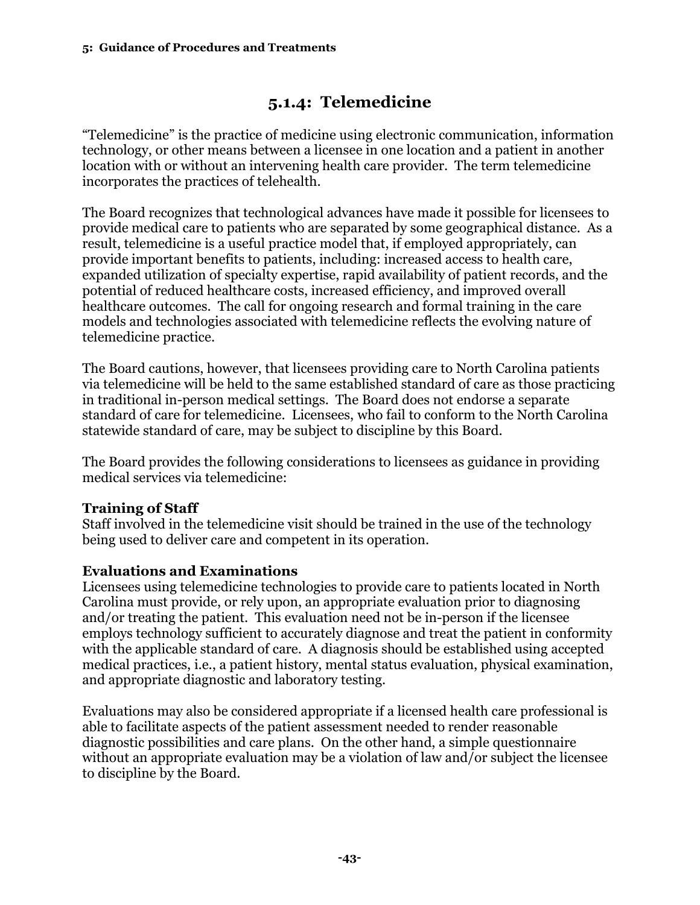## 5.1.4: Telemedicine

"Telemedicine" is the practice of medicine using electronic communication, information technology, or other means between a licensee in one location and a patient in another location with or without an intervening health care provider. The term telemedicine incorporates the practices of telehealth.

The Board recognizes that technological advances have made it possible for licensees to provide medical care to patients who are separated by some geographical distance. As a result, telemedicine is a useful practice model that, if employed appropriately, can provide important benefits to patients, including: increased access to health care, expanded utilization of specialty expertise, rapid availability of patient records, and the potential of reduced healthcare costs, increased efficiency, and improved overall healthcare outcomes. The call for ongoing research and formal training in the care models and technologies associated with telemedicine reflects the evolving nature of telemedicine practice.

The Board cautions, however, that licensees providing care to North Carolina patients via telemedicine will be held to the same established standard of care as those practicing in traditional in-person medical settings. The Board does not endorse a separate standard of care for telemedicine. Licensees, who fail to conform to the North Carolina statewide standard of care, may be subject to discipline by this Board.

The Board provides the following considerations to licensees as guidance in providing medical services via telemedicine:

**Training of Staff**
Staff involved in the telemedicine visit should be trained in the use of the technology being used to deliver care and competent in its operation.

**Evaluations and Examinations**
Licensees using telemedicine technologies to provide care to patients located in North Carolina must provide, or rely upon, an appropriate evaluation prior to diagnosing and/or treating the patient. This evaluation need not be in-person if the licensee employs technology sufficient to accurately diagnose and treat the patient in conformity with the applicable standard of care. A diagnosis should be established using accepted medical practices, i.e., a patient history, mental status evaluation, physical examination, and appropriate diagnostic and laboratory testing.

Evaluations may also be considered appropriate if a licensed health care professional is able to facilitate aspects of the patient assessment needed to render reasonable diagnostic possibilities and care plans. On the other hand, a simple questionnaire without an appropriate evaluation may be a violation of law and/or subject the licensee to discipline by the Board.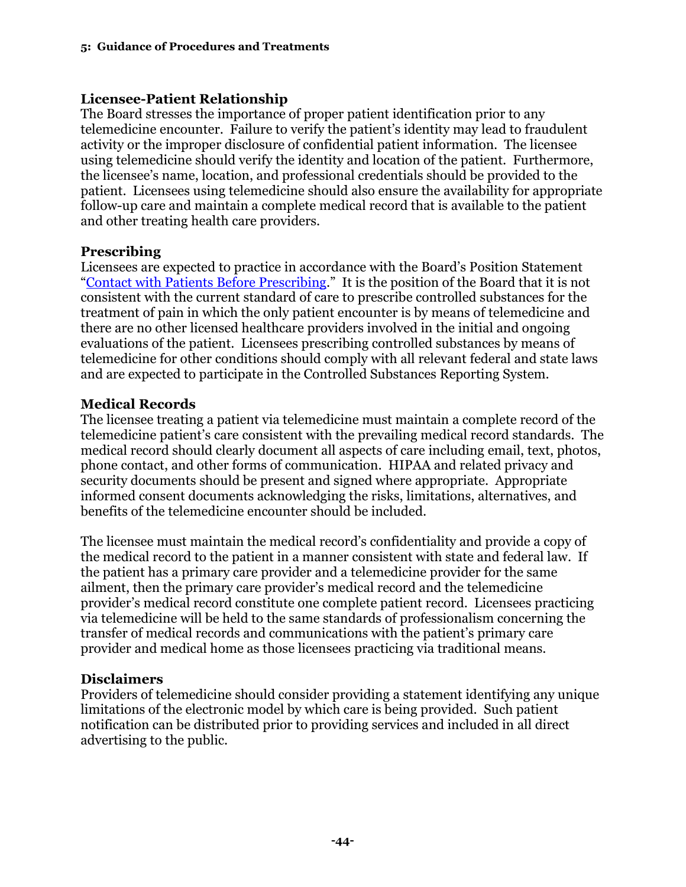### Licensee-Patient Relationship

The Board stresses the importance of proper patient identification prior to any telemedicine encounter. Failure to verify the patient's identity may lead to fraudulent activity or the improper disclosure of confidential patient information. The licensee using telemedicine should verify the identity and location of the patient. Furthermore, the licensee's name, location, and professional credentials should be provided to the patient. Licensees using telemedicine should also ensure the availability for appropriate follow-up care and maintain a complete medical record that is available to the patient and other treating health care providers.

### Prescribing

Licensees are expected to practice in accordance with the Board's Position Statement "Contact with Patients Before Prescribing." It is the position of the Board that it is not consistent with the current standard of care to prescribe controlled substances for the treatment of pain in which the only patient encounter is by means of telemedicine and there are no other licensed healthcare providers involved in the initial and ongoing evaluations of the patient. Licensees prescribing controlled substances by means of telemedicine for other conditions should comply with all relevant federal and state laws and are expected to participate in the Controlled Substances Reporting System.

### Medical Records

The licensee treating a patient via telemedicine must maintain a complete record of the telemedicine patient's care consistent with the prevailing medical record standards. The medical record should clearly document all aspects of care including email, text, photos, phone contact, and other forms of communication. HIPAA and related privacy and security documents should be present and signed where appropriate. Appropriate informed consent documents acknowledging the risks, limitations, alternatives, and benefits of the telemedicine encounter should be included.

The licensee must maintain the medical record's confidentiality and provide a copy of the medical record to the patient in a manner consistent with state and federal law. If the patient has a primary care provider and a telemedicine provider for the same ailment, then the primary care provider's medical record and the telemedicine provider's medical record constitute one complete patient record. Licensees practicing via telemedicine will be held to the same standards of professionalism concerning the transfer of medical records and communications with the patient's primary care provider and medical home as those licensees practicing via traditional means.

### Disclaimers

Providers of telemedicine should consider providing a statement identifying any unique limitations of the electronic model by which care is being provided. Such patient notification can be distributed prior to providing services and included in all direct advertising to the public.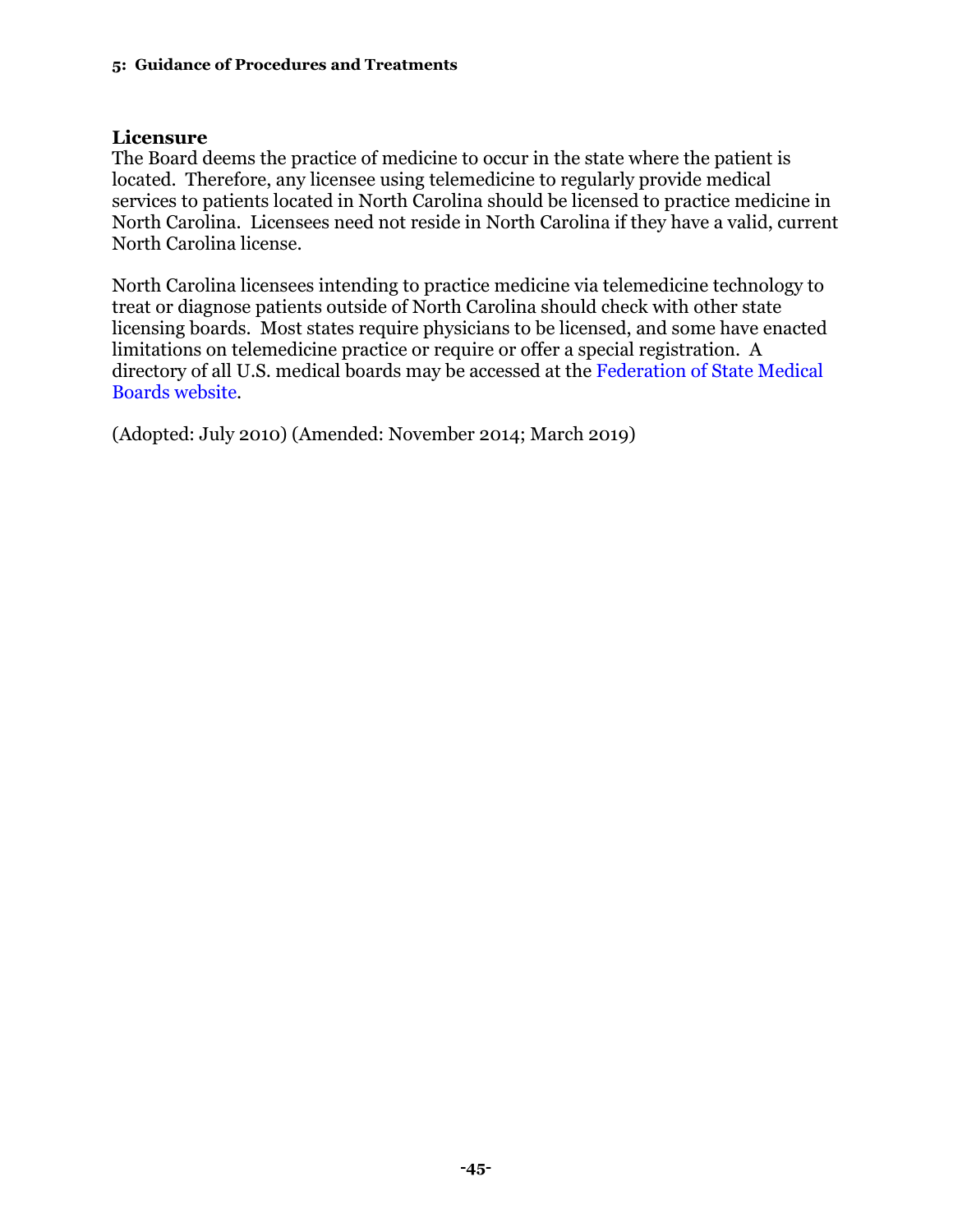### Licensure

The Board deems the practice of medicine to occur in the state where the patient is located. Therefore, any licensee using telemedicine to regularly provide medical services to patients located in North Carolina should be licensed to practice medicine in North Carolina. Licensees need not reside in North Carolina if they have a valid, current North Carolina license.

North Carolina licensees intending to practice medicine via telemedicine technology to treat or diagnose patients outside of North Carolina should check with other state licensing boards. Most states require physicians to be licensed, and some have enacted limitations on telemedicine practice or require or offer a special registration. A directory of all U.S. medical boards may be accessed at the Federation of State Medical Boards website.

(Adopted: July 2010) (Amended: November 2014; March 2019)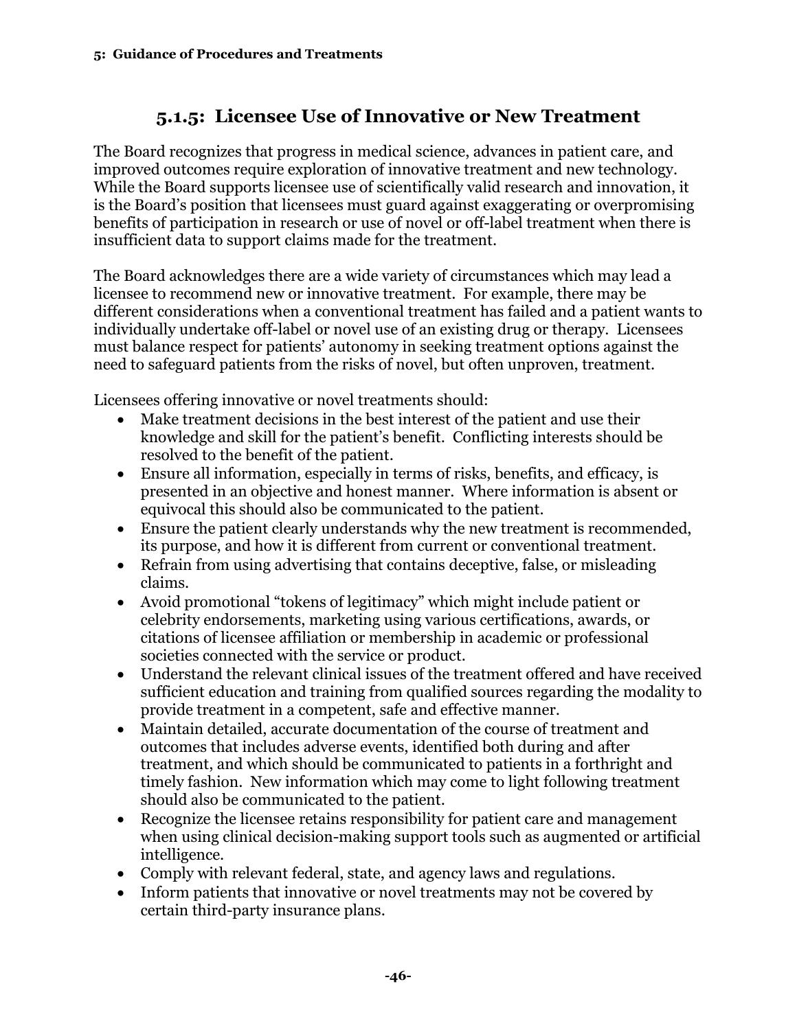## 5.1.5: Licensee Use of Innovative or New Treatment

The Board recognizes that progress in medical science, advances in patient care, and improved outcomes require exploration of innovative treatment and new technology. While the Board supports licensee use of scientifically valid research and innovation, it is the Board's position that licensees must guard against exaggerating or overpromising benefits of participation in research or use of novel or off-label treatment when there is insufficient data to support claims made for the treatment.

The Board acknowledges there are a wide variety of circumstances which may lead a licensee to recommend new or innovative treatment. For example, there may be different considerations when a conventional treatment has failed and a patient wants to individually undertake off-label or novel use of an existing drug or therapy. Licensees must balance respect for patients' autonomy in seeking treatment options against the need to safeguard patients from the risks of novel, but often unproven, treatment.

Licensees offering innovative or novel treatments should:

- Make treatment decisions in the best interest of the patient and use their knowledge and skill for the patient's benefit. Conflicting interests should be resolved to the benefit of the patient.
- Ensure all information, especially in terms of risks, benefits, and efficacy, is presented in an objective and honest manner. Where information is absent or equivocal this should also be communicated to the patient.
- Ensure the patient clearly understands why the new treatment is recommended, its purpose, and how it is different from current or conventional treatment.
- Refrain from using advertising that contains deceptive, false, or misleading claims.
- Avoid promotional "tokens of legitimacy" which might include patient or celebrity endorsements, marketing using various certifications, awards, or citations of licensee affiliation or membership in academic or professional societies connected with the service or product.
- Understand the relevant clinical issues of the treatment offered and have received sufficient education and training from qualified sources regarding the modality to provide treatment in a competent, safe and effective manner.
- Maintain detailed, accurate documentation of the course of treatment and outcomes that includes adverse events, identified both during and after treatment, and which should be communicated to patients in a forthright and timely fashion. New information which may come to light following treatment should also be communicated to the patient.
- Recognize the licensee retains responsibility for patient care and management when using clinical decision-making support tools such as augmented or artificial intelligence.
- Comply with relevant federal, state, and agency laws and regulations.
- Inform patients that innovative or novel treatments may not be covered by certain third-party insurance plans.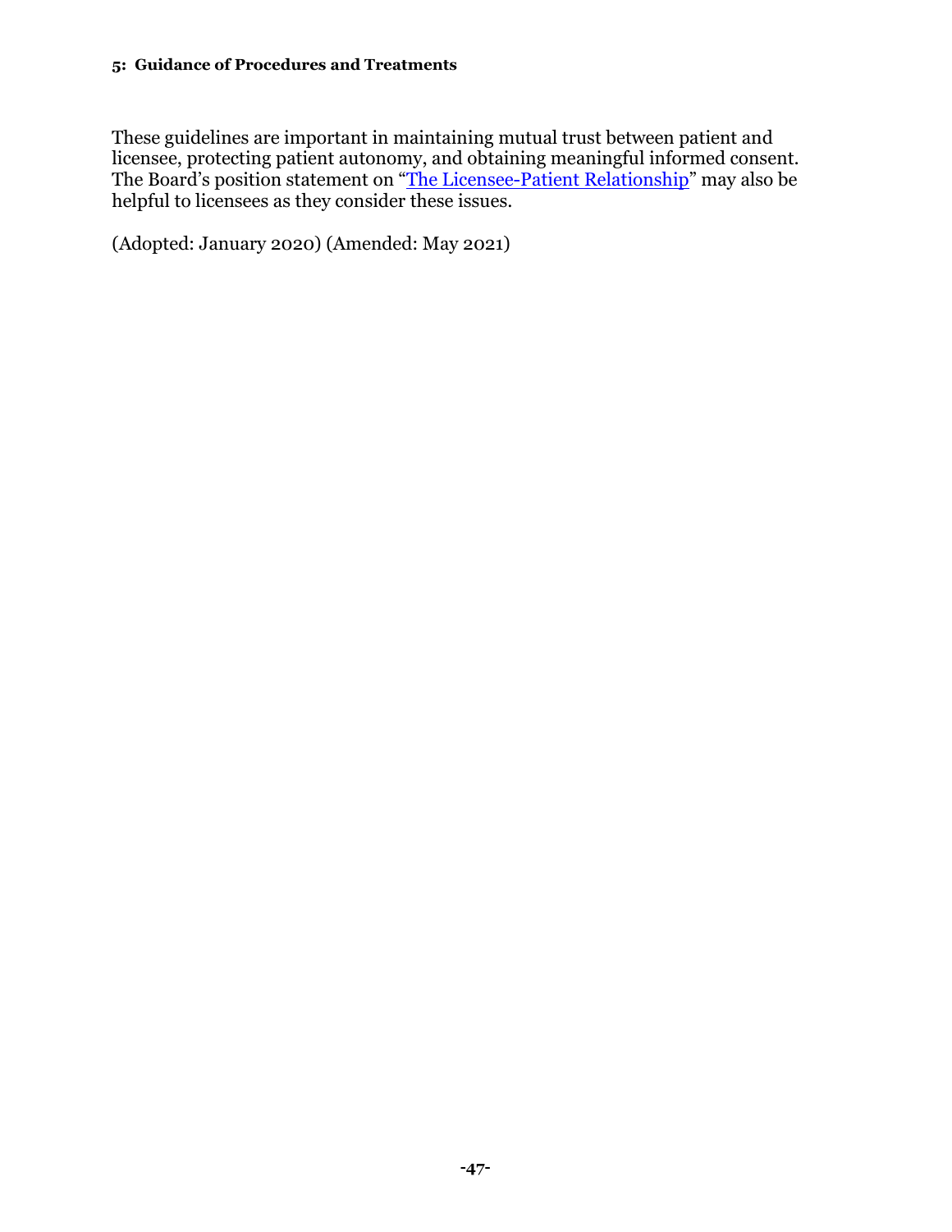These guidelines are important in maintaining mutual trust between patient and licensee, protecting patient autonomy, and obtaining meaningful informed consent. The Board's position statement on "The Licensee-Patient Relationship" may also be helpful to licensees as they consider these issues.

(Adopted: January 2020) (Amended: May 2021)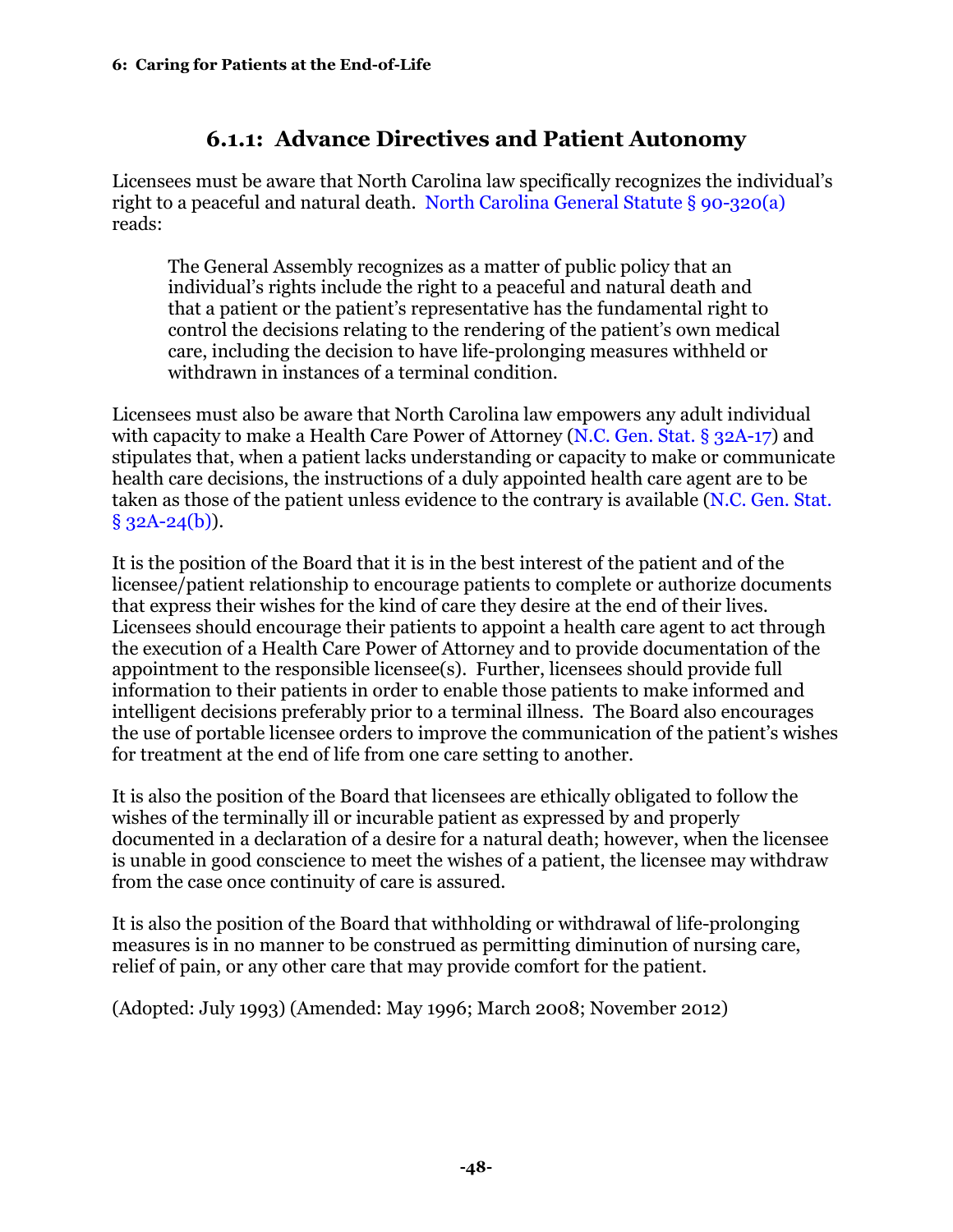## 6.1.1: Advance Directives and Patient Autonomy

Licensees must be aware that North Carolina law specifically recognizes the individual's right to a peaceful and natural death. North Carolina General Statute § 90-320(a) reads:

> The General Assembly recognizes as a matter of public policy that an individual's rights include the right to a peaceful and natural death and that a patient or the patient's representative has the fundamental right to control the decisions relating to the rendering of the patient's own medical care, including the decision to have life-prolonging measures withheld or withdrawn in instances of a terminal condition.

Licensees must also be aware that North Carolina law empowers any adult individual with capacity to make a Health Care Power of Attorney (N.C. Gen. Stat. § 32A-17) and stipulates that, when a patient lacks understanding or capacity to make or communicate health care decisions, the instructions of a duly appointed health care agent are to be taken as those of the patient unless evidence to the contrary is available (N.C. Gen. Stat. § 32A-24(b)).

It is the position of the Board that it is in the best interest of the patient and of the licensee/patient relationship to encourage patients to complete or authorize documents that express their wishes for the kind of care they desire at the end of their lives. Licensees should encourage their patients to appoint a health care agent to act through the execution of a Health Care Power of Attorney and to provide documentation of the appointment to the responsible licensee(s). Further, licensees should provide full information to their patients in order to enable those patients to make informed and intelligent decisions preferably prior to a terminal illness. The Board also encourages the use of portable licensee orders to improve the communication of the patient's wishes for treatment at the end of life from one care setting to another.

It is also the position of the Board that licensees are ethically obligated to follow the wishes of the terminally ill or incurable patient as expressed by and properly documented in a declaration of a desire for a natural death; however, when the licensee is unable in good conscience to meet the wishes of a patient, the licensee may withdraw from the case once continuity of care is assured.

It is also the position of the Board that withholding or withdrawal of life-prolonging measures is in no manner to be construed as permitting diminution of nursing care, relief of pain, or any other care that may provide comfort for the patient.

(Adopted: July 1993) (Amended: May 1996; March 2008; November 2012)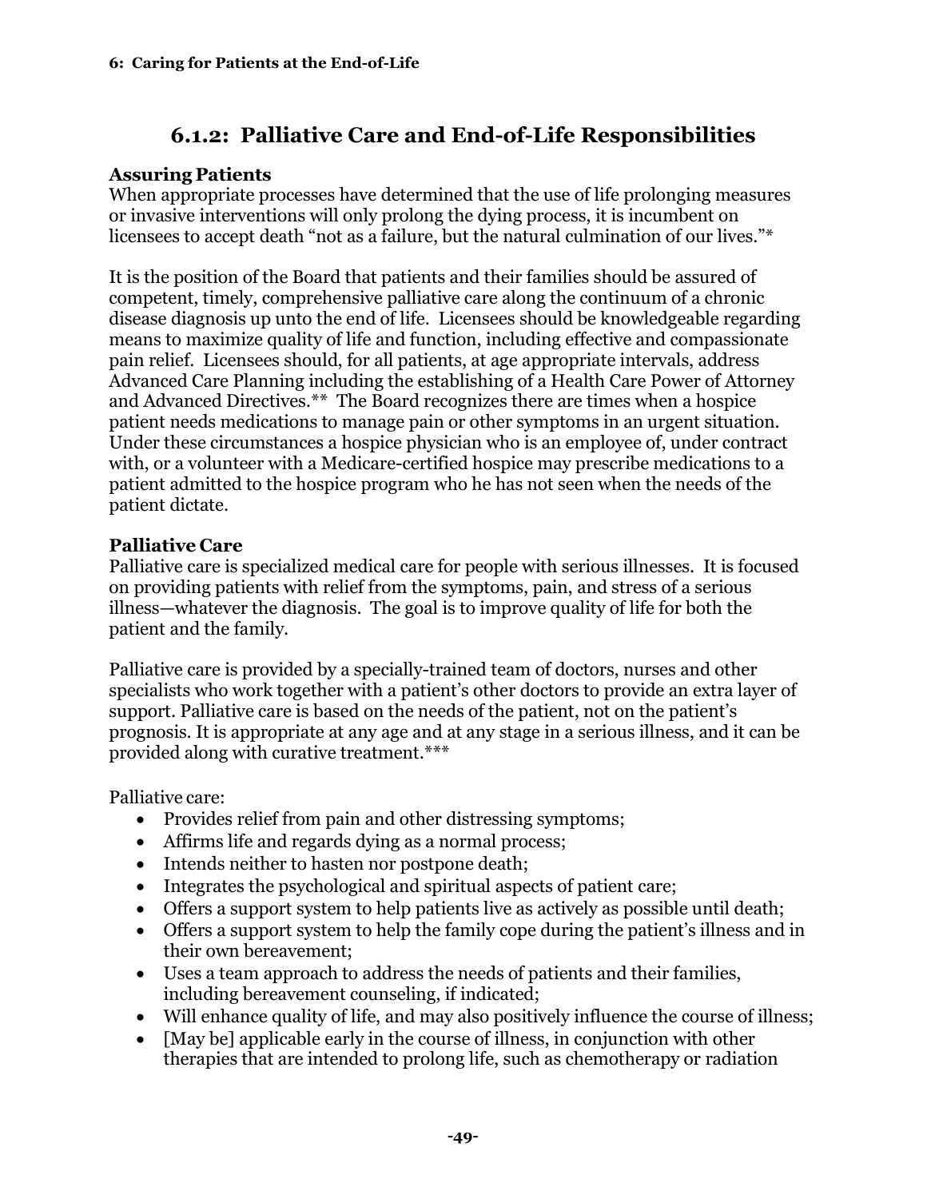## 6.1.2: Palliative Care and End-of-Life Responsibilities

### Assuring Patients

When appropriate processes have determined that the use of life prolonging measures or invasive interventions will only prolong the dying process, it is incumbent on licensees to accept death "not as a failure, but the natural culmination of our lives."*

It is the position of the Board that patients and their families should be assured of competent, timely, comprehensive palliative care along the continuum of a chronic disease diagnosis up unto the end of life. Licensees should be knowledgeable regarding means to maximize quality of life and function, including effective and compassionate pain relief. Licensees should, for all patients, at age appropriate intervals, address Advanced Care Planning including the establishing of a Health Care Power of Attorney and Advanced Directives.** The Board recognizes there are times when a hospice patient needs medications to manage pain or other symptoms in an urgent situation. Under these circumstances a hospice physician who is an employee of, under contract with, or a volunteer with a Medicare-certified hospice may prescribe medications to a patient admitted to the hospice program who he has not seen when the needs of the patient dictate.

### Palliative Care

Palliative care is specialized medical care for people with serious illnesses. It is focused on providing patients with relief from the symptoms, pain, and stress of a serious illness—whatever the diagnosis. The goal is to improve quality of life for both the patient and the family.

Palliative care is provided by a specially-trained team of doctors, nurses and other specialists who work together with a patient's other doctors to provide an extra layer of support. Palliative care is based on the needs of the patient, not on the patient's prognosis. It is appropriate at any age and at any stage in a serious illness, and it can be provided along with curative treatment.***

Palliative care:

- Provides relief from pain and other distressing symptoms;
- Affirms life and regards dying as a normal process;
- Intends neither to hasten nor postpone death;
- Integrates the psychological and spiritual aspects of patient care;
- Offers a support system to help patients live as actively as possible until death;
- Offers a support system to help the family cope during the patient's illness and in their own bereavement;
- Uses a team approach to address the needs of patients and their families, including bereavement counseling, if indicated;
- Will enhance quality of life, and may also positively influence the course of illness;
- [May be] applicable early in the course of illness, in conjunction with other therapies that are intended to prolong life, such as chemotherapy or radiation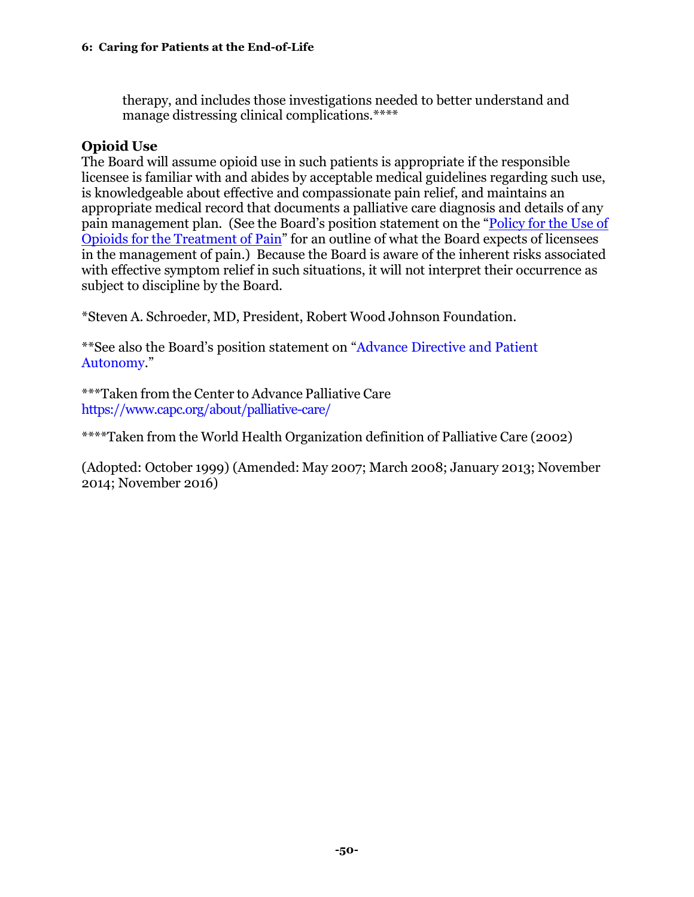therapy, and includes those investigations needed to better understand and manage distressing clinical complications.****

## Opioid Use

The Board will assume opioid use in such patients is appropriate if the responsible licensee is familiar with and abides by acceptable medical guidelines regarding such use, is knowledgeable about effective and compassionate pain relief, and maintains an appropriate medical record that documents a palliative care diagnosis and details of any pain management plan. (See the Board's position statement on the "Policy for the Use of Opioids for the Treatment of Pain" for an outline of what the Board expects of licensees in the management of pain.) Because the Board is aware of the inherent risks associated with effective symptom relief in such situations, it will not interpret their occurrence as subject to discipline by the Board.

*Steven A. Schroeder, MD, President, Robert Wood Johnson Foundation.

**See also the Board's position statement on "Advance Directive and Patient Autonomy."

***Taken from the Center to Advance Palliative Care https://www.capc.org/about/palliative-care/

****Taken from the World Health Organization definition of Palliative Care (2002)

(Adopted: October 1999) (Amended: May 2007; March 2008; January 2013; November 2014; November 2016)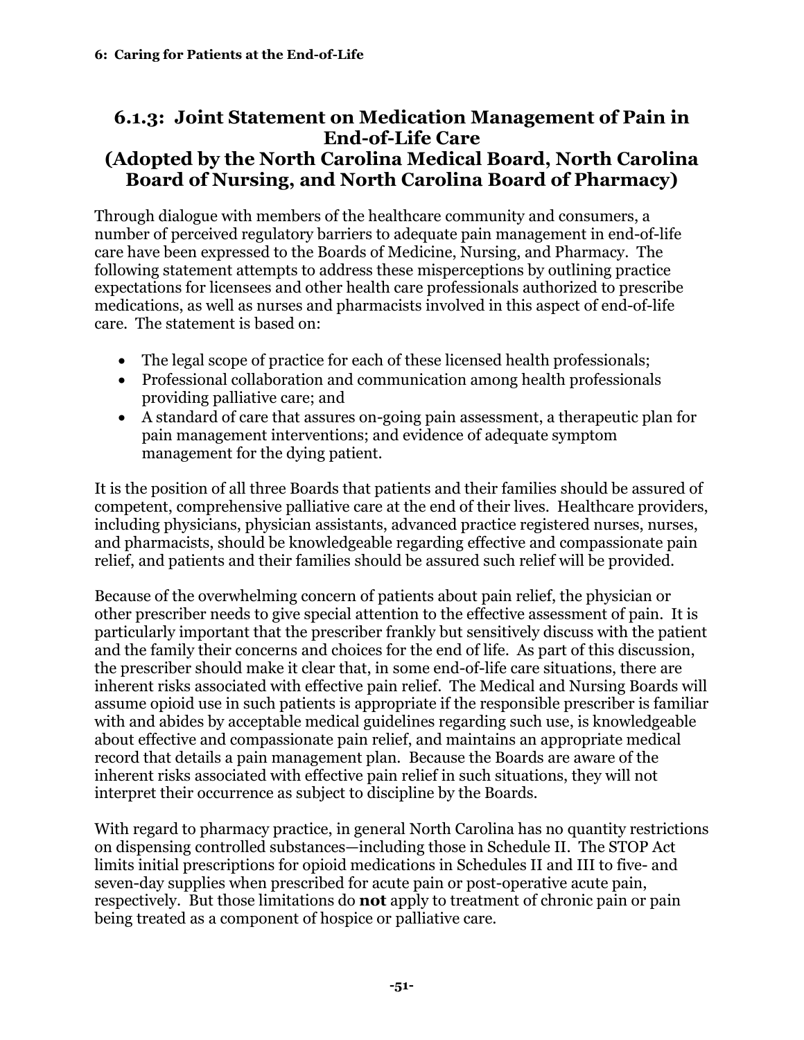## 6.1.3: Joint Statement on Medication Management of Pain in End-of-Life Care
## (Adopted by the North Carolina Medical Board, North Carolina Board of Nursing, and North Carolina Board of Pharmacy)

Through dialogue with members of the healthcare community and consumers, a number of perceived regulatory barriers to adequate pain management in end-of-life care have been expressed to the Boards of Medicine, Nursing, and Pharmacy. The following statement attempts to address these misperceptions by outlining practice expectations for licensees and other health care professionals authorized to prescribe medications, as well as nurses and pharmacists involved in this aspect of end-of-life care. The statement is based on:

- The legal scope of practice for each of these licensed health professionals;
- Professional collaboration and communication among health professionals providing palliative care; and
- A standard of care that assures on-going pain assessment, a therapeutic plan for pain management interventions; and evidence of adequate symptom management for the dying patient.

It is the position of all three Boards that patients and their families should be assured of competent, comprehensive palliative care at the end of their lives. Healthcare providers, including physicians, physician assistants, advanced practice registered nurses, nurses, and pharmacists, should be knowledgeable regarding effective and compassionate pain relief, and patients and their families should be assured such relief will be provided.

Because of the overwhelming concern of patients about pain relief, the physician or other prescriber needs to give special attention to the effective assessment of pain. It is particularly important that the prescriber frankly but sensitively discuss with the patient and the family their concerns and choices for the end of life. As part of this discussion, the prescriber should make it clear that, in some end-of-life care situations, there are inherent risks associated with effective pain relief. The Medical and Nursing Boards will assume opioid use in such patients is appropriate if the responsible prescriber is familiar with and abides by acceptable medical guidelines regarding such use, is knowledgeable about effective and compassionate pain relief, and maintains an appropriate medical record that details a pain management plan. Because the Boards are aware of the inherent risks associated with effective pain relief in such situations, they will not interpret their occurrence as subject to discipline by the Boards.

With regard to pharmacy practice, in general North Carolina has no quantity restrictions on dispensing controlled substances—including those in Schedule II. The STOP Act limits initial prescriptions for opioid medications in Schedules II and III to five- and seven-day supplies when prescribed for acute pain or post-operative acute pain, respectively. But those limitations do **not** apply to treatment of chronic pain or pain being treated as a component of hospice or palliative care.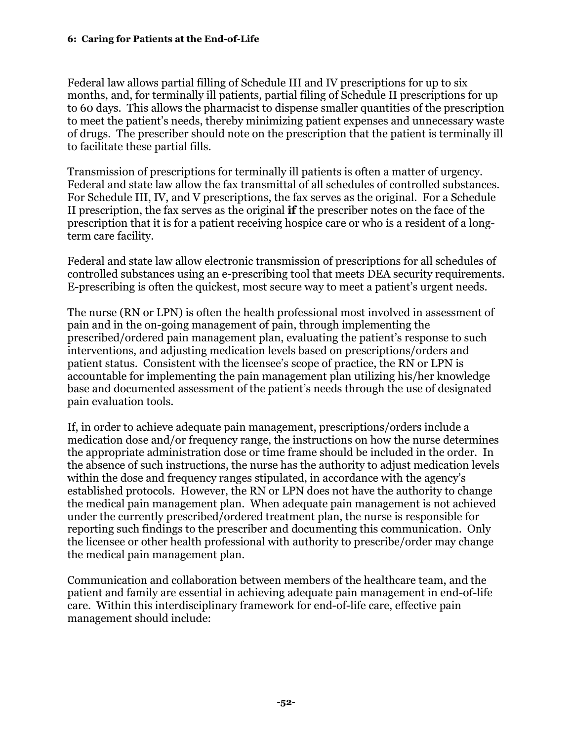Federal law allows partial filling of Schedule III and IV prescriptions for up to six months, and, for terminally ill patients, partial filing of Schedule II prescriptions for up to 60 days. This allows the pharmacist to dispense smaller quantities of the prescription to meet the patient's needs, thereby minimizing patient expenses and unnecessary waste of drugs. The prescriber should note on the prescription that the patient is terminally ill to facilitate these partial fills.

Transmission of prescriptions for terminally ill patients is often a matter of urgency. Federal and state law allow the fax transmittal of all schedules of controlled substances. For Schedule III, IV, and V prescriptions, the fax serves as the original. For a Schedule II prescription, the fax serves as the original **if** the prescriber notes on the face of the prescription that it is for a patient receiving hospice care or who is a resident of a long-term care facility.

Federal and state law allow electronic transmission of prescriptions for all schedules of controlled substances using an e-prescribing tool that meets DEA security requirements. E-prescribing is often the quickest, most secure way to meet a patient's urgent needs.

The nurse (RN or LPN) is often the health professional most involved in assessment of pain and in the on-going management of pain, through implementing the prescribed/ordered pain management plan, evaluating the patient's response to such interventions, and adjusting medication levels based on prescriptions/orders and patient status. Consistent with the licensee's scope of practice, the RN or LPN is accountable for implementing the pain management plan utilizing his/her knowledge base and documented assessment of the patient's needs through the use of designated pain evaluation tools.

If, in order to achieve adequate pain management, prescriptions/orders include a medication dose and/or frequency range, the instructions on how the nurse determines the appropriate administration dose or time frame should be included in the order. In the absence of such instructions, the nurse has the authority to adjust medication levels within the dose and frequency ranges stipulated, in accordance with the agency's established protocols. However, the RN or LPN does not have the authority to change the medical pain management plan. When adequate pain management is not achieved under the currently prescribed/ordered treatment plan, the nurse is responsible for reporting such findings to the prescriber and documenting this communication. Only the licensee or other health professional with authority to prescribe/order may change the medical pain management plan.

Communication and collaboration between members of the healthcare team, and the patient and family are essential in achieving adequate pain management in end-of-life care. Within this interdisciplinary framework for end-of-life care, effective pain management should include: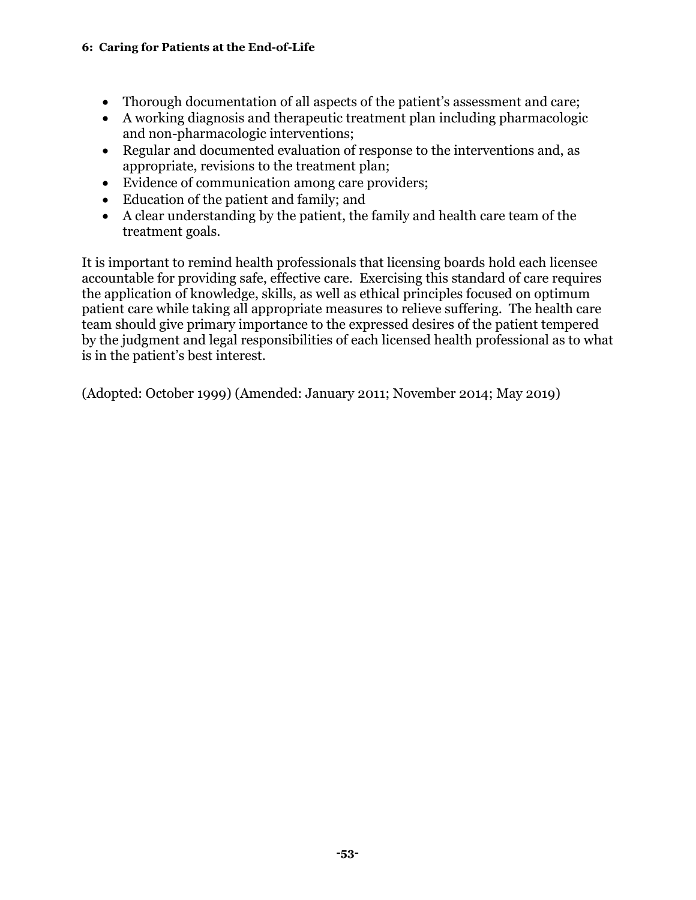- Thorough documentation of all aspects of the patient's assessment and care;
- A working diagnosis and therapeutic treatment plan including pharmacologic and non-pharmacologic interventions;
- Regular and documented evaluation of response to the interventions and, as appropriate, revisions to the treatment plan;
- Evidence of communication among care providers;
- Education of the patient and family; and
- A clear understanding by the patient, the family and health care team of the treatment goals.

It is important to remind health professionals that licensing boards hold each licensee accountable for providing safe, effective care. Exercising this standard of care requires the application of knowledge, skills, as well as ethical principles focused on optimum patient care while taking all appropriate measures to relieve suffering. The health care team should give primary importance to the expressed desires of the patient tempered by the judgment and legal responsibilities of each licensed health professional as to what is in the patient's best interest.

(Adopted: October 1999) (Amended: January 2011; November 2014; May 2019)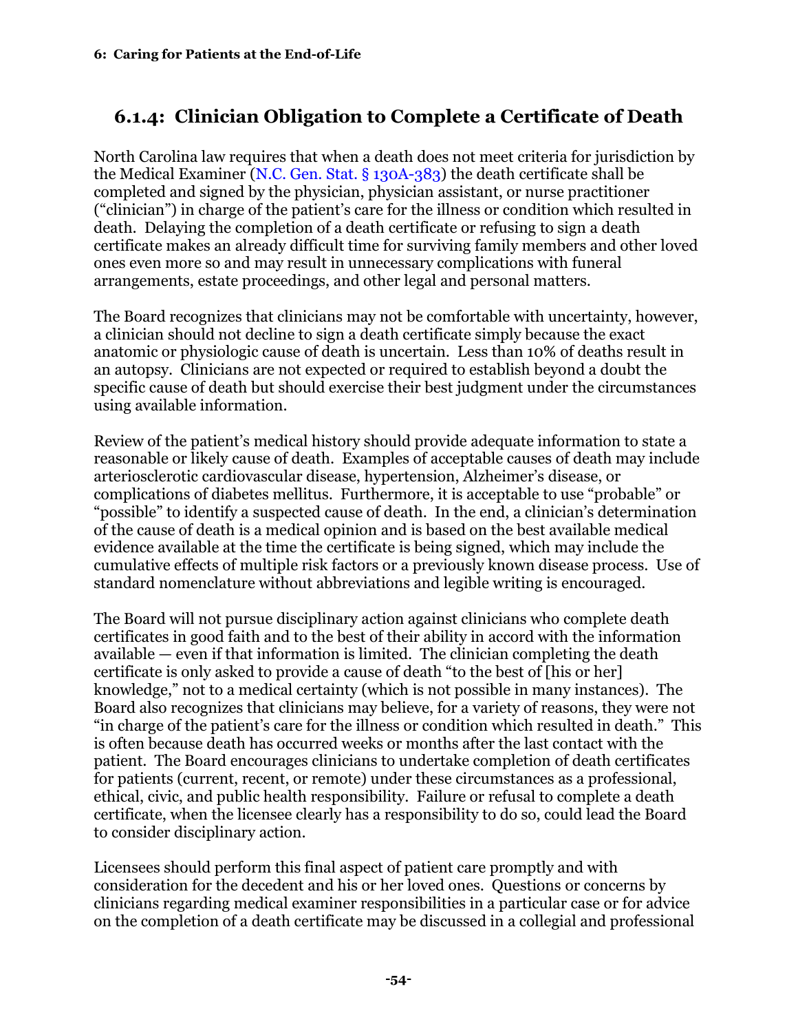## 6.1.4: Clinician Obligation to Complete a Certificate of Death

North Carolina law requires that when a death does not meet criteria for jurisdiction by the Medical Examiner (N.C. Gen. Stat. § 130A-383) the death certificate shall be completed and signed by the physician, physician assistant, or nurse practitioner ("clinician") in charge of the patient's care for the illness or condition which resulted in death. Delaying the completion of a death certificate or refusing to sign a death certificate makes an already difficult time for surviving family members and other loved ones even more so and may result in unnecessary complications with funeral arrangements, estate proceedings, and other legal and personal matters.

The Board recognizes that clinicians may not be comfortable with uncertainty, however, a clinician should not decline to sign a death certificate simply because the exact anatomic or physiologic cause of death is uncertain. Less than 10% of deaths result in an autopsy. Clinicians are not expected or required to establish beyond a doubt the specific cause of death but should exercise their best judgment under the circumstances using available information.

Review of the patient's medical history should provide adequate information to state a reasonable or likely cause of death. Examples of acceptable causes of death may include arteriosclerotic cardiovascular disease, hypertension, Alzheimer's disease, or complications of diabetes mellitus. Furthermore, it is acceptable to use "probable" or "possible" to identify a suspected cause of death. In the end, a clinician's determination of the cause of death is a medical opinion and is based on the best available medical evidence available at the time the certificate is being signed, which may include the cumulative effects of multiple risk factors or a previously known disease process. Use of standard nomenclature without abbreviations and legible writing is encouraged.

The Board will not pursue disciplinary action against clinicians who complete death certificates in good faith and to the best of their ability in accord with the information available — even if that information is limited. The clinician completing the death certificate is only asked to provide a cause of death "to the best of [his or her] knowledge," not to a medical certainty (which is not possible in many instances). The Board also recognizes that clinicians may believe, for a variety of reasons, they were not "in charge of the patient's care for the illness or condition which resulted in death." This is often because death has occurred weeks or months after the last contact with the patient. The Board encourages clinicians to undertake completion of death certificates for patients (current, recent, or remote) under these circumstances as a professional, ethical, civic, and public health responsibility. Failure or refusal to complete a death certificate, when the licensee clearly has a responsibility to do so, could lead the Board to consider disciplinary action.

Licensees should perform this final aspect of patient care promptly and with consideration for the decedent and his or her loved ones. Questions or concerns by clinicians regarding medical examiner responsibilities in a particular case or for advice on the completion of a death certificate may be discussed in a collegial and professional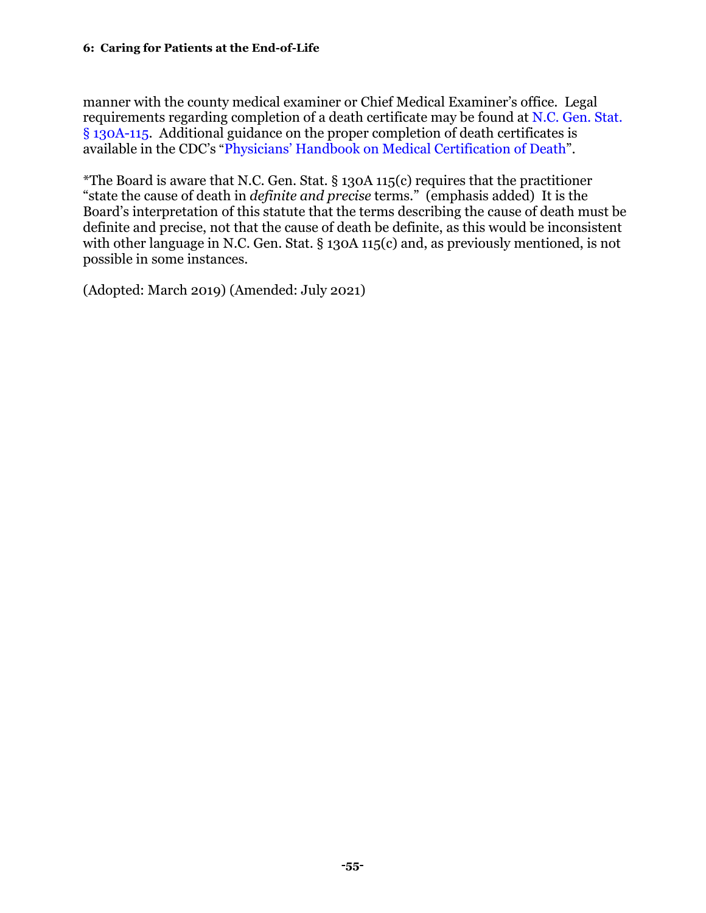manner with the county medical examiner or Chief Medical Examiner's office. Legal requirements regarding completion of a death certificate may be found at N.C. Gen. Stat. § 130A-115. Additional guidance on the proper completion of death certificates is available in the CDC's "Physicians' Handbook on Medical Certification of Death".

*The Board is aware that N.C. Gen. Stat. § 130A 115(c) requires that the practitioner "state the cause of death in *definite and precise* terms." (emphasis added) It is the Board's interpretation of this statute that the terms describing the cause of death must be definite and precise, not that the cause of death be definite, as this would be inconsistent with other language in N.C. Gen. Stat. § 130A 115(c) and, as previously mentioned, is not possible in some instances.

(Adopted: March 2019) (Amended: July 2021)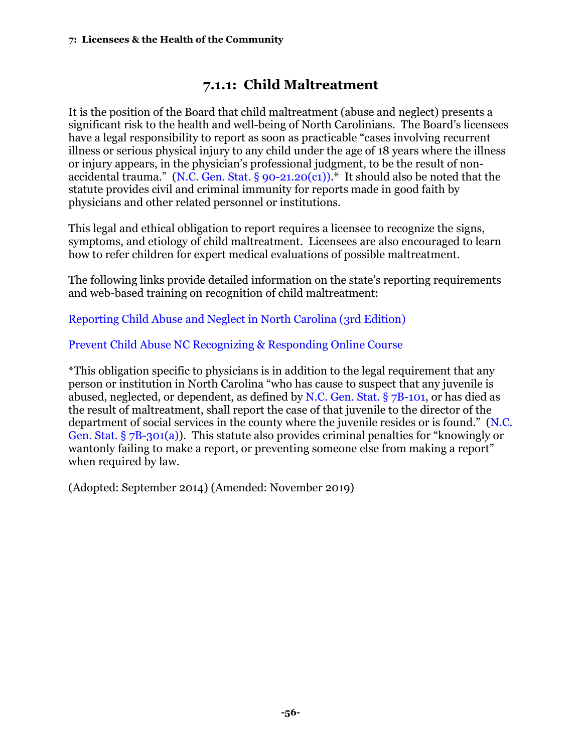## 7.1.1: Child Maltreatment

It is the position of the Board that child maltreatment (abuse and neglect) presents a significant risk to the health and well-being of North Carolinians. The Board's licensees have a legal responsibility to report as soon as practicable "cases involving recurrent illness or serious physical injury to any child under the age of 18 years where the illness or injury appears, in the physician's professional judgment, to be the result of non-accidental trauma." (N.C. Gen. Stat. § 90-21.20(c1)).* It should also be noted that the statute provides civil and criminal immunity for reports made in good faith by physicians and other related personnel or institutions.

This legal and ethical obligation to report requires a licensee to recognize the signs, symptoms, and etiology of child maltreatment. Licensees are also encouraged to learn how to refer children for expert medical evaluations of possible maltreatment.

The following links provide detailed information on the state's reporting requirements and web-based training on recognition of child maltreatment:

Reporting Child Abuse and Neglect in North Carolina (3rd Edition)

Prevent Child Abuse NC Recognizing & Responding Online Course

*This obligation specific to physicians is in addition to the legal requirement that any person or institution in North Carolina "who has cause to suspect that any juvenile is abused, neglected, or dependent, as defined by N.C. Gen. Stat. § 7B-101, or has died as the result of maltreatment, shall report the case of that juvenile to the director of the department of social services in the county where the juvenile resides or is found." (N.C. Gen. Stat. § 7B-301(a)). This statute also provides criminal penalties for "knowingly or wantonly failing to make a report, or preventing someone else from making a report" when required by law.

(Adopted: September 2014) (Amended: November 2019)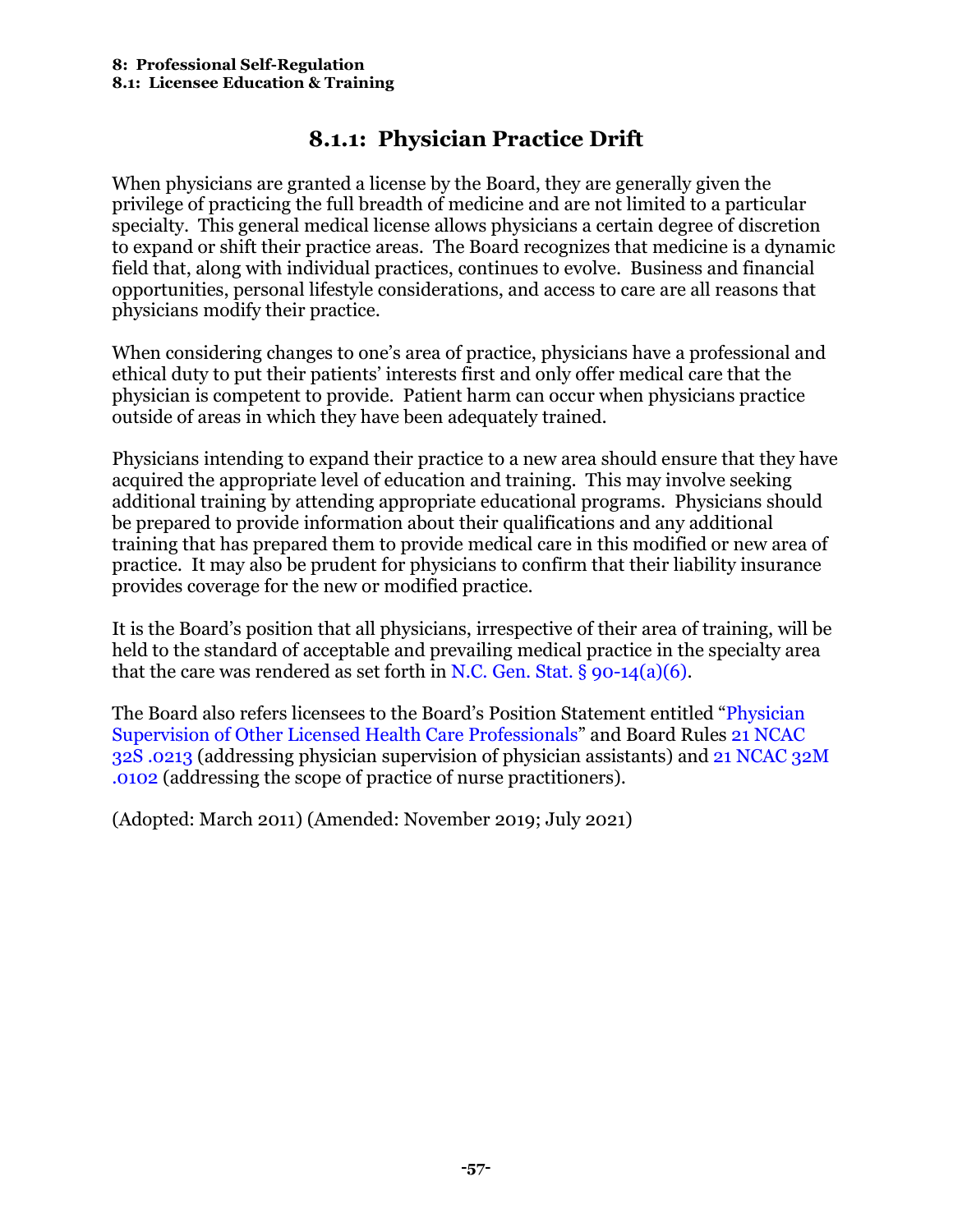## 8.1.1: Physician Practice Drift

When physicians are granted a license by the Board, they are generally given the privilege of practicing the full breadth of medicine and are not limited to a particular specialty. This general medical license allows physicians a certain degree of discretion to expand or shift their practice areas. The Board recognizes that medicine is a dynamic field that, along with individual practices, continues to evolve. Business and financial opportunities, personal lifestyle considerations, and access to care are all reasons that physicians modify their practice.

When considering changes to one's area of practice, physicians have a professional and ethical duty to put their patients' interests first and only offer medical care that the physician is competent to provide. Patient harm can occur when physicians practice outside of areas in which they have been adequately trained.

Physicians intending to expand their practice to a new area should ensure that they have acquired the appropriate level of education and training. This may involve seeking additional training by attending appropriate educational programs. Physicians should be prepared to provide information about their qualifications and any additional training that has prepared them to provide medical care in this modified or new area of practice. It may also be prudent for physicians to confirm that their liability insurance provides coverage for the new or modified practice.

It is the Board's position that all physicians, irrespective of their area of training, will be held to the standard of acceptable and prevailing medical practice in the specialty area that the care was rendered as set forth in N.C. Gen. Stat. § 90-14(a)(6).

The Board also refers licensees to the Board's Position Statement entitled "Physician Supervision of Other Licensed Health Care Professionals" and Board Rules 21 NCAC 32S .0213 (addressing physician supervision of physician assistants) and 21 NCAC 32M .0102 (addressing the scope of practice of nurse practitioners).

(Adopted: March 2011) (Amended: November 2019; July 2021)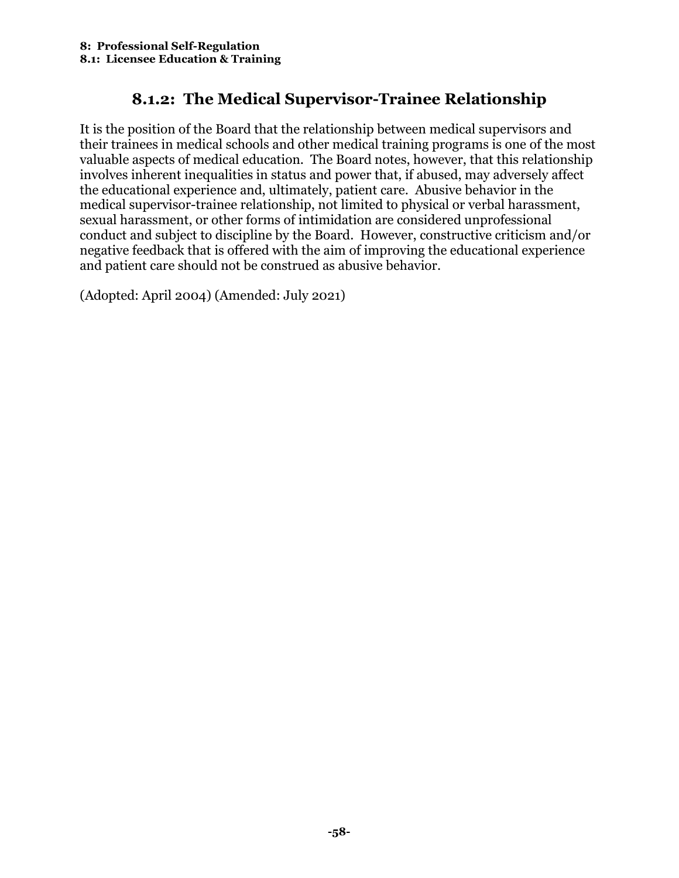## 8.1.2: The Medical Supervisor-Trainee Relationship

It is the position of the Board that the relationship between medical supervisors and their trainees in medical schools and other medical training programs is one of the most valuable aspects of medical education. The Board notes, however, that this relationship involves inherent inequalities in status and power that, if abused, may adversely affect the educational experience and, ultimately, patient care. Abusive behavior in the medical supervisor-trainee relationship, not limited to physical or verbal harassment, sexual harassment, or other forms of intimidation are considered unprofessional conduct and subject to discipline by the Board. However, constructive criticism and/or negative feedback that is offered with the aim of improving the educational experience and patient care should not be construed as abusive behavior.

(Adopted: April 2004) (Amended: July 2021)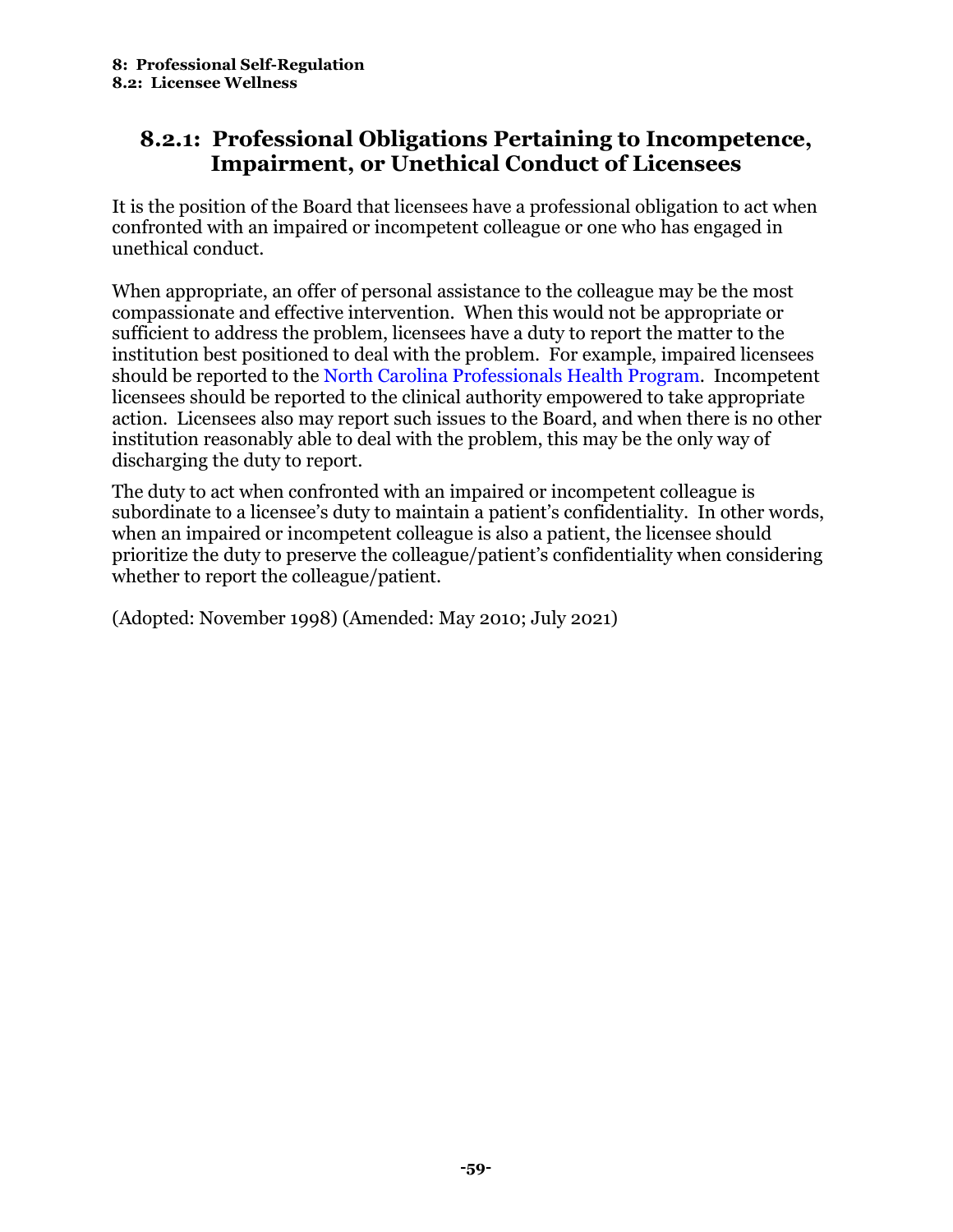**8: Professional Self-Regulation**
**8.2: Licensee Wellness**

## 8.2.1: Professional Obligations Pertaining to Incompetence, Impairment, or Unethical Conduct of Licensees

It is the position of the Board that licensees have a professional obligation to act when confronted with an impaired or incompetent colleague or one who has engaged in unethical conduct.

When appropriate, an offer of personal assistance to the colleague may be the most compassionate and effective intervention. When this would not be appropriate or sufficient to address the problem, licensees have a duty to report the matter to the institution best positioned to deal with the problem. For example, impaired licensees should be reported to the North Carolina Professionals Health Program. Incompetent licensees should be reported to the clinical authority empowered to take appropriate action. Licensees also may report such issues to the Board, and when there is no other institution reasonably able to deal with the problem, this may be the only way of discharging the duty to report.

The duty to act when confronted with an impaired or incompetent colleague is subordinate to a licensee's duty to maintain a patient's confidentiality. In other words, when an impaired or incompetent colleague is also a patient, the licensee should prioritize the duty to preserve the colleague/patient's confidentiality when considering whether to report the colleague/patient.

(Adopted: November 1998) (Amended: May 2010; July 2021)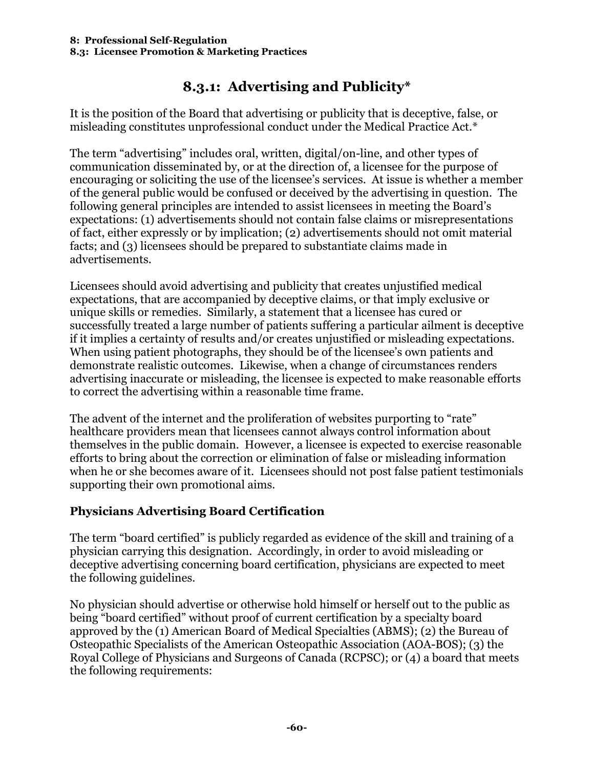## 8.3.1: Advertising and Publicity*

It is the position of the Board that advertising or publicity that is deceptive, false, or misleading constitutes unprofessional conduct under the Medical Practice Act.*

The term "advertising" includes oral, written, digital/on-line, and other types of communication disseminated by, or at the direction of, a licensee for the purpose of encouraging or soliciting the use of the licensee's services. At issue is whether a member of the general public would be confused or deceived by the advertising in question. The following general principles are intended to assist licensees in meeting the Board's expectations: (1) advertisements should not contain false claims or misrepresentations of fact, either expressly or by implication; (2) advertisements should not omit material facts; and (3) licensees should be prepared to substantiate claims made in advertisements.

Licensees should avoid advertising and publicity that creates unjustified medical expectations, that are accompanied by deceptive claims, or that imply exclusive or unique skills or remedies. Similarly, a statement that a licensee has cured or successfully treated a large number of patients suffering a particular ailment is deceptive if it implies a certainty of results and/or creates unjustified or misleading expectations. When using patient photographs, they should be of the licensee's own patients and demonstrate realistic outcomes. Likewise, when a change of circumstances renders advertising inaccurate or misleading, the licensee is expected to make reasonable efforts to correct the advertising within a reasonable time frame.

The advent of the internet and the proliferation of websites purporting to "rate" healthcare providers mean that licensees cannot always control information about themselves in the public domain. However, a licensee is expected to exercise reasonable efforts to bring about the correction or elimination of false or misleading information when he or she becomes aware of it. Licensees should not post false patient testimonials supporting their own promotional aims.

### Physicians Advertising Board Certification

The term "board certified" is publicly regarded as evidence of the skill and training of a physician carrying this designation. Accordingly, in order to avoid misleading or deceptive advertising concerning board certification, physicians are expected to meet the following guidelines.

No physician should advertise or otherwise hold himself or herself out to the public as being "board certified" without proof of current certification by a specialty board approved by the (1) American Board of Medical Specialties (ABMS); (2) the Bureau of Osteopathic Specialists of the American Osteopathic Association (AOA-BOS); (3) the Royal College of Physicians and Surgeons of Canada (RCPSC); or (4) a board that meets the following requirements: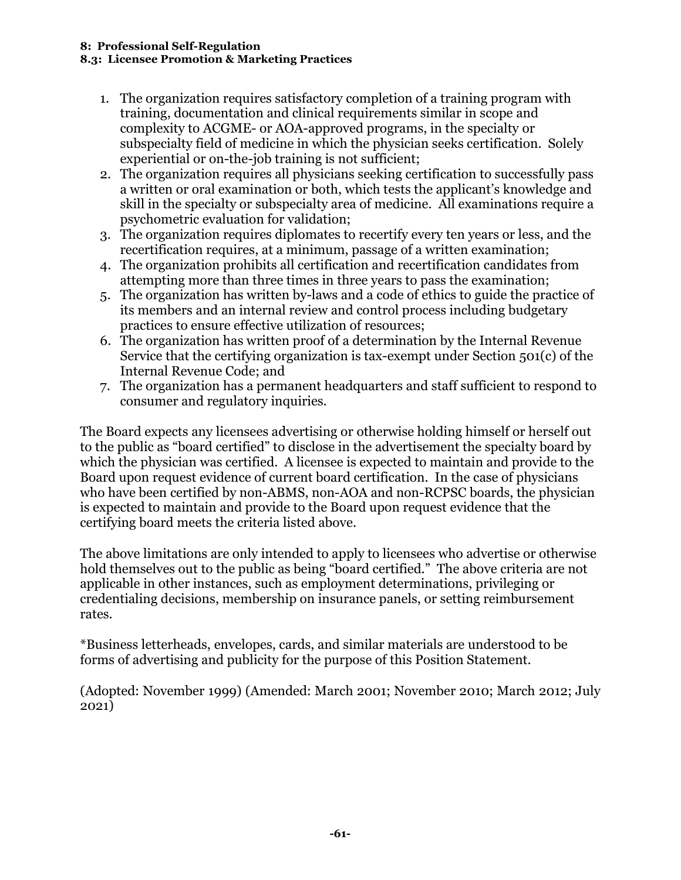1. The organization requires satisfactory completion of a training program with training, documentation and clinical requirements similar in scope and complexity to ACGME- or AOA-approved programs, in the specialty or subspecialty field of medicine in which the physician seeks certification. Solely experiential or on-the-job training is not sufficient;
2. The organization requires all physicians seeking certification to successfully pass a written or oral examination or both, which tests the applicant's knowledge and skill in the specialty or subspecialty area of medicine. All examinations require a psychometric evaluation for validation;
3. The organization requires diplomates to recertify every ten years or less, and the recertification requires, at a minimum, passage of a written examination;
4. The organization prohibits all certification and recertification candidates from attempting more than three times in three years to pass the examination;
5. The organization has written by-laws and a code of ethics to guide the practice of its members and an internal review and control process including budgetary practices to ensure effective utilization of resources;
6. The organization has written proof of a determination by the Internal Revenue Service that the certifying organization is tax-exempt under Section 501(c) of the Internal Revenue Code; and
7. The organization has a permanent headquarters and staff sufficient to respond to consumer and regulatory inquiries.

The Board expects any licensees advertising or otherwise holding himself or herself out to the public as "board certified" to disclose in the advertisement the specialty board by which the physician was certified. A licensee is expected to maintain and provide to the Board upon request evidence of current board certification. In the case of physicians who have been certified by non-ABMS, non-AOA and non-RCPSC boards, the physician is expected to maintain and provide to the Board upon request evidence that the certifying board meets the criteria listed above.

The above limitations are only intended to apply to licensees who advertise or otherwise hold themselves out to the public as being "board certified." The above criteria are not applicable in other instances, such as employment determinations, privileging or credentialing decisions, membership on insurance panels, or setting reimbursement rates.

*Business letterheads, envelopes, cards, and similar materials are understood to be forms of advertising and publicity for the purpose of this Position Statement.

(Adopted: November 1999) (Amended: March 2001; November 2010; March 2012; July 2021)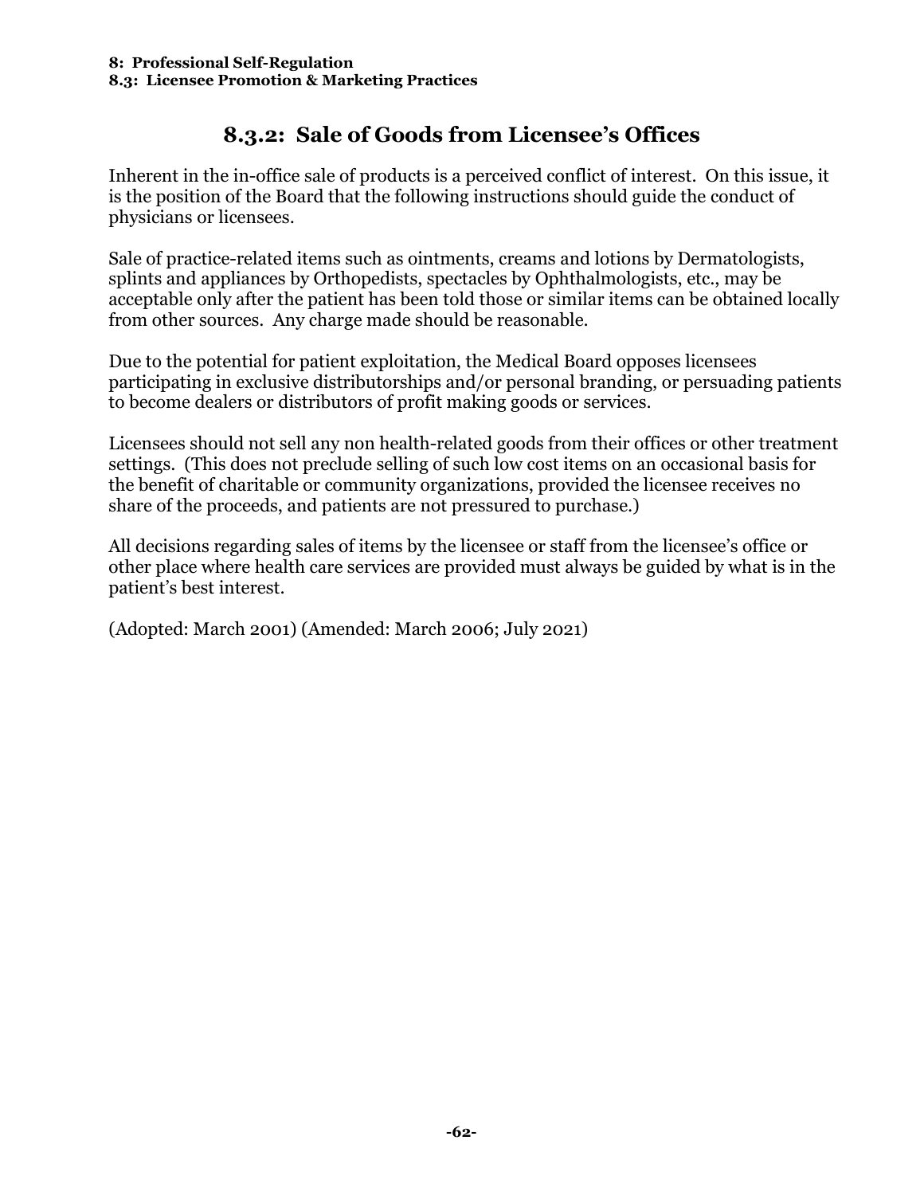## 8.3.2: Sale of Goods from Licensee's Offices

Inherent in the in-office sale of products is a perceived conflict of interest. On this issue, it is the position of the Board that the following instructions should guide the conduct of physicians or licensees.

Sale of practice-related items such as ointments, creams and lotions by Dermatologists, splints and appliances by Orthopedists, spectacles by Ophthalmologists, etc., may be acceptable only after the patient has been told those or similar items can be obtained locally from other sources. Any charge made should be reasonable.

Due to the potential for patient exploitation, the Medical Board opposes licensees participating in exclusive distributorships and/or personal branding, or persuading patients to become dealers or distributors of profit making goods or services.

Licensees should not sell any non health-related goods from their offices or other treatment settings. (This does not preclude selling of such low cost items on an occasional basis for the benefit of charitable or community organizations, provided the licensee receives no share of the proceeds, and patients are not pressured to purchase.)

All decisions regarding sales of items by the licensee or staff from the licensee's office or other place where health care services are provided must always be guided by what is in the patient's best interest.

(Adopted: March 2001) (Amended: March 2006; July 2021)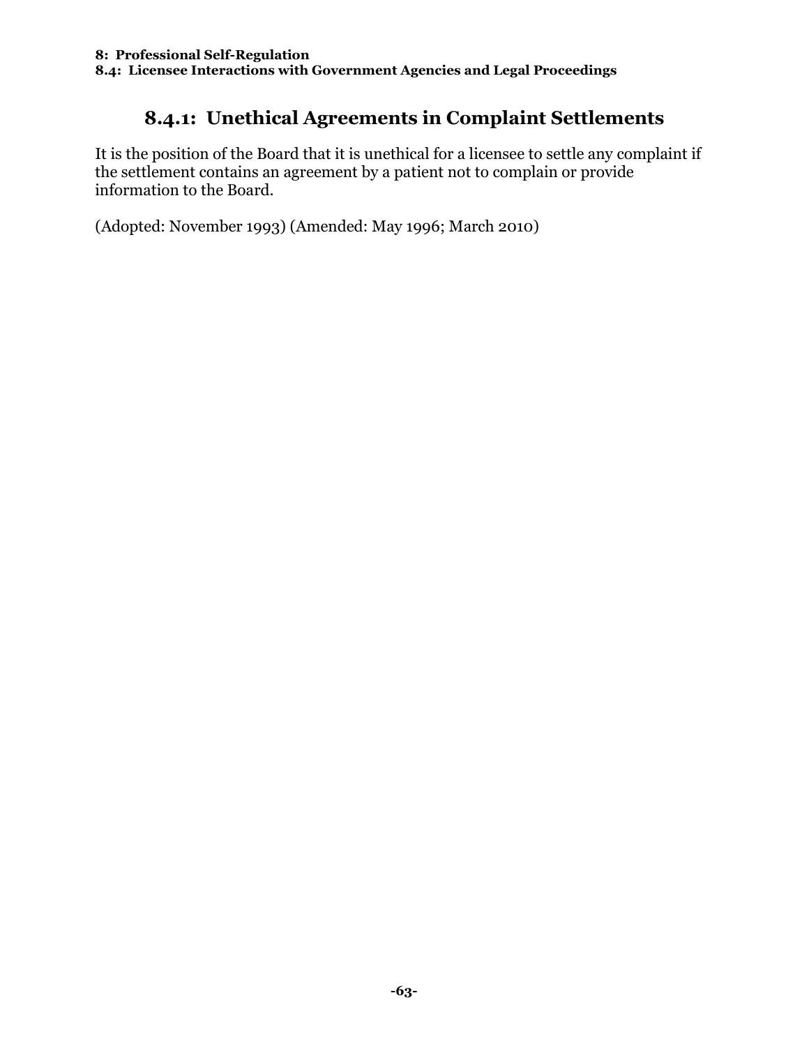8: Professional Self-Regulation

8.4: Licensee Interactions with Government Agencies and Legal Proceedings

## 8.4.1: Unethical Agreements in Complaint Settlements

It is the position of the Board that it is unethical for a licensee to settle any complaint if the settlement contains an agreement by a patient not to complain or provide information to the Board.

(Adopted: November 1993) (Amended: May 1996; March 2010)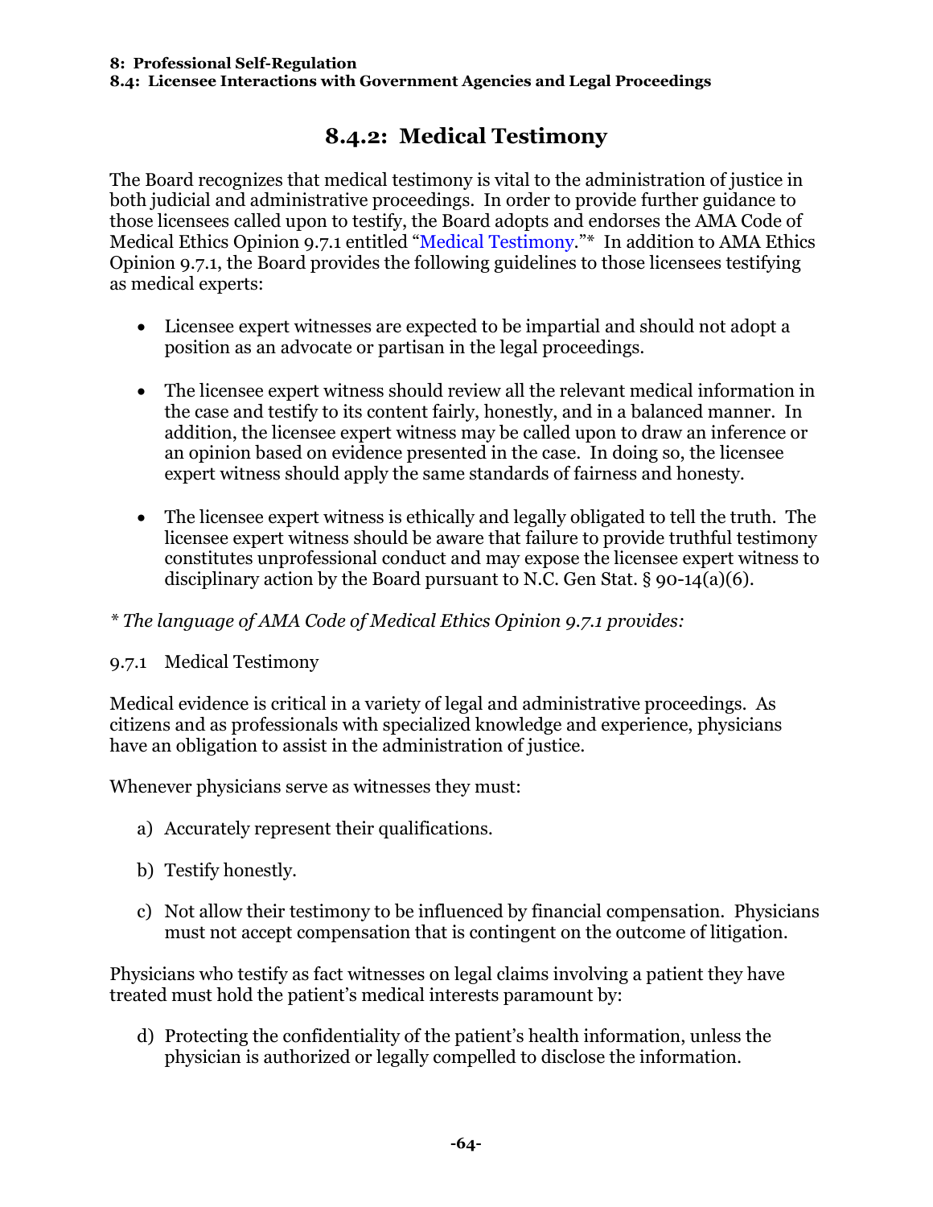# 8.4.2: Medical Testimony

The Board recognizes that medical testimony is vital to the administration of justice in both judicial and administrative proceedings. In order to provide further guidance to those licensees called upon to testify, the Board adopts and endorses the AMA Code of Medical Ethics Opinion 9.7.1 entitled "Medical Testimony."* In addition to AMA Ethics Opinion 9.7.1, the Board provides the following guidelines to those licensees testifying as medical experts:

- Licensee expert witnesses are expected to be impartial and should not adopt a position as an advocate or partisan in the legal proceedings.

- The licensee expert witness should review all the relevant medical information in the case and testify to its content fairly, honestly, and in a balanced manner. In addition, the licensee expert witness may be called upon to draw an inference or an opinion based on evidence presented in the case. In doing so, the licensee expert witness should apply the same standards of fairness and honesty.

- The licensee expert witness is ethically and legally obligated to tell the truth. The licensee expert witness should be aware that failure to provide truthful testimony constitutes unprofessional conduct and may expose the licensee expert witness to disciplinary action by the Board pursuant to N.C. Gen Stat. § 90-14(a)(6).

*\* The language of AMA Code of Medical Ethics Opinion 9.7.1 provides:*

9.7.1 Medical Testimony

Medical evidence is critical in a variety of legal and administrative proceedings. As citizens and as professionals with specialized knowledge and experience, physicians have an obligation to assist in the administration of justice.

Whenever physicians serve as witnesses they must:

a) Accurately represent their qualifications.

b) Testify honestly.

c) Not allow their testimony to be influenced by financial compensation. Physicians must not accept compensation that is contingent on the outcome of litigation.

Physicians who testify as fact witnesses on legal claims involving a patient they have treated must hold the patient's medical interests paramount by:

d) Protecting the confidentiality of the patient's health information, unless the physician is authorized or legally compelled to disclose the information.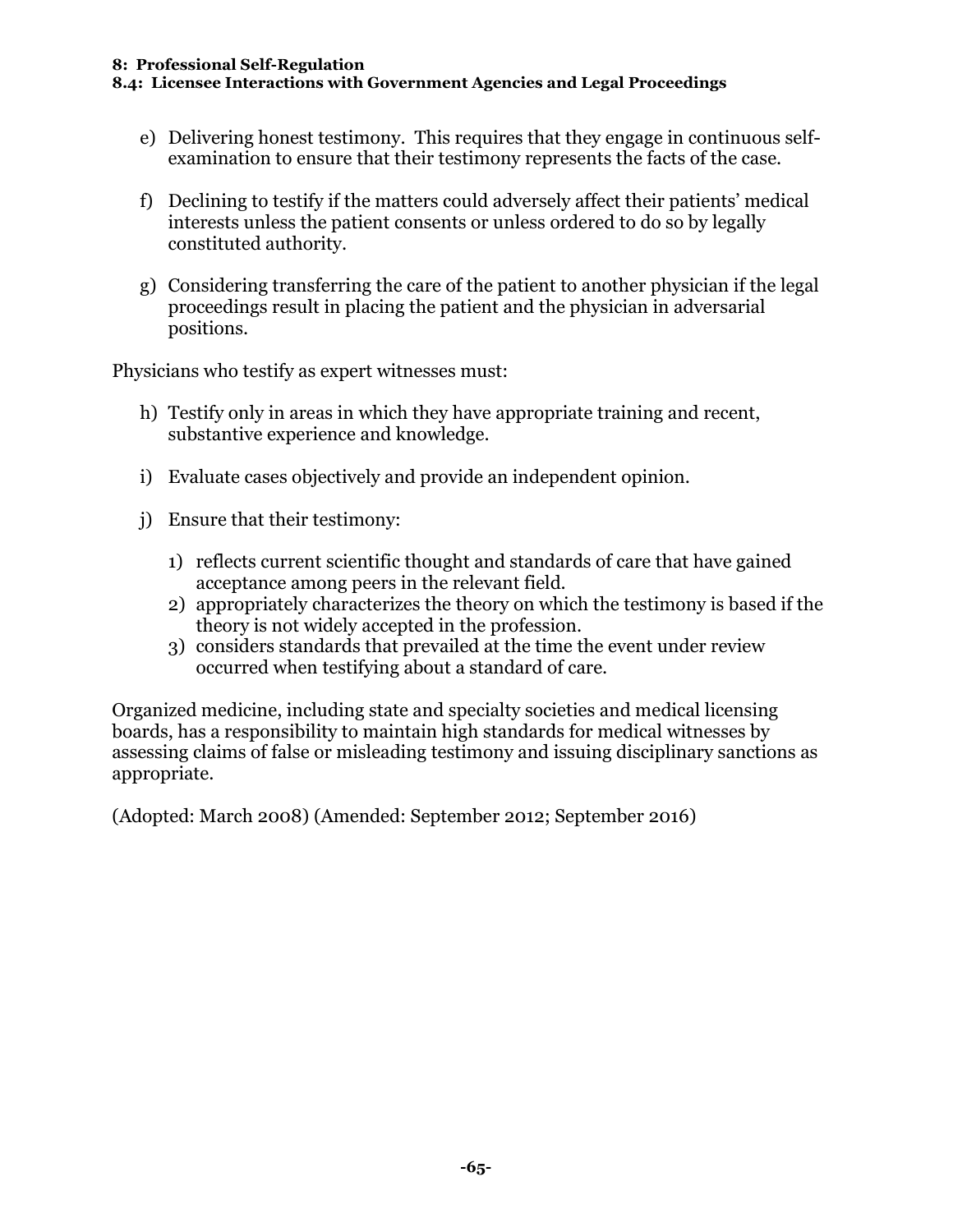e) Delivering honest testimony. This requires that they engage in continuous self-examination to ensure that their testimony represents the facts of the case.

f) Declining to testify if the matters could adversely affect their patients' medical interests unless the patient consents or unless ordered to do so by legally constituted authority.

g) Considering transferring the care of the patient to another physician if the legal proceedings result in placing the patient and the physician in adversarial positions.

Physicians who testify as expert witnesses must:

h) Testify only in areas in which they have appropriate training and recent, substantive experience and knowledge.

i) Evaluate cases objectively and provide an independent opinion.

j) Ensure that their testimony:

   1) reflects current scientific thought and standards of care that have gained acceptance among peers in the relevant field.
   2) appropriately characterizes the theory on which the testimony is based if the theory is not widely accepted in the profession.
   3) considers standards that prevailed at the time the event under review occurred when testifying about a standard of care.

Organized medicine, including state and specialty societies and medical licensing boards, has a responsibility to maintain high standards for medical witnesses by assessing claims of false or misleading testimony and issuing disciplinary sanctions as appropriate.

(Adopted: March 2008) (Amended: September 2012; September 2016)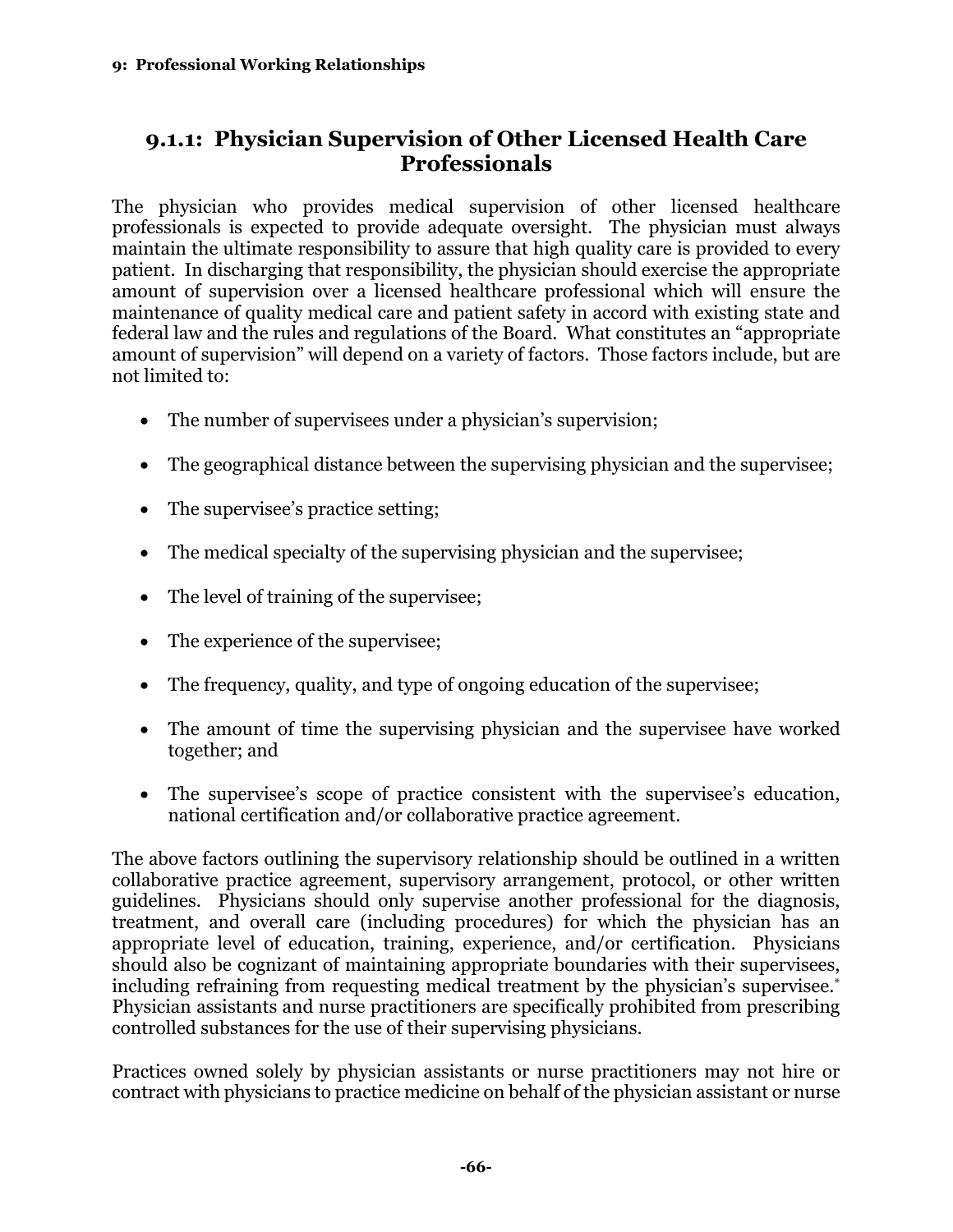## 9.1.1: Physician Supervision of Other Licensed Health Care Professionals

The physician who provides medical supervision of other licensed healthcare professionals is expected to provide adequate oversight. The physician must always maintain the ultimate responsibility to assure that high quality care is provided to every patient. In discharging that responsibility, the physician should exercise the appropriate amount of supervision over a licensed healthcare professional which will ensure the maintenance of quality medical care and patient safety in accord with existing state and federal law and the rules and regulations of the Board. What constitutes an "appropriate amount of supervision" will depend on a variety of factors. Those factors include, but are not limited to:

- The number of supervisees under a physician's supervision;
- The geographical distance between the supervising physician and the supervisee;
- The supervisee's practice setting;
- The medical specialty of the supervising physician and the supervisee;
- The level of training of the supervisee;
- The experience of the supervisee;
- The frequency, quality, and type of ongoing education of the supervisee;
- The amount of time the supervising physician and the supervisee have worked together; and
- The supervisee's scope of practice consistent with the supervisee's education, national certification and/or collaborative practice agreement.

The above factors outlining the supervisory relationship should be outlined in a written collaborative practice agreement, supervisory arrangement, protocol, or other written guidelines. Physicians should only supervise another professional for the diagnosis, treatment, and overall care (including procedures) for which the physician has an appropriate level of education, training, experience, and/or certification. Physicians should also be cognizant of maintaining appropriate boundaries with their supervisees, including refraining from requesting medical treatment by the physician's supervisee.* Physician assistants and nurse practitioners are specifically prohibited from prescribing controlled substances for the use of their supervising physicians.

Practices owned solely by physician assistants or nurse practitioners may not hire or contract with physicians to practice medicine on behalf of the physician assistant or nurse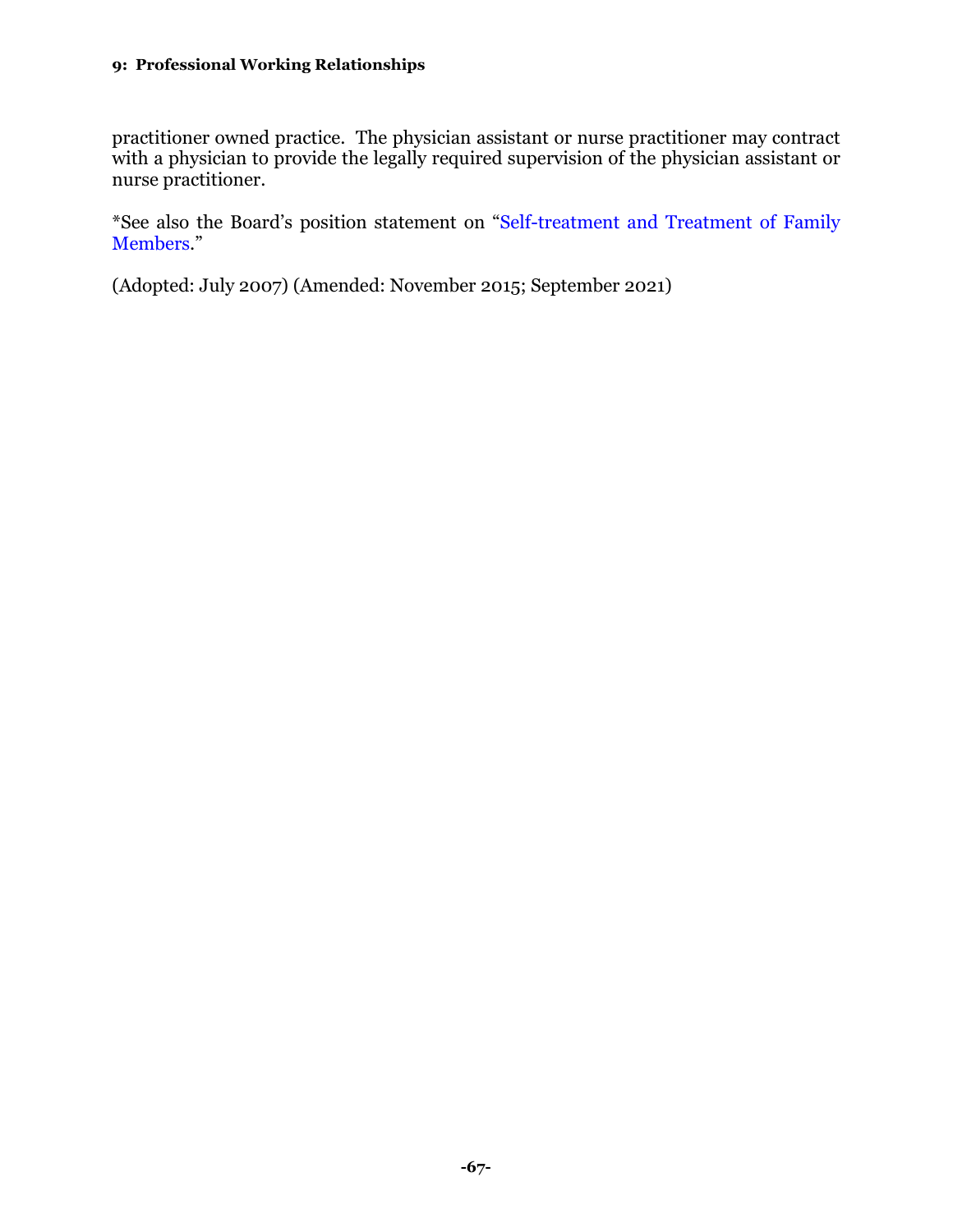practitioner owned practice. The physician assistant or nurse practitioner may contract with a physician to provide the legally required supervision of the physician assistant or nurse practitioner.

*See also the Board's position statement on "Self-treatment and Treatment of Family Members."

(Adopted: July 2007) (Amended: November 2015; September 2021)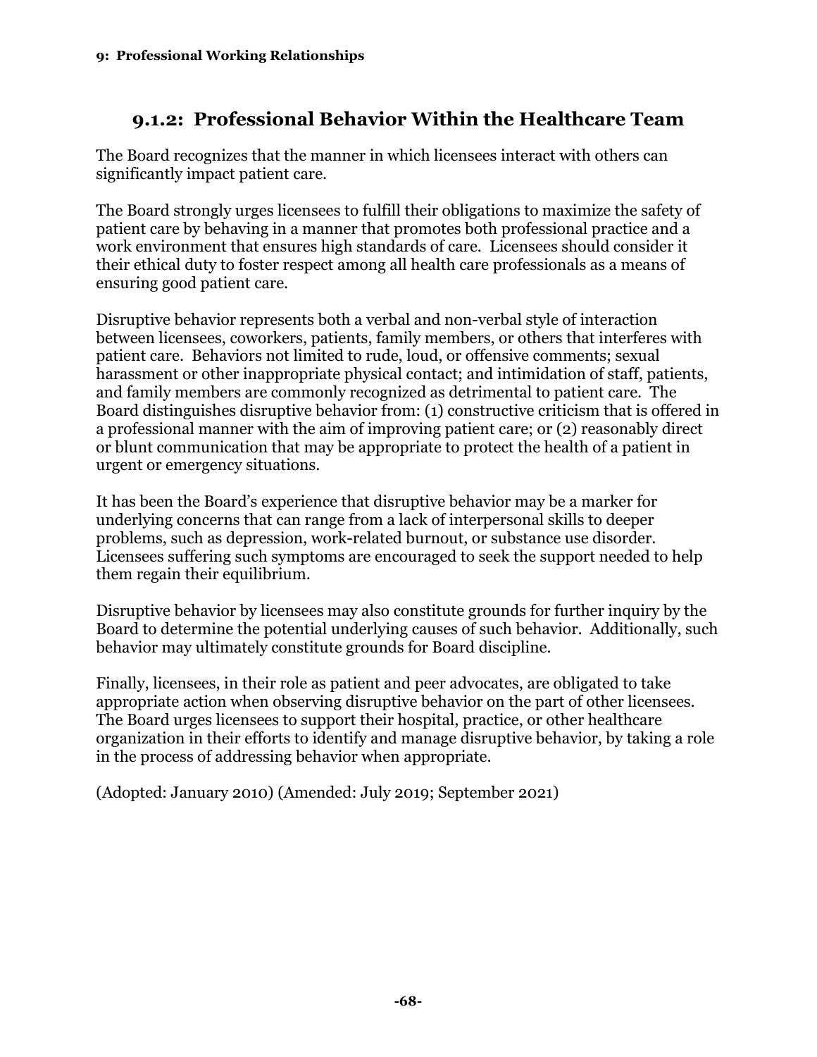## 9.1.2: Professional Behavior Within the Healthcare Team

The Board recognizes that the manner in which licensees interact with others can significantly impact patient care.

The Board strongly urges licensees to fulfill their obligations to maximize the safety of patient care by behaving in a manner that promotes both professional practice and a work environment that ensures high standards of care. Licensees should consider it their ethical duty to foster respect among all health care professionals as a means of ensuring good patient care.

Disruptive behavior represents both a verbal and non-verbal style of interaction between licensees, coworkers, patients, family members, or others that interferes with patient care. Behaviors not limited to rude, loud, or offensive comments; sexual harassment or other inappropriate physical contact; and intimidation of staff, patients, and family members are commonly recognized as detrimental to patient care. The Board distinguishes disruptive behavior from: (1) constructive criticism that is offered in a professional manner with the aim of improving patient care; or (2) reasonably direct or blunt communication that may be appropriate to protect the health of a patient in urgent or emergency situations.

It has been the Board's experience that disruptive behavior may be a marker for underlying concerns that can range from a lack of interpersonal skills to deeper problems, such as depression, work-related burnout, or substance use disorder. Licensees suffering such symptoms are encouraged to seek the support needed to help them regain their equilibrium.

Disruptive behavior by licensees may also constitute grounds for further inquiry by the Board to determine the potential underlying causes of such behavior. Additionally, such behavior may ultimately constitute grounds for Board discipline.

Finally, licensees, in their role as patient and peer advocates, are obligated to take appropriate action when observing disruptive behavior on the part of other licensees. The Board urges licensees to support their hospital, practice, or other healthcare organization in their efforts to identify and manage disruptive behavior, by taking a role in the process of addressing behavior when appropriate.

(Adopted: January 2010) (Amended: July 2019; September 2021)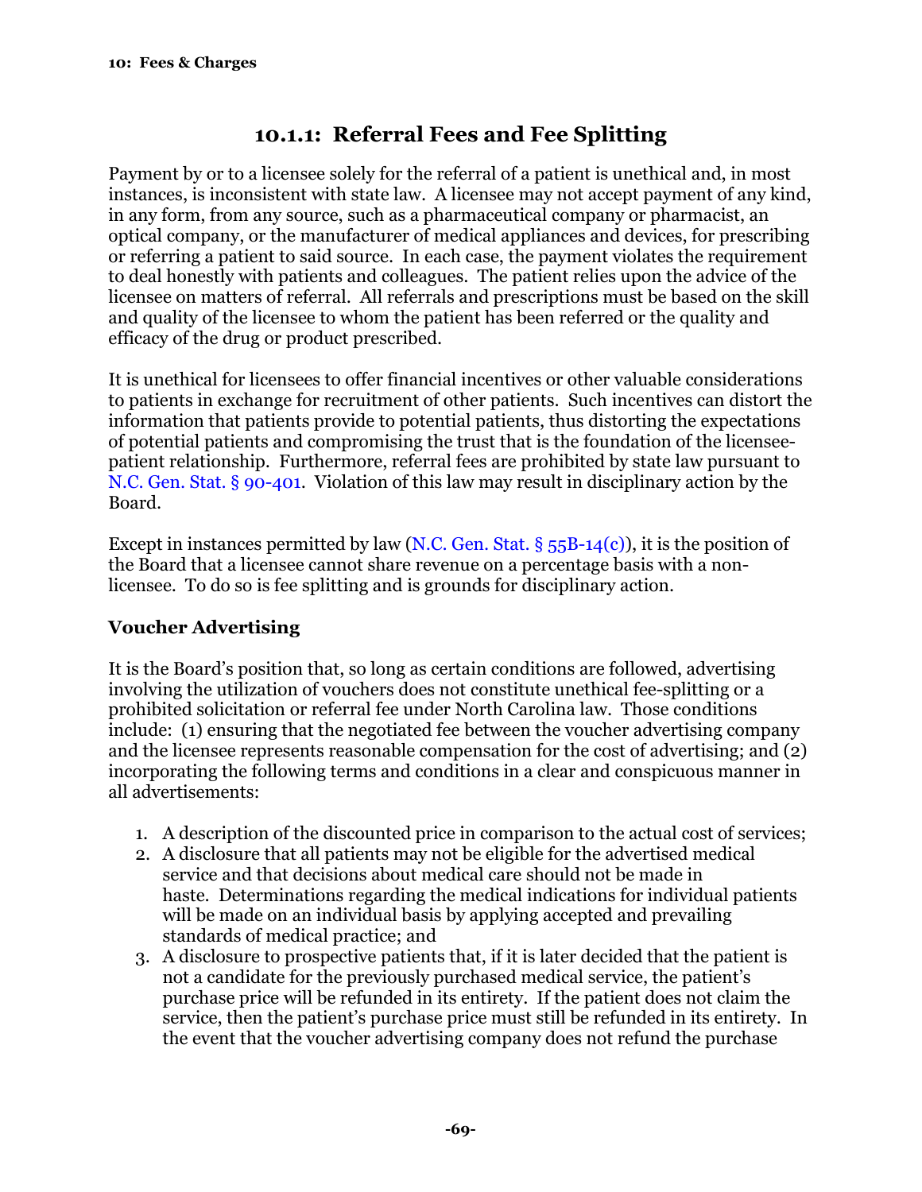## 10.1.1: Referral Fees and Fee Splitting

Payment by or to a licensee solely for the referral of a patient is unethical and, in most instances, is inconsistent with state law. A licensee may not accept payment of any kind, in any form, from any source, such as a pharmaceutical company or pharmacist, an optical company, or the manufacturer of medical appliances and devices, for prescribing or referring a patient to said source. In each case, the payment violates the requirement to deal honestly with patients and colleagues. The patient relies upon the advice of the licensee on matters of referral. All referrals and prescriptions must be based on the skill and quality of the licensee to whom the patient has been referred or the quality and efficacy of the drug or product prescribed.

It is unethical for licensees to offer financial incentives or other valuable considerations to patients in exchange for recruitment of other patients. Such incentives can distort the information that patients provide to potential patients, thus distorting the expectations of potential patients and compromising the trust that is the foundation of the licensee-patient relationship. Furthermore, referral fees are prohibited by state law pursuant to N.C. Gen. Stat. § 90-401. Violation of this law may result in disciplinary action by the Board.

Except in instances permitted by law (N.C. Gen. Stat. § 55B-14(c)), it is the position of the Board that a licensee cannot share revenue on a percentage basis with a non-licensee. To do so is fee splitting and is grounds for disciplinary action.

**Voucher Advertising**

It is the Board's position that, so long as certain conditions are followed, advertising involving the utilization of vouchers does not constitute unethical fee-splitting or a prohibited solicitation or referral fee under North Carolina law. Those conditions include: (1) ensuring that the negotiated fee between the voucher advertising company and the licensee represents reasonable compensation for the cost of advertising; and (2) incorporating the following terms and conditions in a clear and conspicuous manner in all advertisements:

1. A description of the discounted price in comparison to the actual cost of services;
2. A disclosure that all patients may not be eligible for the advertised medical service and that decisions about medical care should not be made in haste. Determinations regarding the medical indications for individual patients will be made on an individual basis by applying accepted and prevailing standards of medical practice; and
3. A disclosure to prospective patients that, if it is later decided that the patient is not a candidate for the previously purchased medical service, the patient's purchase price will be refunded in its entirety. If the patient does not claim the service, then the patient's purchase price must still be refunded in its entirety. In the event that the voucher advertising company does not refund the purchase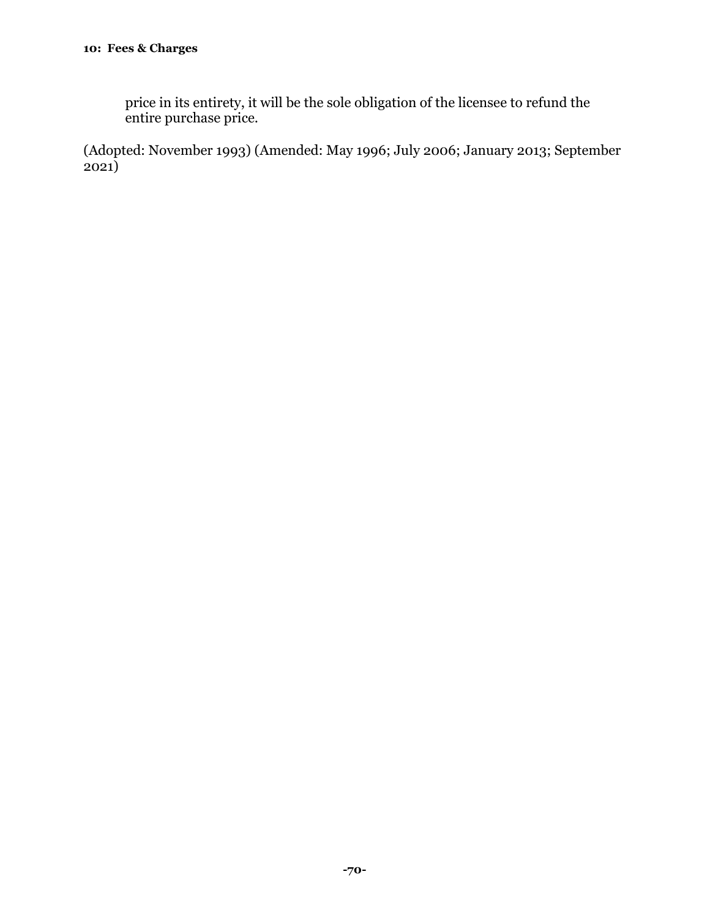price in its entirety, it will be the sole obligation of the licensee to refund the entire purchase price.

(Adopted: November 1993) (Amended: May 1996; July 2006; January 2013; September 2021)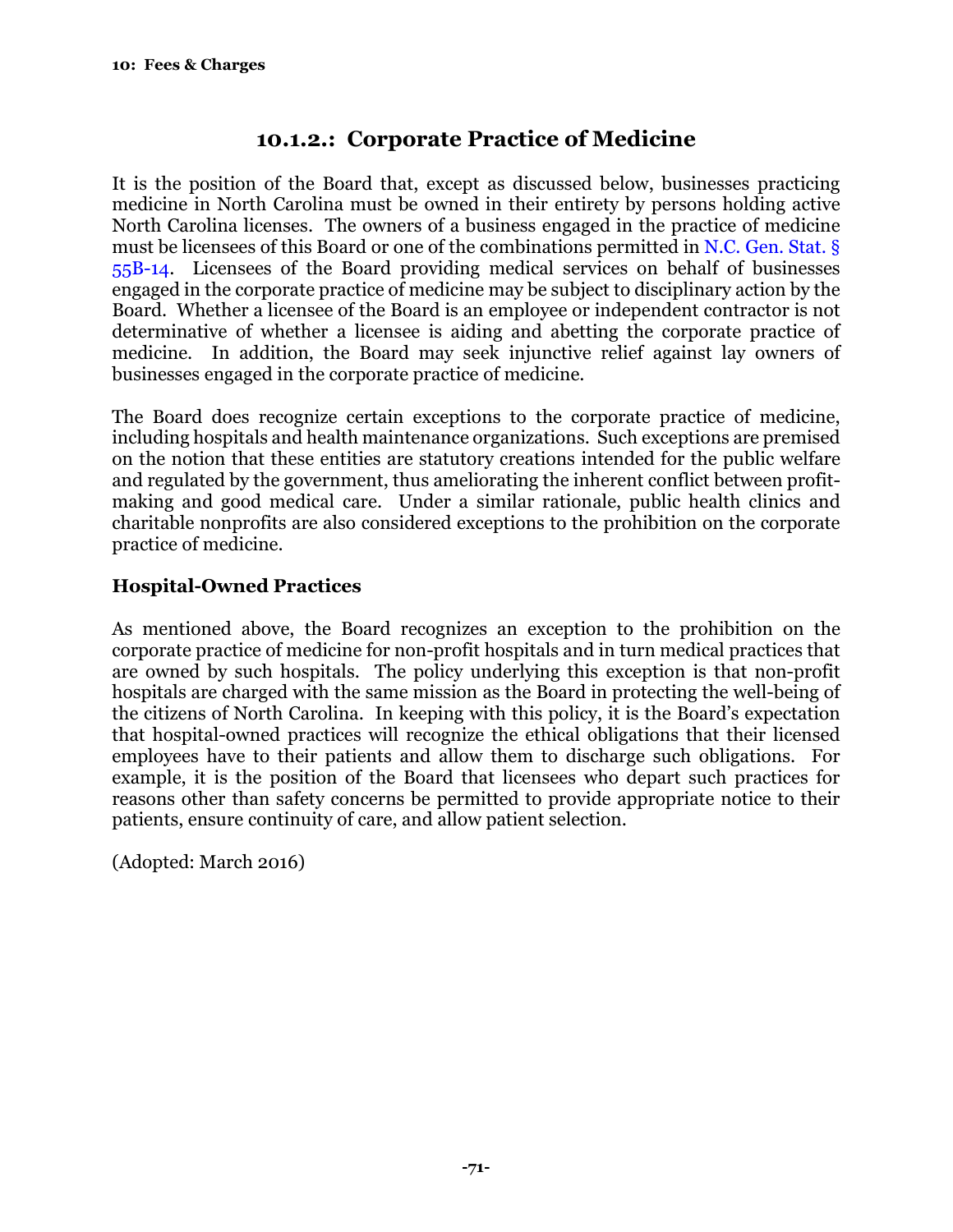## 10.1.2.: Corporate Practice of Medicine

It is the position of the Board that, except as discussed below, businesses practicing medicine in North Carolina must be owned in their entirety by persons holding active North Carolina licenses. The owners of a business engaged in the practice of medicine must be licensees of this Board or one of the combinations permitted in N.C. Gen. Stat. § 55B-14. Licensees of the Board providing medical services on behalf of businesses engaged in the corporate practice of medicine may be subject to disciplinary action by the Board. Whether a licensee of the Board is an employee or independent contractor is not determinative of whether a licensee is aiding and abetting the corporate practice of medicine. In addition, the Board may seek injunctive relief against lay owners of businesses engaged in the corporate practice of medicine.

The Board does recognize certain exceptions to the corporate practice of medicine, including hospitals and health maintenance organizations. Such exceptions are premised on the notion that these entities are statutory creations intended for the public welfare and regulated by the government, thus ameliorating the inherent conflict between profit-making and good medical care. Under a similar rationale, public health clinics and charitable nonprofits are also considered exceptions to the prohibition on the corporate practice of medicine.

### Hospital-Owned Practices

As mentioned above, the Board recognizes an exception to the prohibition on the corporate practice of medicine for non-profit hospitals and in turn medical practices that are owned by such hospitals. The policy underlying this exception is that non-profit hospitals are charged with the same mission as the Board in protecting the well-being of the citizens of North Carolina. In keeping with this policy, it is the Board's expectation that hospital-owned practices will recognize the ethical obligations that their licensed employees have to their patients and allow them to discharge such obligations. For example, it is the position of the Board that licensees who depart such practices for reasons other than safety concerns be permitted to provide appropriate notice to their patients, ensure continuity of care, and allow patient selection.

(Adopted: March 2016)